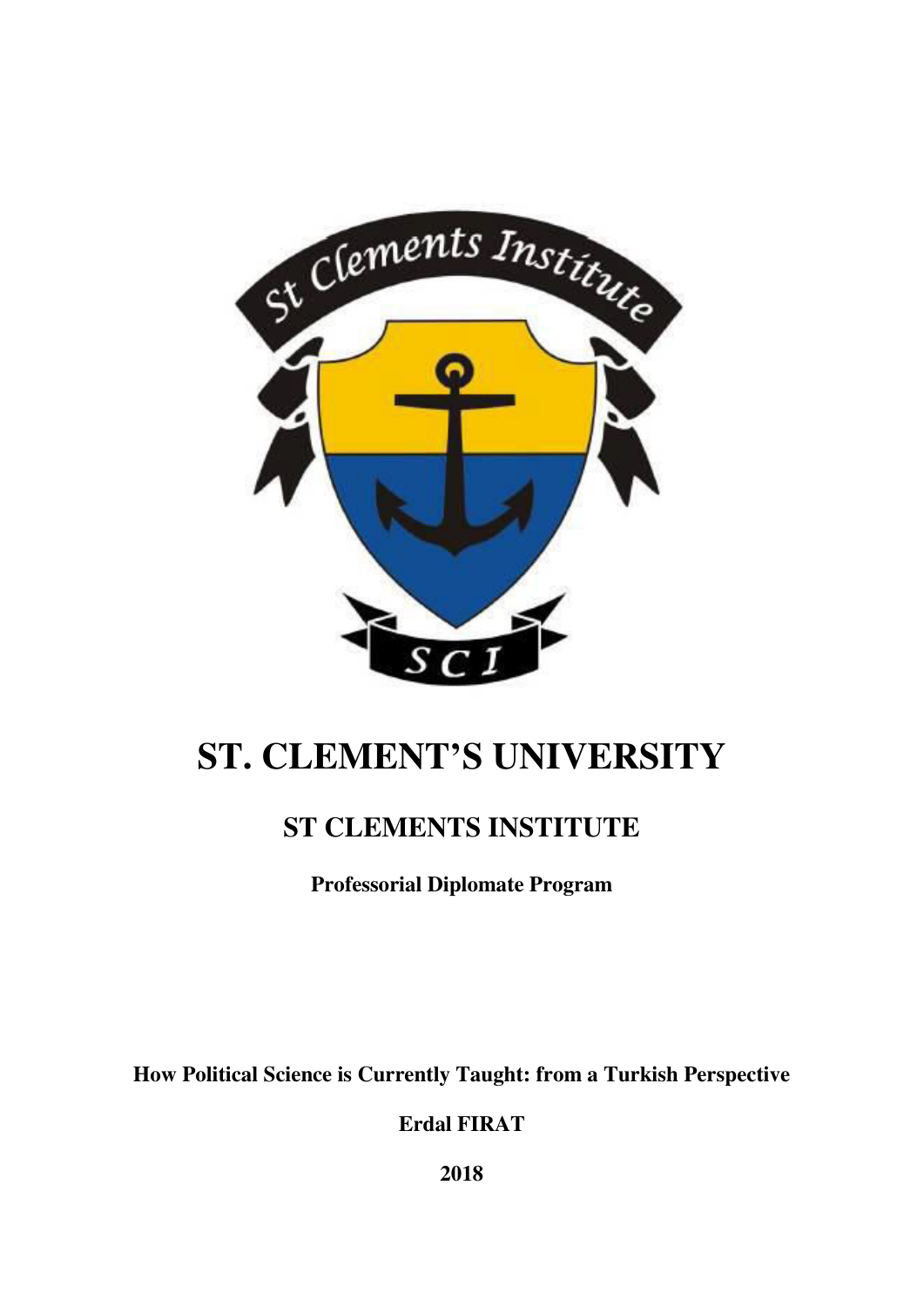# ST. CLEMENT'S UNIVERSITY

## ST CLEMENTS INSTITUTE

**Professorial Diplomate Program**

**How Political Science is Currently Taught: from a Turkish Perspective**

**Erdal FIRAT**

**2018**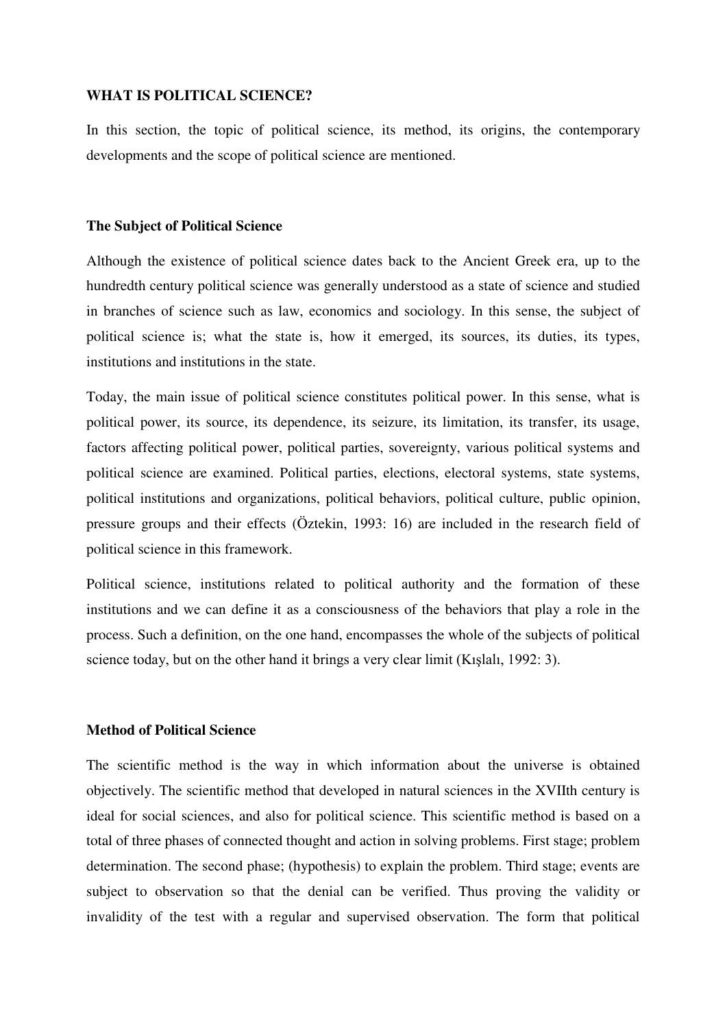**WHAT IS POLITICAL SCIENCE?**

In this section, the topic of political science, its method, its origins, the contemporary developments and the scope of political science are mentioned.

**The Subject of Political Science**

Although the existence of political science dates back to the Ancient Greek era, up to the hundredth century political science was generally understood as a state of science and studied in branches of science such as law, economics and sociology. In this sense, the subject of political science is; what the state is, how it emerged, its sources, its duties, its types, institutions and institutions in the state.

Today, the main issue of political science constitutes political power. In this sense, what is political power, its source, its dependence, its seizure, its limitation, its transfer, its usage, factors affecting political power, political parties, sovereignty, various political systems and political science are examined. Political parties, elections, electoral systems, state systems, political institutions and organizations, political behaviors, political culture, public opinion, pressure groups and their effects (Öztekin, 1993: 16) are included in the research field of political science in this framework.

Political science, institutions related to political authority and the formation of these institutions and we can define it as a consciousness of the behaviors that play a role in the process. Such a definition, on the one hand, encompasses the whole of the subjects of political science today, but on the other hand it brings a very clear limit (Kışlalı, 1992: 3).

**Method of Political Science**

The scientific method is the way in which information about the universe is obtained objectively. The scientific method that developed in natural sciences in the XVIIth century is ideal for social sciences, and also for political science. This scientific method is based on a total of three phases of connected thought and action in solving problems. First stage; problem determination. The second phase; (hypothesis) to explain the problem. Third stage; events are subject to observation so that the denial can be verified. Thus proving the validity or invalidity of the test with a regular and supervised observation. The form that political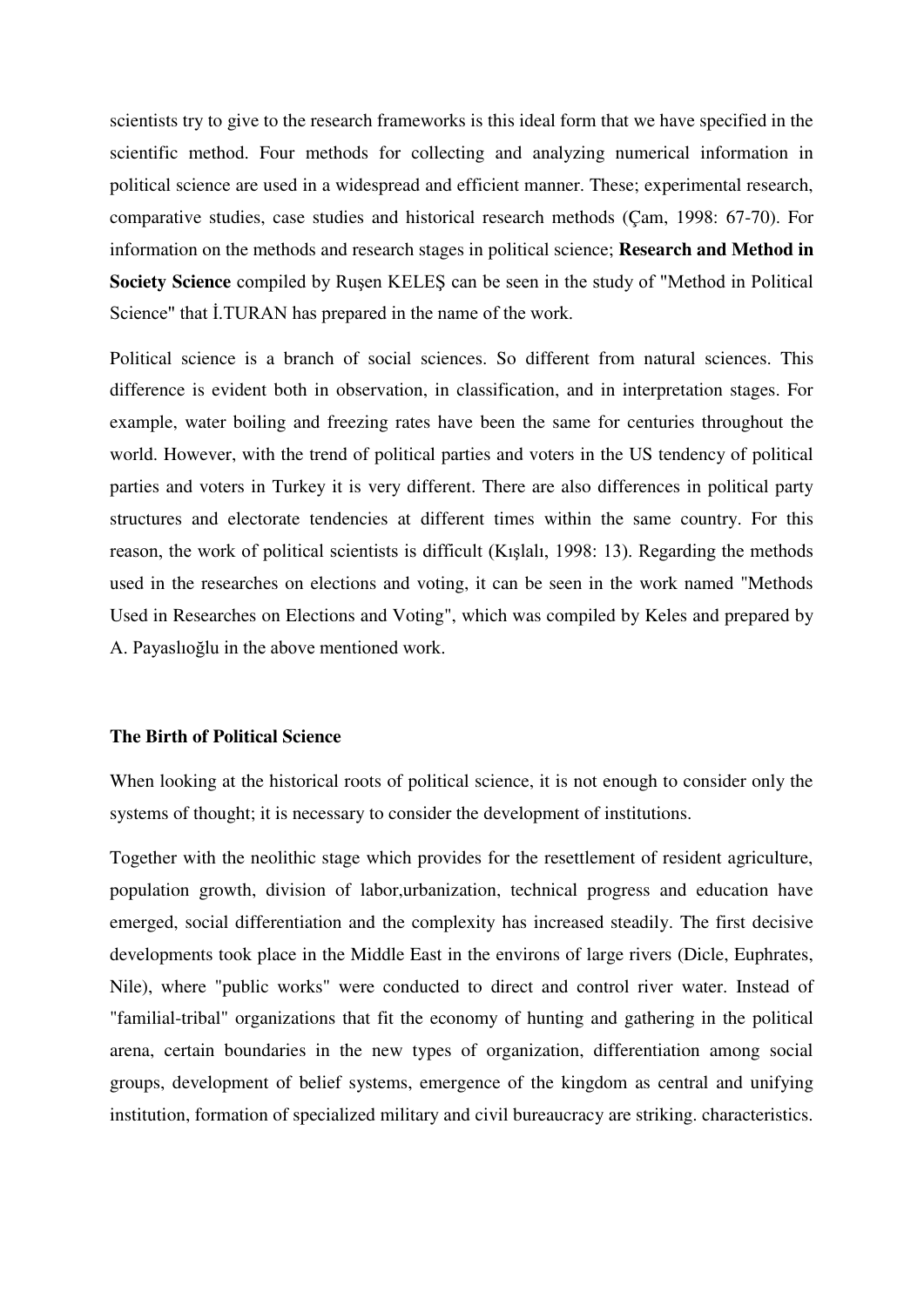scientists try to give to the research frameworks is this ideal form that we have specified in the scientific method. Four methods for collecting and analyzing numerical information in political science are used in a widespread and efficient manner. These; experimental research, comparative studies, case studies and historical research methods (Çam, 1998: 67-70). For information on the methods and research stages in political science; **Research and Method in Society Science** compiled by Ruşen KELEŞ can be seen in the study of "Method in Political Science" that İ.TURAN has prepared in the name of the work.

Political science is a branch of social sciences. So different from natural sciences. This difference is evident both in observation, in classification, and in interpretation stages. For example, water boiling and freezing rates have been the same for centuries throughout the world. However, with the trend of political parties and voters in the US tendency of political parties and voters in Turkey it is very different. There are also differences in political party structures and electorate tendencies at different times within the same country. For this reason, the work of political scientists is difficult (Kışlalı, 1998: 13). Regarding the methods used in the researches on elections and voting, it can be seen in the work named "Methods Used in Researches on Elections and Voting", which was compiled by Keles and prepared by A. Payaslıoğlu in the above mentioned work.

### The Birth of Political Science

When looking at the historical roots of political science, it is not enough to consider only the systems of thought; it is necessary to consider the development of institutions.

Together with the neolithic stage which provides for the resettlement of resident agriculture, population growth, division of labor,urbanization, technical progress and education have emerged, social differentiation and the complexity has increased steadily. The first decisive developments took place in the Middle East in the environs of large rivers (Dicle, Euphrates, Nile), where "public works" were conducted to direct and control river water. Instead of "familial-tribal" organizations that fit the economy of hunting and gathering in the political arena, certain boundaries in the new types of organization, differentiation among social groups, development of belief systems, emergence of the kingdom as central and unifying institution, formation of specialized military and civil bureaucracy are striking. characteristics.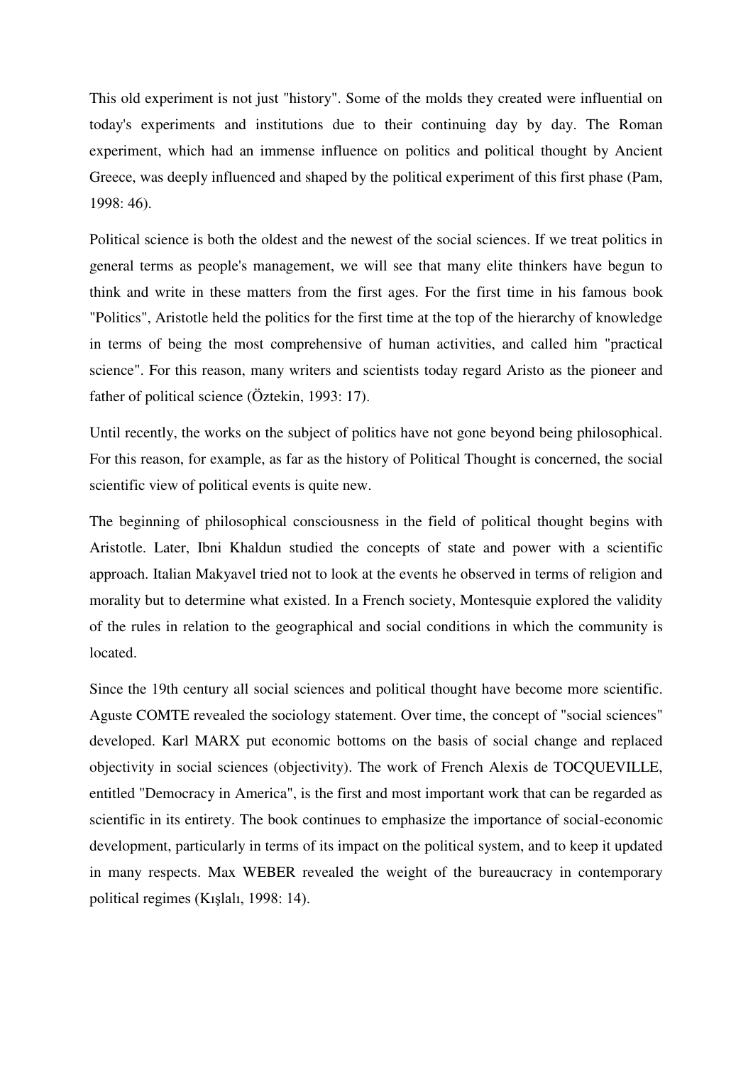This old experiment is not just "history". Some of the molds they created were influential on today's experiments and institutions due to their continuing day by day. The Roman experiment, which had an immense influence on politics and political thought by Ancient Greece, was deeply influenced and shaped by the political experiment of this first phase (Pam, 1998: 46).

Political science is both the oldest and the newest of the social sciences. If we treat politics in general terms as people's management, we will see that many elite thinkers have begun to think and write in these matters from the first ages. For the first time in his famous book "Politics", Aristotle held the politics for the first time at the top of the hierarchy of knowledge in terms of being the most comprehensive of human activities, and called him "practical science". For this reason, many writers and scientists today regard Aristo as the pioneer and father of political science (Öztekin, 1993: 17).

Until recently, the works on the subject of politics have not gone beyond being philosophical. For this reason, for example, as far as the history of Political Thought is concerned, the social scientific view of political events is quite new.

The beginning of philosophical consciousness in the field of political thought begins with Aristotle. Later, Ibni Khaldun studied the concepts of state and power with a scientific approach. Italian Makyavel tried not to look at the events he observed in terms of religion and morality but to determine what existed. In a French society, Montesquie explored the validity of the rules in relation to the geographical and social conditions in which the community is located.

Since the 19th century all social sciences and political thought have become more scientific. Aguste COMTE revealed the sociology statement. Over time, the concept of "social sciences" developed. Karl MARX put economic bottoms on the basis of social change and replaced objectivity in social sciences (objectivity). The work of French Alexis de TOCQUEVILLE, entitled "Democracy in America", is the first and most important work that can be regarded as scientific in its entirety. The book continues to emphasize the importance of social-economic development, particularly in terms of its impact on the political system, and to keep it updated in many respects. Max WEBER revealed the weight of the bureaucracy in contemporary political regimes (Kışlalı, 1998: 14).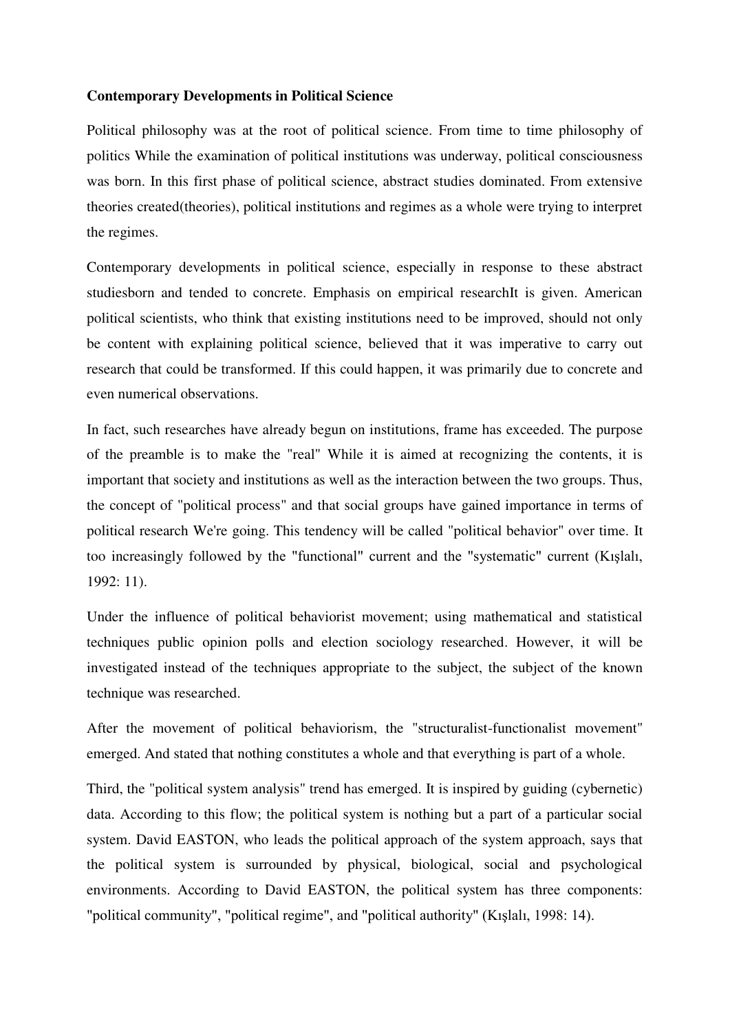**Contemporary Developments in Political Science**

Political philosophy was at the root of political science. From time to time philosophy of politics While the examination of political institutions was underway, political consciousness was born. In this first phase of political science, abstract studies dominated. From extensive theories created(theories), political institutions and regimes as a whole were trying to interpret the regimes.

Contemporary developments in political science, especially in response to these abstract studiesborn and tended to concrete. Emphasis on empirical researchIt is given. American political scientists, who think that existing institutions need to be improved, should not only be content with explaining political science, believed that it was imperative to carry out research that could be transformed. If this could happen, it was primarily due to concrete and even numerical observations.

In fact, such researches have already begun on institutions, frame has exceeded. The purpose of the preamble is to make the "real" While it is aimed at recognizing the contents, it is important that society and institutions as well as the interaction between the two groups. Thus, the concept of "political process" and that social groups have gained importance in terms of political research We're going. This tendency will be called "political behavior" over time. It too increasingly followed by the "functional" current and the "systematic" current (Kışlalı, 1992: 11).

Under the influence of political behaviorist movement; using mathematical and statistical techniques public opinion polls and election sociology researched. However, it will be investigated instead of the techniques appropriate to the subject, the subject of the known technique was researched.

After the movement of political behaviorism, the "structuralist-functionalist movement" emerged. And stated that nothing constitutes a whole and that everything is part of a whole.

Third, the "political system analysis" trend has emerged. It is inspired by guiding (cybernetic) data. According to this flow; the political system is nothing but a part of a particular social system. David EASTON, who leads the political approach of the system approach, says that the political system is surrounded by physical, biological, social and psychological environments. According to David EASTON, the political system has three components: "political community", "political regime", and "political authority" (Kışlalı, 1998: 14).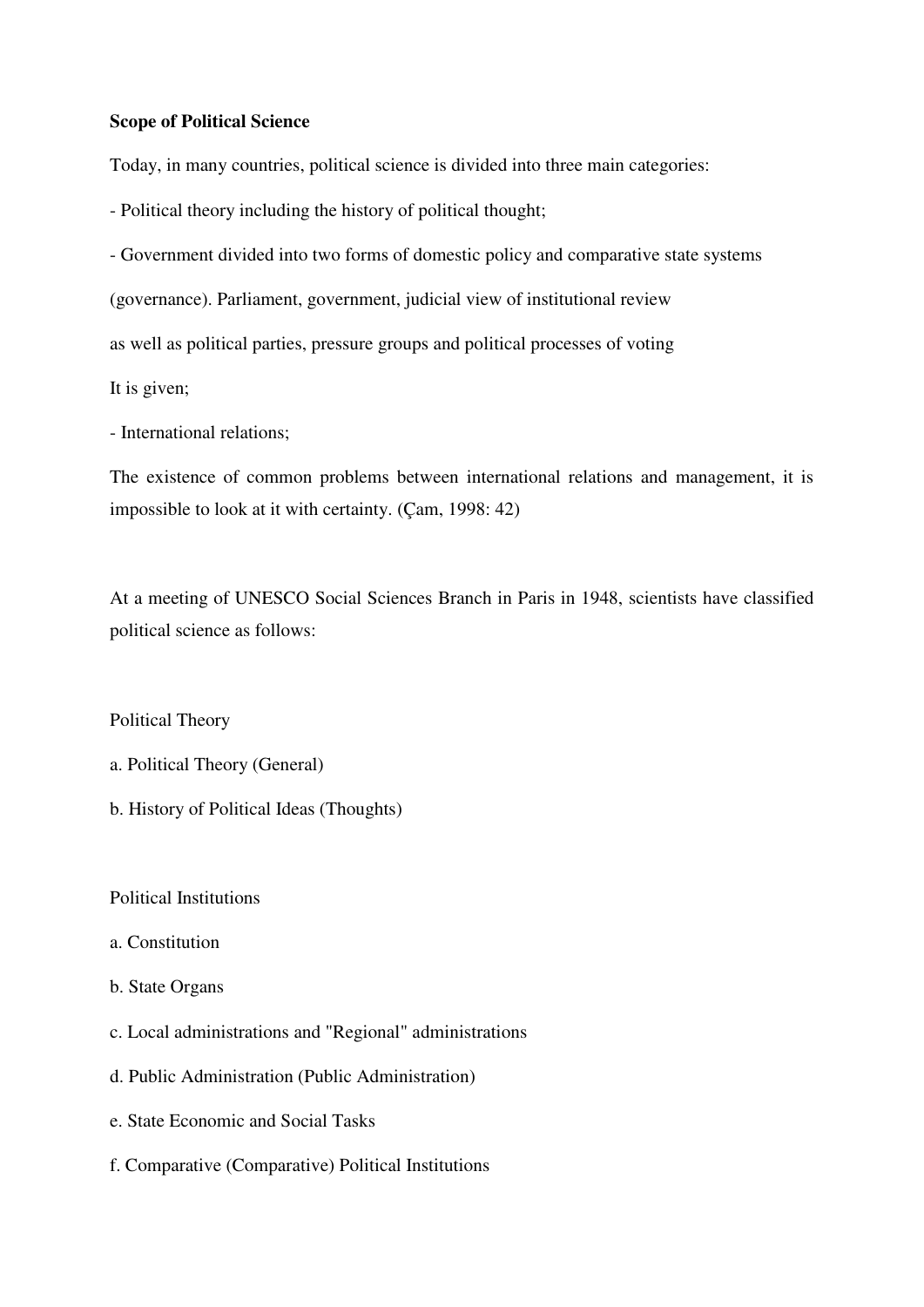**Scope of Political Science**

Today, in many countries, political science is divided into three main categories:

- Political theory including the history of political thought;
- Government divided into two forms of domestic policy and comparative state systems (governance). Parliament, government, judicial view of institutional review as well as political parties, pressure groups and political processes of voting It is given;
- International relations;

The existence of common problems between international relations and management, it is impossible to look at it with certainty. (Çam, 1998: 42)

At a meeting of UNESCO Social Sciences Branch in Paris in 1948, scientists have classified political science as follows:

Political Theory

a. Political Theory (General)

b. History of Political Ideas (Thoughts)

Political Institutions

a. Constitution

b. State Organs

c. Local administrations and "Regional" administrations

d. Public Administration (Public Administration)

e. State Economic and Social Tasks

f. Comparative (Comparative) Political Institutions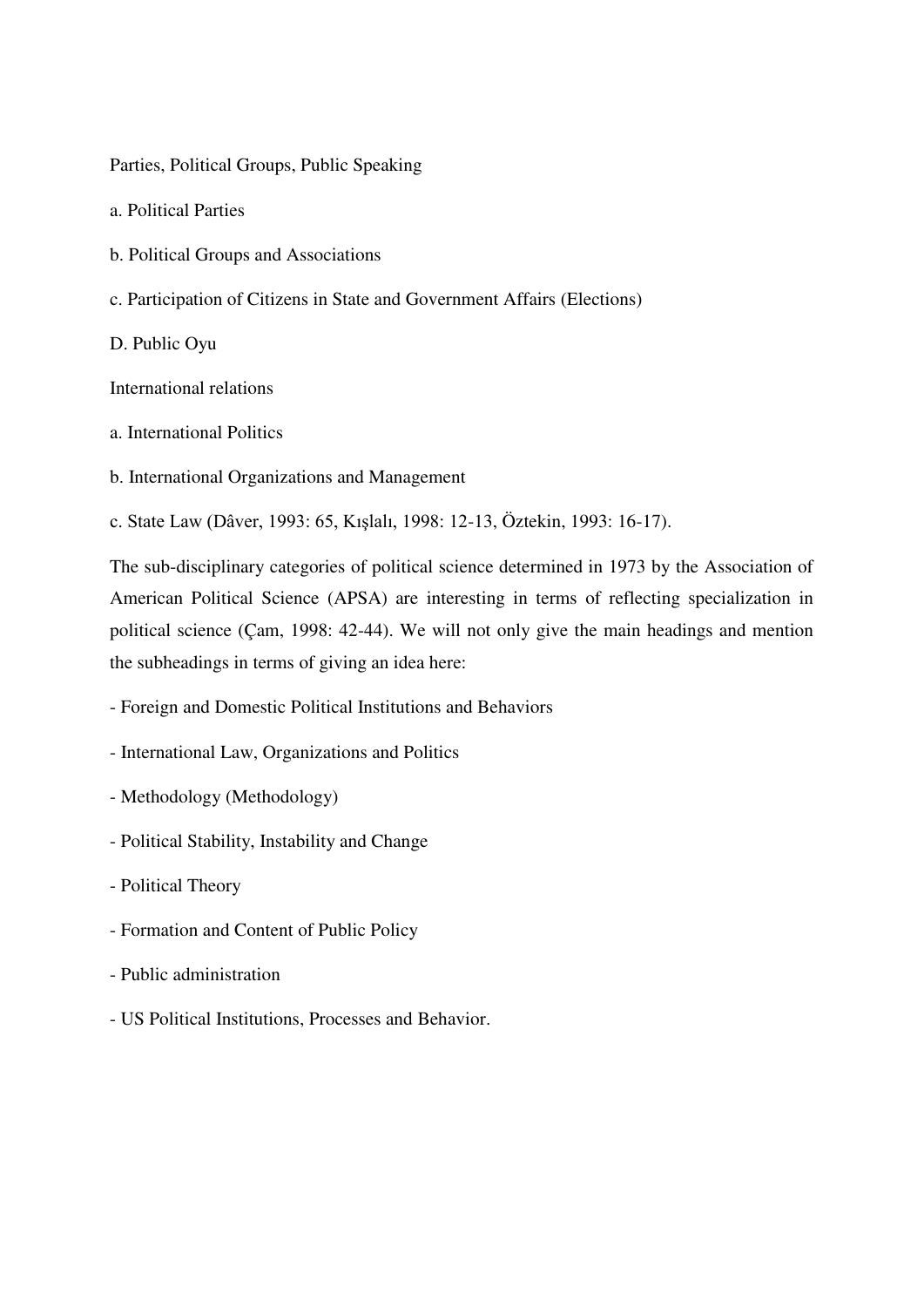Parties, Political Groups, Public Speaking

a. Political Parties

b. Political Groups and Associations

c. Participation of Citizens in State and Government Affairs (Elections)

D. Public Oyu

International relations

a. International Politics

b. International Organizations and Management

c. State Law (Dâver, 1993: 65, Kışlalı, 1998: 12-13, Öztekin, 1993: 16-17).

The sub-disciplinary categories of political science determined in 1973 by the Association of American Political Science (APSA) are interesting in terms of reflecting specialization in political science (Çam, 1998: 42-44). We will not only give the main headings and mention the subheadings in terms of giving an idea here:

- Foreign and Domestic Political Institutions and Behaviors
- International Law, Organizations and Politics
- Methodology (Methodology)
- Political Stability, Instability and Change
- Political Theory
- Formation and Content of Public Policy
- Public administration
- US Political Institutions, Processes and Behavior.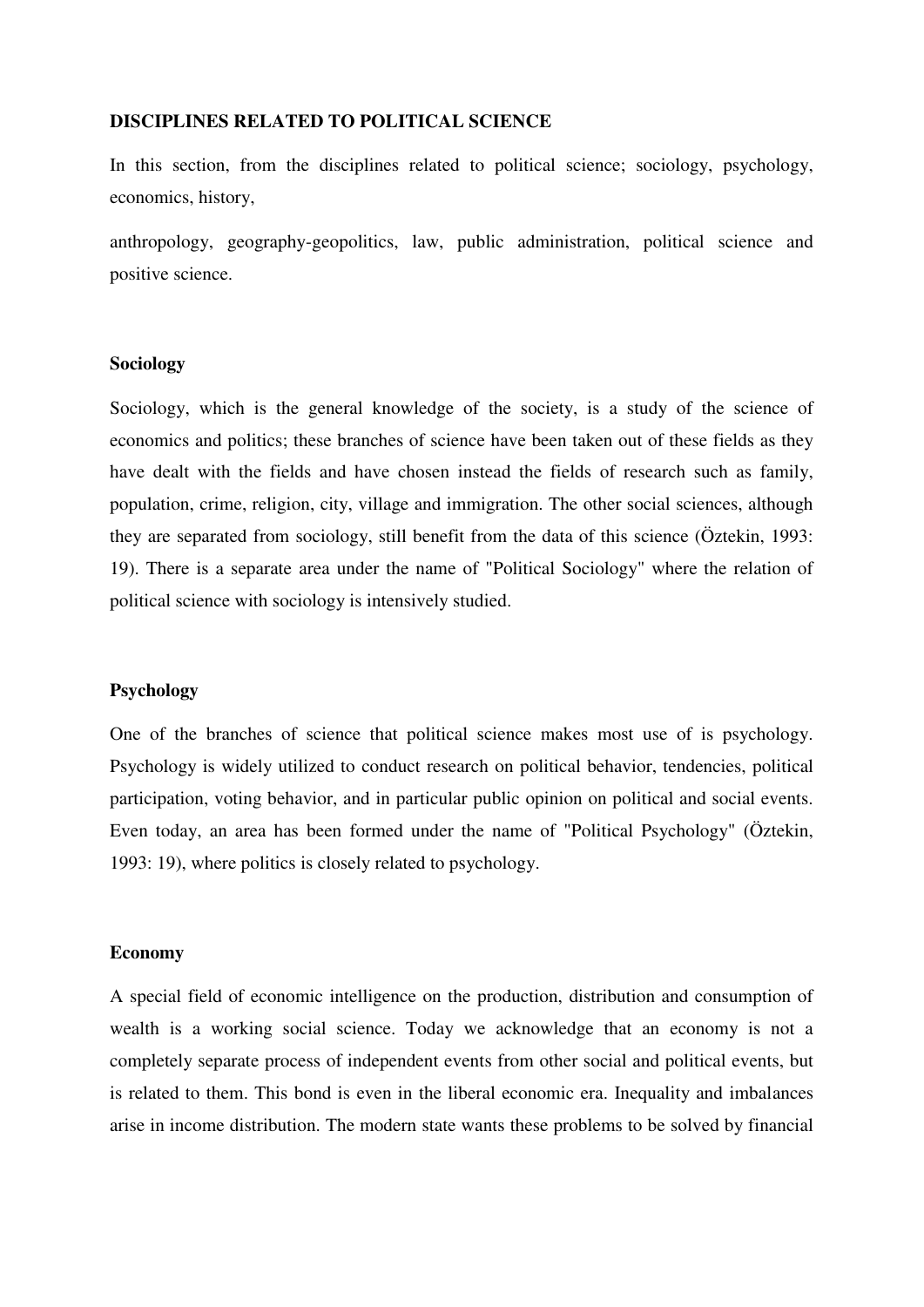**DISCIPLINES RELATED TO POLITICAL SCIENCE**

In this section, from the disciplines related to political science; sociology, psychology, economics, history,

anthropology, geography-geopolitics, law, public administration, political science and positive science.

**Sociology**

Sociology, which is the general knowledge of the society, is a study of the science of economics and politics; these branches of science have been taken out of these fields as they have dealt with the fields and have chosen instead the fields of research such as family, population, crime, religion, city, village and immigration. The other social sciences, although they are separated from sociology, still benefit from the data of this science (Öztekin, 1993: 19). There is a separate area under the name of "Political Sociology" where the relation of political science with sociology is intensively studied.

**Psychology**

One of the branches of science that political science makes most use of is psychology. Psychology is widely utilized to conduct research on political behavior, tendencies, political participation, voting behavior, and in particular public opinion on political and social events. Even today, an area has been formed under the name of "Political Psychology" (Öztekin, 1993: 19), where politics is closely related to psychology.

**Economy**

A special field of economic intelligence on the production, distribution and consumption of wealth is a working social science. Today we acknowledge that an economy is not a completely separate process of independent events from other social and political events, but is related to them. This bond is even in the liberal economic era. Inequality and imbalances arise in income distribution. The modern state wants these problems to be solved by financial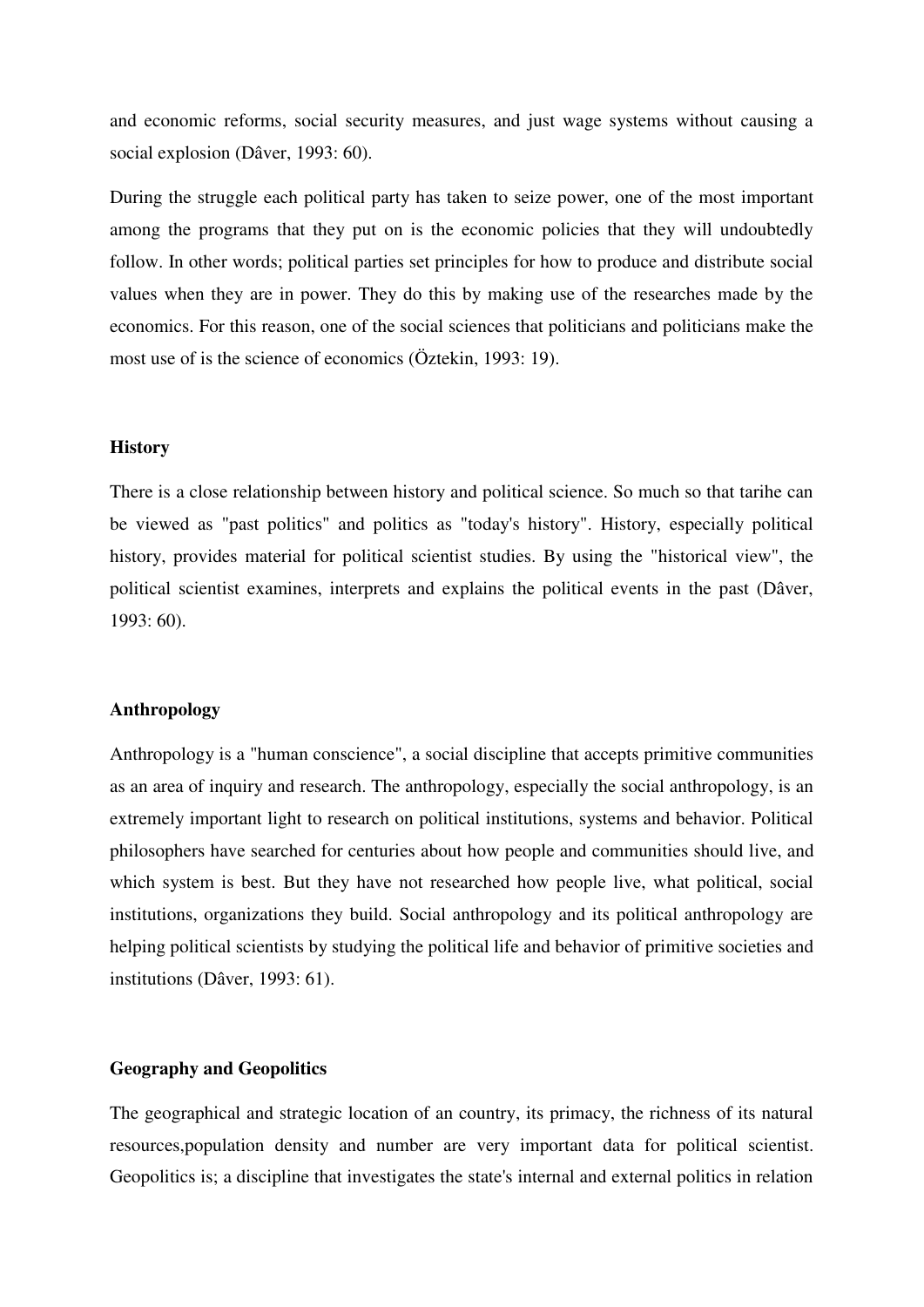and economic reforms, social security measures, and just wage systems without causing a social explosion (Dâver, 1993: 60).

During the struggle each political party has taken to seize power, one of the most important among the programs that they put on is the economic policies that they will undoubtedly follow. In other words; political parties set principles for how to produce and distribute social values when they are in power. They do this by making use of the researches made by the economics. For this reason, one of the social sciences that politicians and politicians make the most use of is the science of economics (Öztekin, 1993: 19).

### History

There is a close relationship between history and political science. So much so that tarihe can be viewed as "past politics" and politics as "today's history". History, especially political history, provides material for political scientist studies. By using the "historical view", the political scientist examines, interprets and explains the political events in the past (Dâver, 1993: 60).

### Anthropology

Anthropology is a "human conscience", a social discipline that accepts primitive communities as an area of inquiry and research. The anthropology, especially the social anthropology, is an extremely important light to research on political institutions, systems and behavior. Political philosophers have searched for centuries about how people and communities should live, and which system is best. But they have not researched how people live, what political, social institutions, organizations they build. Social anthropology and its political anthropology are helping political scientists by studying the political life and behavior of primitive societies and institutions (Dâver, 1993: 61).

### Geography and Geopolitics

The geographical and strategic location of an country, its primacy, the richness of its natural resources,population density and number are very important data for political scientist. Geopolitics is; a discipline that investigates the state's internal and external politics in relation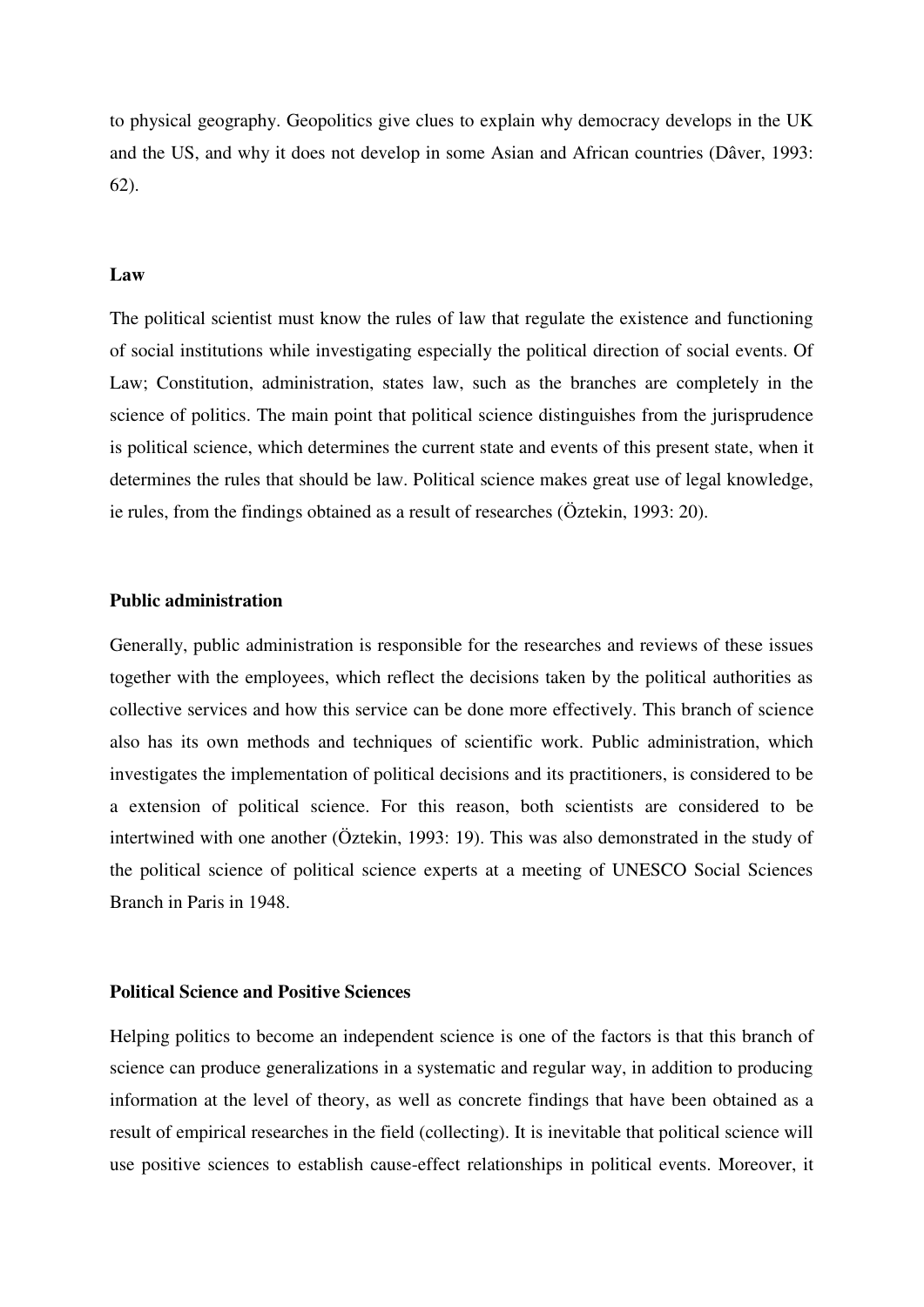to physical geography. Geopolitics give clues to explain why democracy develops in the UK and the US, and why it does not develop in some Asian and African countries (Dâver, 1993: 62).

**Law**

The political scientist must know the rules of law that regulate the existence and functioning of social institutions while investigating especially the political direction of social events. Of Law; Constitution, administration, states law, such as the branches are completely in the science of politics. The main point that political science distinguishes from the jurisprudence is political science, which determines the current state and events of this present state, when it determines the rules that should be law. Political science makes great use of legal knowledge, ie rules, from the findings obtained as a result of researches (Öztekin, 1993: 20).

**Public administration**

Generally, public administration is responsible for the researches and reviews of these issues together with the employees, which reflect the decisions taken by the political authorities as collective services and how this service can be done more effectively. This branch of science also has its own methods and techniques of scientific work. Public administration, which investigates the implementation of political decisions and its practitioners, is considered to be a extension of political science. For this reason, both scientists are considered to be intertwined with one another (Öztekin, 1993: 19). This was also demonstrated in the study of the political science of political science experts at a meeting of UNESCO Social Sciences Branch in Paris in 1948.

**Political Science and Positive Sciences**

Helping politics to become an independent science is one of the factors is that this branch of science can produce generalizations in a systematic and regular way, in addition to producing information at the level of theory, as well as concrete findings that have been obtained as a result of empirical researches in the field (collecting). It is inevitable that political science will use positive sciences to establish cause-effect relationships in political events. Moreover, it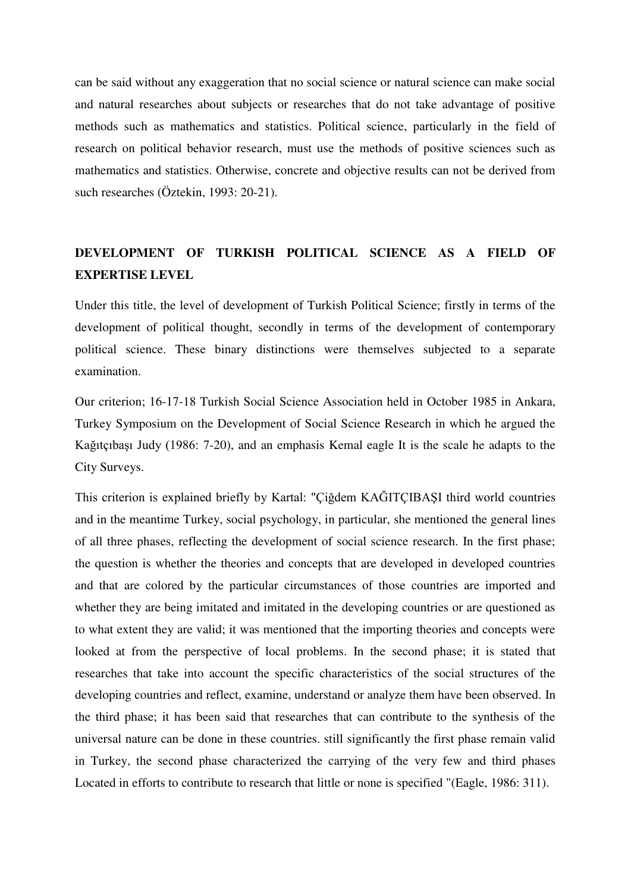can be said without any exaggeration that no social science or natural science can make social and natural researches about subjects or researches that do not take advantage of positive methods such as mathematics and statistics. Political science, particularly in the field of research on political behavior research, must use the methods of positive sciences such as mathematics and statistics. Otherwise, concrete and objective results can not be derived from such researches (Öztekin, 1993: 20-21).

## DEVELOPMENT OF TURKISH POLITICAL SCIENCE AS A FIELD OF EXPERTISE LEVEL

Under this title, the level of development of Turkish Political Science; firstly in terms of the development of political thought, secondly in terms of the development of contemporary political science. These binary distinctions were themselves subjected to a separate examination.

Our criterion; 16-17-18 Turkish Social Science Association held in October 1985 in Ankara, Turkey Symposium on the Development of Social Science Research in which he argued the Kağıtçıbaşı Judy (1986: 7-20), and an emphasis Kemal eagle It is the scale he adapts to the City Surveys.

This criterion is explained briefly by Kartal: "Çiğdem KAĞITÇIBAŞI third world countries and in the meantime Turkey, social psychology, in particular, she mentioned the general lines of all three phases, reflecting the development of social science research. In the first phase; the question is whether the theories and concepts that are developed in developed countries and that are colored by the particular circumstances of those countries are imported and whether they are being imitated and imitated in the developing countries or are questioned as to what extent they are valid; it was mentioned that the importing theories and concepts were looked at from the perspective of local problems. In the second phase; it is stated that researches that take into account the specific characteristics of the social structures of the developing countries and reflect, examine, understand or analyze them have been observed. In the third phase; it has been said that researches that can contribute to the synthesis of the universal nature can be done in these countries. still significantly the first phase remain valid in Turkey, the second phase characterized the carrying of the very few and third phases Located in efforts to contribute to research that little or none is specified "(Eagle, 1986: 311).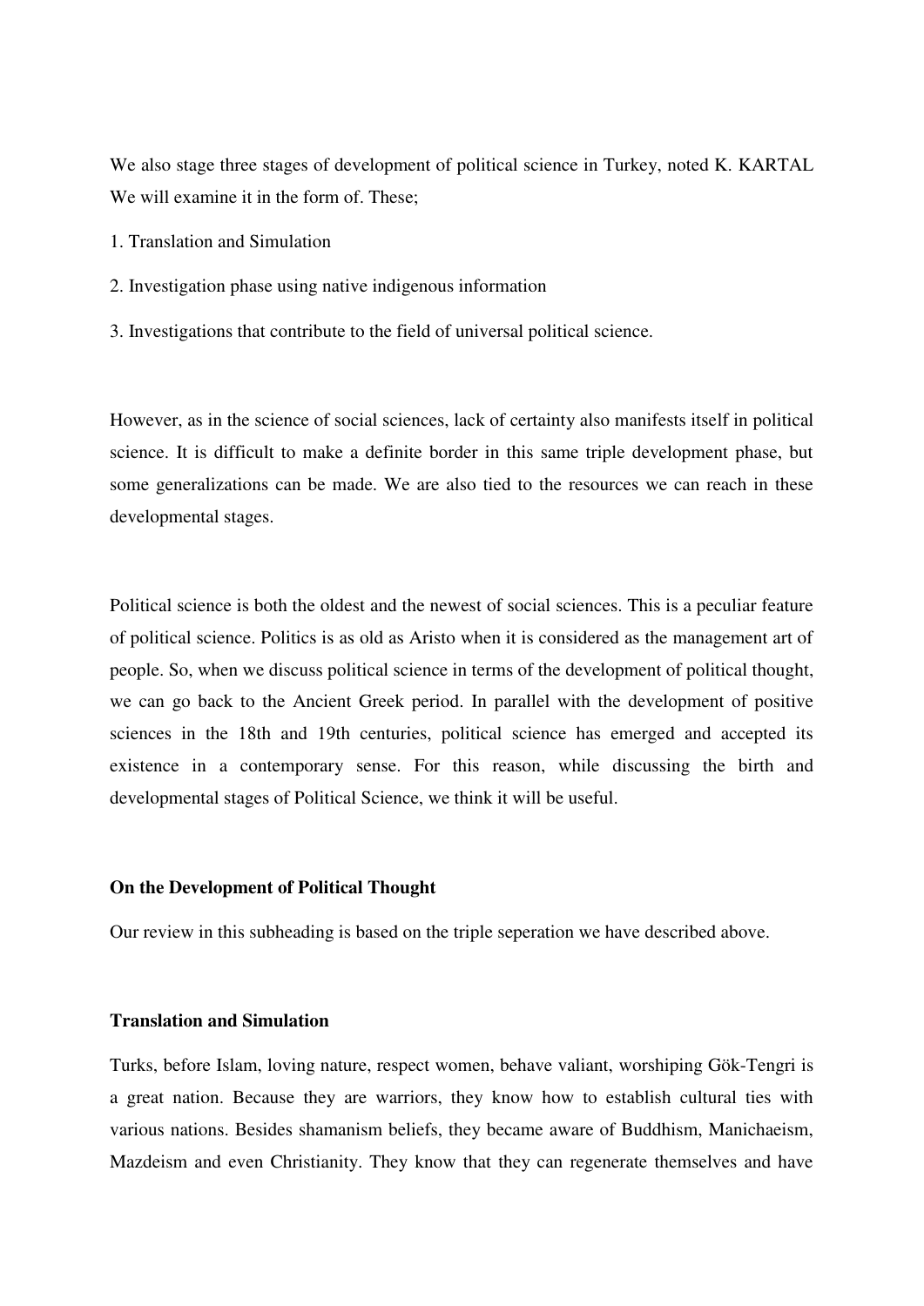We also stage three stages of development of political science in Turkey, noted K. KARTAL We will examine it in the form of. These;

1. Translation and Simulation
2. Investigation phase using native indigenous information
3. Investigations that contribute to the field of universal political science.

However, as in the science of social sciences, lack of certainty also manifests itself in political science. It is difficult to make a definite border in this same triple development phase, but some generalizations can be made. We are also tied to the resources we can reach in these developmental stages.

Political science is both the oldest and the newest of social sciences. This is a peculiar feature of political science. Politics is as old as Aristo when it is considered as the management art of people. So, when we discuss political science in terms of the development of political thought, we can go back to the Ancient Greek period. In parallel with the development of positive sciences in the 18th and 19th centuries, political science has emerged and accepted its existence in a contemporary sense. For this reason, while discussing the birth and developmental stages of Political Science, we think it will be useful.

**On the Development of Political Thought**

Our review in this subheading is based on the triple seperation we have described above.

**Translation and Simulation**

Turks, before Islam, loving nature, respect women, behave valiant, worshiping Gök-Tengri is a great nation. Because they are warriors, they know how to establish cultural ties with various nations. Besides shamanism beliefs, they became aware of Buddhism, Manichaeism, Mazdeism and even Christianity. They know that they can regenerate themselves and have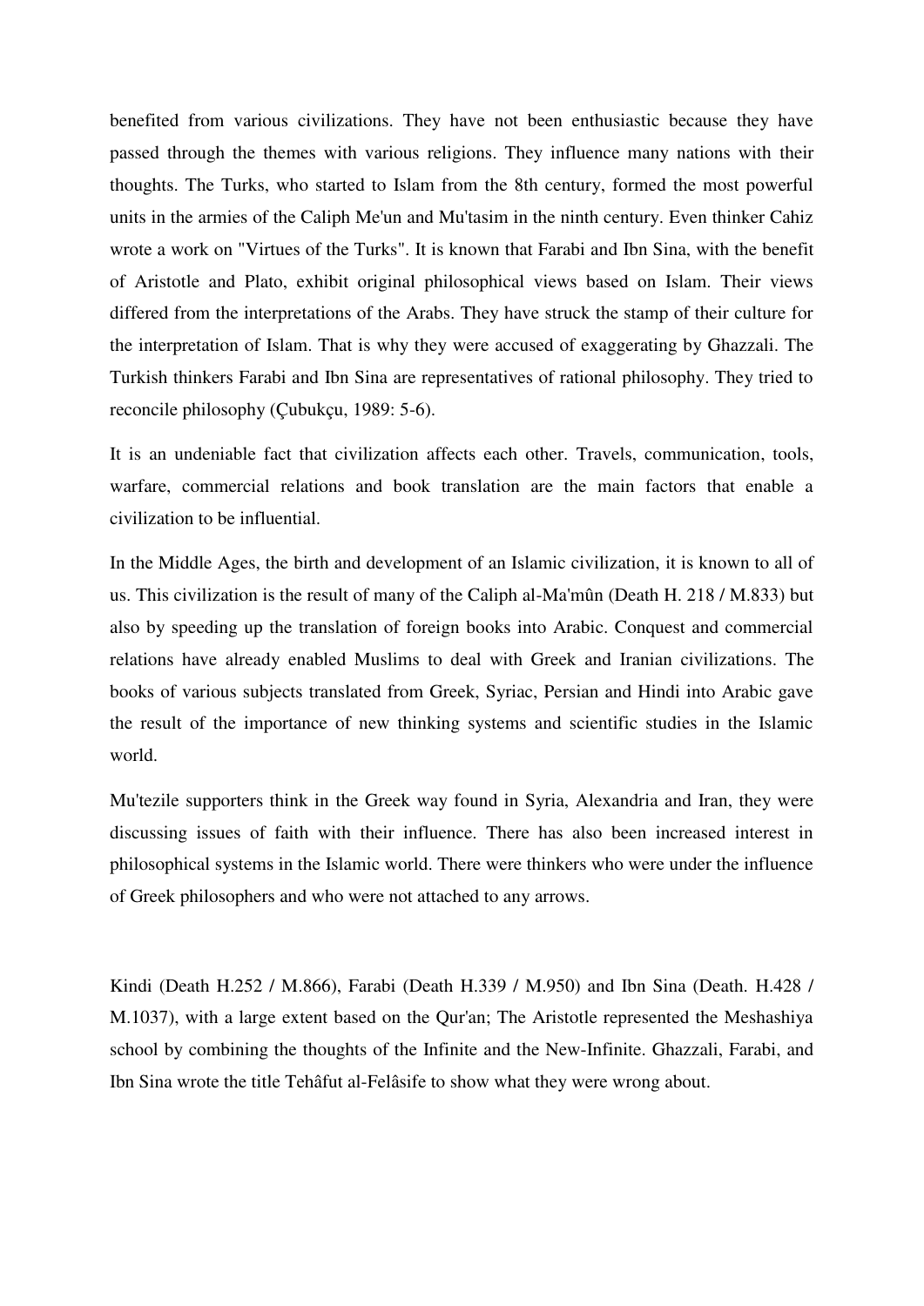benefited from various civilizations. They have not been enthusiastic because they have passed through the themes with various religions. They influence many nations with their thoughts. The Turks, who started to Islam from the 8th century, formed the most powerful units in the armies of the Caliph Me'un and Mu'tasim in the ninth century. Even thinker Cahiz wrote a work on "Virtues of the Turks". It is known that Farabi and Ibn Sina, with the benefit of Aristotle and Plato, exhibit original philosophical views based on Islam. Their views differed from the interpretations of the Arabs. They have struck the stamp of their culture for the interpretation of Islam. That is why they were accused of exaggerating by Ghazzali. The Turkish thinkers Farabi and Ibn Sina are representatives of rational philosophy. They tried to reconcile philosophy (Çubukçu, 1989: 5-6).

It is an undeniable fact that civilization affects each other. Travels, communication, tools, warfare, commercial relations and book translation are the main factors that enable a civilization to be influential.

In the Middle Ages, the birth and development of an Islamic civilization, it is known to all of us. This civilization is the result of many of the Caliph al-Ma'mûn (Death H. 218 / M.833) but also by speeding up the translation of foreign books into Arabic. Conquest and commercial relations have already enabled Muslims to deal with Greek and Iranian civilizations. The books of various subjects translated from Greek, Syriac, Persian and Hindi into Arabic gave the result of the importance of new thinking systems and scientific studies in the Islamic world.

Mu'tezile supporters think in the Greek way found in Syria, Alexandria and Iran, they were discussing issues of faith with their influence. There has also been increased interest in philosophical systems in the Islamic world. There were thinkers who were under the influence of Greek philosophers and who were not attached to any arrows.

Kindi (Death H.252 / M.866), Farabi (Death H.339 / M.950) and Ibn Sina (Death. H.428 / M.1037), with a large extent based on the Qur'an; The Aristotle represented the Meshashiya school by combining the thoughts of the Infinite and the New-Infinite. Ghazzali, Farabi, and Ibn Sina wrote the title Tehâfut al-Felâsife to show what they were wrong about.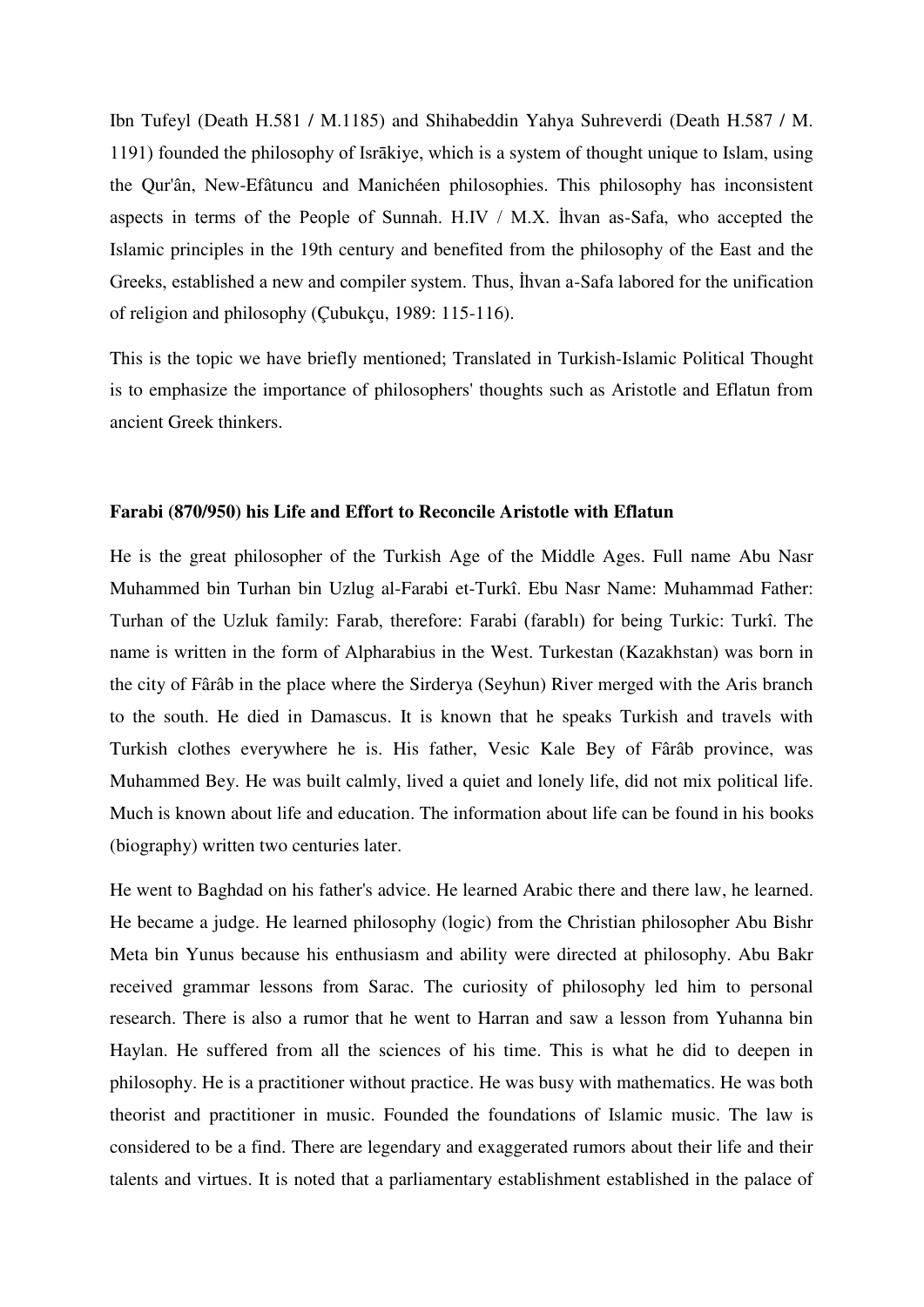Ibn Tufeyl (Death H.581 / M.1185) and Shihabeddin Yahya Suhreverdi (Death H.587 / M. 1191) founded the philosophy of Isrākiye, which is a system of thought unique to Islam, using the Qur'ân, New-Efâtuncu and Manichéen philosophies. This philosophy has inconsistent aspects in terms of the People of Sunnah. H.IV / M.X. İhvan as-Safa, who accepted the Islamic principles in the 19th century and benefited from the philosophy of the East and the Greeks, established a new and compiler system. Thus, İhvan a-Safa labored for the unification of religion and philosophy (Çubukçu, 1989: 115-116).

This is the topic we have briefly mentioned; Translated in Turkish-Islamic Political Thought is to emphasize the importance of philosophers' thoughts such as Aristotle and Eflatun from ancient Greek thinkers.

**Farabi (870/950) his Life and Effort to Reconcile Aristotle with Eflatun**

He is the great philosopher of the Turkish Age of the Middle Ages. Full name Abu Nasr Muhammed bin Turhan bin Uzlug al-Farabi et-Turkî. Ebu Nasr Name: Muhammad Father: Turhan of the Uzluk family: Farab, therefore: Farabi (farablı) for being Turkic: Turkî. The name is written in the form of Alpharabius in the West. Turkestan (Kazakhstan) was born in the city of Fârâb in the place where the Sirderya (Seyhun) River merged with the Aris branch to the south. He died in Damascus. It is known that he speaks Turkish and travels with Turkish clothes everywhere he is. His father, Vesic Kale Bey of Fârâb province, was Muhammed Bey. He was built calmly, lived a quiet and lonely life, did not mix political life. Much is known about life and education. The information about life can be found in his books (biography) written two centuries later.

He went to Baghdad on his father's advice. He learned Arabic there and there law, he learned. He became a judge. He learned philosophy (logic) from the Christian philosopher Abu Bishr Meta bin Yunus because his enthusiasm and ability were directed at philosophy. Abu Bakr received grammar lessons from Sarac. The curiosity of philosophy led him to personal research. There is also a rumor that he went to Harran and saw a lesson from Yuhanna bin Haylan. He suffered from all the sciences of his time. This is what he did to deepen in philosophy. He is a practitioner without practice. He was busy with mathematics. He was both theorist and practitioner in music. Founded the foundations of Islamic music. The law is considered to be a find. There are legendary and exaggerated rumors about their life and their talents and virtues. It is noted that a parliamentary establishment established in the palace of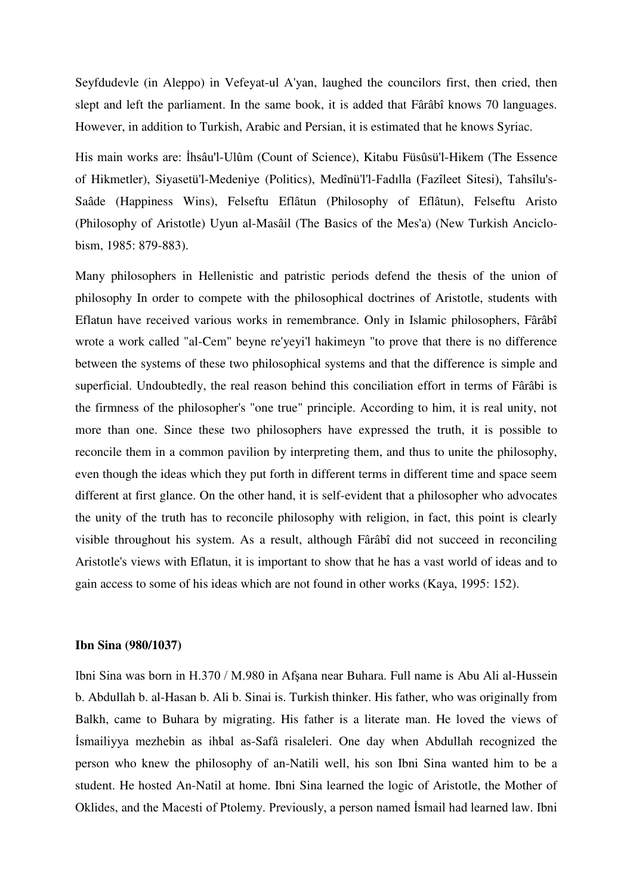Seyfdudevle (in Aleppo) in Vefeyat-ul A'yan, laughed the councilors first, then cried, then slept and left the parliament. In the same book, it is added that Fârâbî knows 70 languages. However, in addition to Turkish, Arabic and Persian, it is estimated that he knows Syriac.

His main works are: İhsâu'l-Ulûm (Count of Science), Kitabu Füsûsü'l-Hikem (The Essence of Hikmetler), Siyasetü'l-Medeniye (Politics), Medînü'l'l-Fadılla (Fazîleet Sitesi), Tahsîlu's-Saâde (Happiness Wins), Felseftu Eflâtun (Philosophy of Eflâtun), Felseftu Aristo (Philosophy of Aristotle) Uyun al-Masâil (The Basics of the Mes'a) (New Turkish Anciclo-bism, 1985: 879-883).

Many philosophers in Hellenistic and patristic periods defend the thesis of the union of philosophy In order to compete with the philosophical doctrines of Aristotle, students with Eflatun have received various works in remembrance. Only in Islamic philosophers, Fârâbî wrote a work called "al-Cem" beyne re'yeyi'l hakimeyn "to prove that there is no difference between the systems of these two philosophical systems and that the difference is simple and superficial. Undoubtedly, the real reason behind this conciliation effort in terms of Fârâbi is the firmness of the philosopher's "one true" principle. According to him, it is real unity, not more than one. Since these two philosophers have expressed the truth, it is possible to reconcile them in a common pavilion by interpreting them, and thus to unite the philosophy, even though the ideas which they put forth in different terms in different time and space seem different at first glance. On the other hand, it is self-evident that a philosopher who advocates the unity of the truth has to reconcile philosophy with religion, in fact, this point is clearly visible throughout his system. As a result, although Fârâbî did not succeed in reconciling Aristotle's views with Eflatun, it is important to show that he has a vast world of ideas and to gain access to some of his ideas which are not found in other works (Kaya, 1995: 152).

**Ibn Sina (980/1037)**

Ibni Sina was born in H.370 / M.980 in Afşana near Buhara. Full name is Abu Ali al-Hussein b. Abdullah b. al-Hasan b. Ali b. Sinai is. Turkish thinker. His father, who was originally from Balkh, came to Buhara by migrating. His father is a literate man. He loved the views of İsmailiyya mezhebin as ihbal as-Safâ risaleleri. One day when Abdullah recognized the person who knew the philosophy of an-Natili well, his son Ibni Sina wanted him to be a student. He hosted An-Natil at home. Ibni Sina learned the logic of Aristotle, the Mother of Oklides, and the Macesti of Ptolemy. Previously, a person named İsmail had learned law. Ibni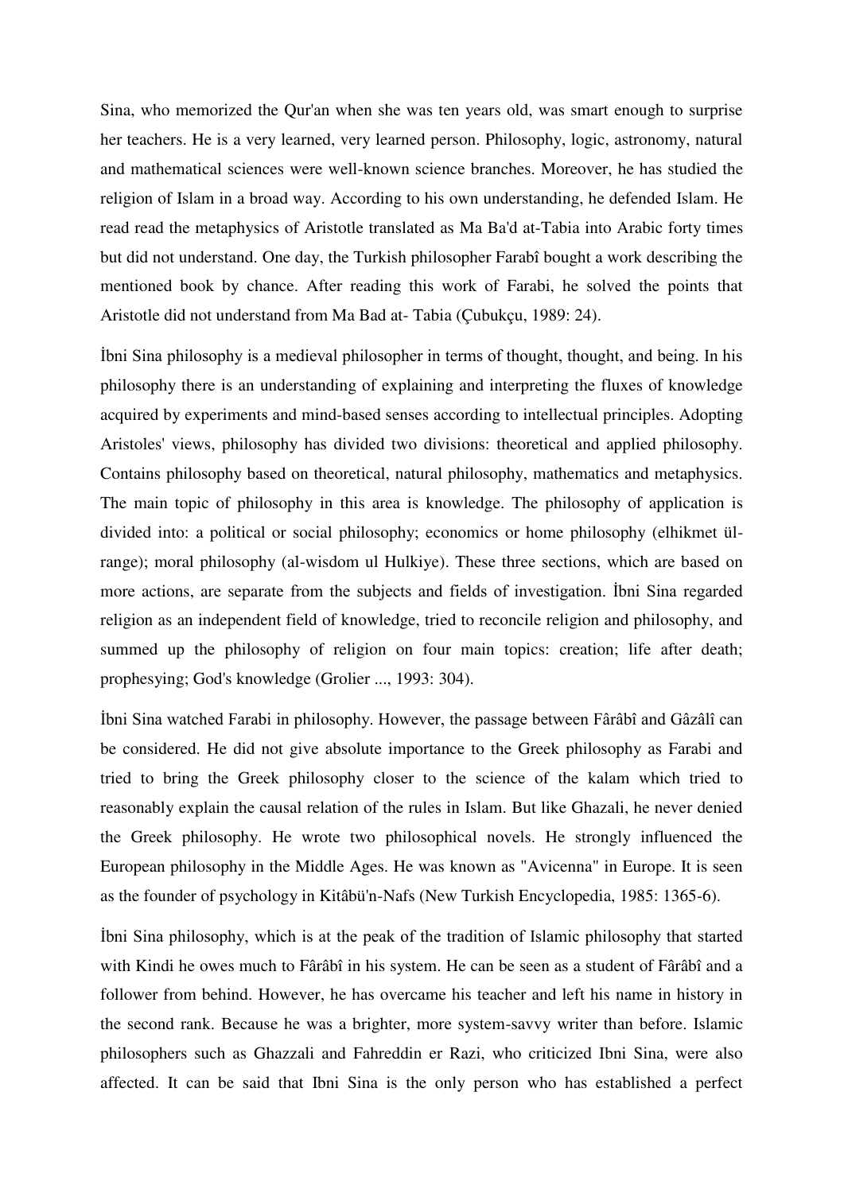Sina, who memorized the Qur'an when she was ten years old, was smart enough to surprise her teachers. He is a very learned, very learned person. Philosophy, logic, astronomy, natural and mathematical sciences were well-known science branches. Moreover, he has studied the religion of Islam in a broad way. According to his own understanding, he defended Islam. He read read the metaphysics of Aristotle translated as Ma Ba'd at-Tabia into Arabic forty times but did not understand. One day, the Turkish philosopher Farabî bought a work describing the mentioned book by chance. After reading this work of Farabi, he solved the points that Aristotle did not understand from Ma Bad at- Tabia (Çubukçu, 1989: 24).

İbni Sina philosophy is a medieval philosopher in terms of thought, thought, and being. In his philosophy there is an understanding of explaining and interpreting the fluxes of knowledge acquired by experiments and mind-based senses according to intellectual principles. Adopting Aristoles' views, philosophy has divided two divisions: theoretical and applied philosophy. Contains philosophy based on theoretical, natural philosophy, mathematics and metaphysics. The main topic of philosophy in this area is knowledge. The philosophy of application is divided into: a political or social philosophy; economics or home philosophy (elhikmet ül-range); moral philosophy (al-wisdom ul Hulkiye). These three sections, which are based on more actions, are separate from the subjects and fields of investigation. İbni Sina regarded religion as an independent field of knowledge, tried to reconcile religion and philosophy, and summed up the philosophy of religion on four main topics: creation; life after death; prophesying; God's knowledge (Grolier ..., 1993: 304).

İbni Sina watched Farabi in philosophy. However, the passage between Fârâbî and Gâzâlî can be considered. He did not give absolute importance to the Greek philosophy as Farabi and tried to bring the Greek philosophy closer to the science of the kalam which tried to reasonably explain the causal relation of the rules in Islam. But like Ghazali, he never denied the Greek philosophy. He wrote two philosophical novels. He strongly influenced the European philosophy in the Middle Ages. He was known as "Avicenna" in Europe. It is seen as the founder of psychology in Kitâbü'n-Nafs (New Turkish Encyclopedia, 1985: 1365-6).

İbni Sina philosophy, which is at the peak of the tradition of Islamic philosophy that started with Kindi he owes much to Fârâbî in his system. He can be seen as a student of Fârâbî and a follower from behind. However, he has overcame his teacher and left his name in history in the second rank. Because he was a brighter, more system-savvy writer than before. Islamic philosophers such as Ghazzali and Fahreddin er Razi, who criticized Ibni Sina, were also affected. It can be said that Ibni Sina is the only person who has established a perfect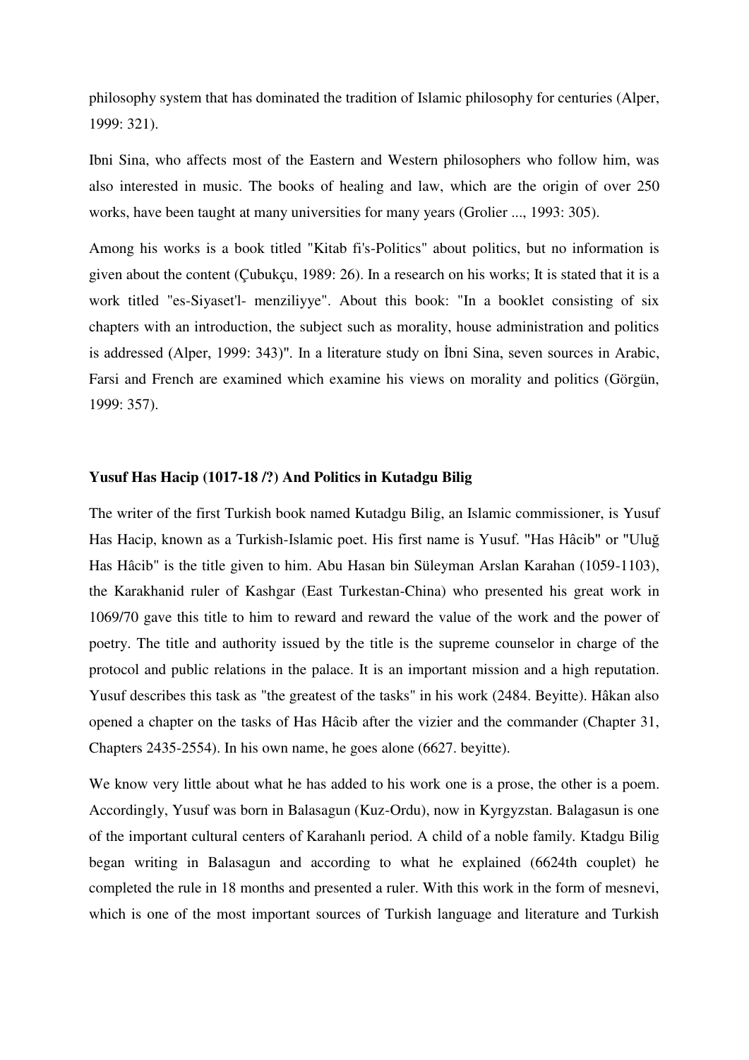philosophy system that has dominated the tradition of Islamic philosophy for centuries (Alper, 1999: 321).

Ibni Sina, who affects most of the Eastern and Western philosophers who follow him, was also interested in music. The books of healing and law, which are the origin of over 250 works, have been taught at many universities for many years (Grolier ..., 1993: 305).

Among his works is a book titled "Kitab fi's-Politics" about politics, but no information is given about the content (Çubukçu, 1989: 26). In a research on his works; It is stated that it is a work titled "es-Siyaset'l- menziliyye". About this book: "In a booklet consisting of six chapters with an introduction, the subject such as morality, house administration and politics is addressed (Alper, 1999: 343)". In a literature study on İbni Sina, seven sources in Arabic, Farsi and French are examined which examine his views on morality and politics (Görgün, 1999: 357).

**Yusuf Has Hacip (1017-18 /?) And Politics in Kutadgu Bilig**

The writer of the first Turkish book named Kutadgu Bilig, an Islamic commissioner, is Yusuf Has Hacip, known as a Turkish-Islamic poet. His first name is Yusuf. "Has Hâcib" or "Uluğ Has Hâcib" is the title given to him. Abu Hasan bin Süleyman Arslan Karahan (1059-1103), the Karakhanid ruler of Kashgar (East Turkestan-China) who presented his great work in 1069/70 gave this title to him to reward and reward the value of the work and the power of poetry. The title and authority issued by the title is the supreme counselor in charge of the protocol and public relations in the palace. It is an important mission and a high reputation. Yusuf describes this task as "the greatest of the tasks" in his work (2484. Beyitte). Hâkan also opened a chapter on the tasks of Has Hâcib after the vizier and the commander (Chapter 31, Chapters 2435-2554). In his own name, he goes alone (6627. beyitte).

We know very little about what he has added to his work one is a prose, the other is a poem. Accordingly, Yusuf was born in Balasagun (Kuz-Ordu), now in Kyrgyzstan. Balagasun is one of the important cultural centers of Karahanlı period. A child of a noble family. Ktadgu Bilig began writing in Balasagun and according to what he explained (6624th couplet) he completed the rule in 18 months and presented a ruler. With this work in the form of mesnevi, which is one of the most important sources of Turkish language and literature and Turkish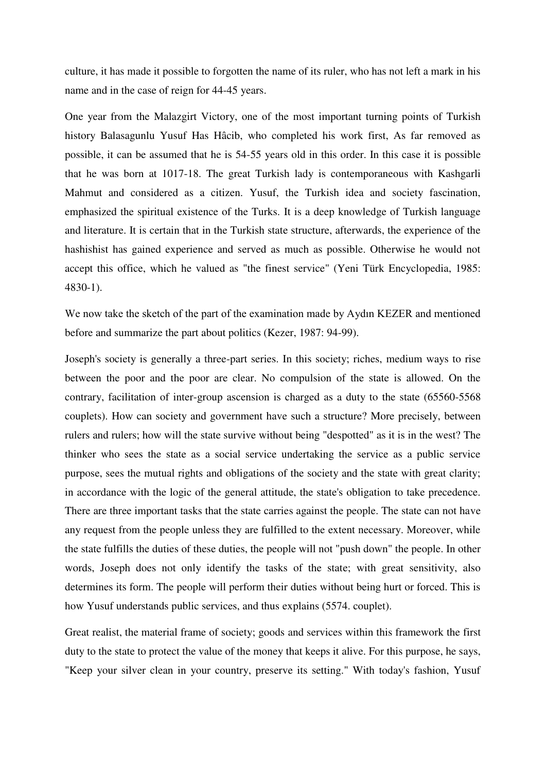culture, it has made it possible to forgotten the name of its ruler, who has not left a mark in his name and in the case of reign for 44-45 years.

One year from the Malazgirt Victory, one of the most important turning points of Turkish history Balasagunlu Yusuf Has Hâcib, who completed his work first, As far removed as possible, it can be assumed that he is 54-55 years old in this order. In this case it is possible that he was born at 1017-18. The great Turkish lady is contemporaneous with Kashgarli Mahmut and considered as a citizen. Yusuf, the Turkish idea and society fascination, emphasized the spiritual existence of the Turks. It is a deep knowledge of Turkish language and literature. It is certain that in the Turkish state structure, afterwards, the experience of the hashishist has gained experience and served as much as possible. Otherwise he would not accept this office, which he valued as "the finest service" (Yeni Türk Encyclopedia, 1985: 4830-1).

We now take the sketch of the part of the examination made by Aydın KEZER and mentioned before and summarize the part about politics (Kezer, 1987: 94-99).

Joseph's society is generally a three-part series. In this society; riches, medium ways to rise between the poor and the poor are clear. No compulsion of the state is allowed. On the contrary, facilitation of inter-group ascension is charged as a duty to the state (65560-5568 couplets). How can society and government have such a structure? More precisely, between rulers and rulers; how will the state survive without being "despotted" as it is in the west? The thinker who sees the state as a social service undertaking the service as a public service purpose, sees the mutual rights and obligations of the society and the state with great clarity; in accordance with the logic of the general attitude, the state's obligation to take precedence. There are three important tasks that the state carries against the people. The state can not have any request from the people unless they are fulfilled to the extent necessary. Moreover, while the state fulfills the duties of these duties, the people will not "push down" the people. In other words, Joseph does not only identify the tasks of the state; with great sensitivity, also determines its form. The people will perform their duties without being hurt or forced. This is how Yusuf understands public services, and thus explains (5574. couplet).

Great realist, the material frame of society; goods and services within this framework the first duty to the state to protect the value of the money that keeps it alive. For this purpose, he says, "Keep your silver clean in your country, preserve its setting." With today's fashion, Yusuf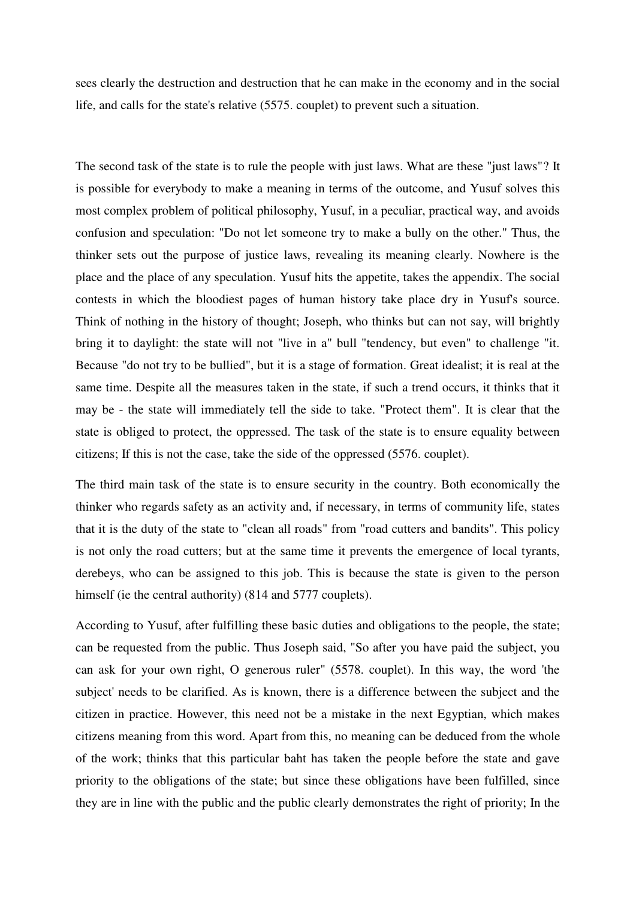sees clearly the destruction and destruction that he can make in the economy and in the social life, and calls for the state's relative (5575. couplet) to prevent such a situation.

The second task of the state is to rule the people with just laws. What are these "just laws"? It is possible for everybody to make a meaning in terms of the outcome, and Yusuf solves this most complex problem of political philosophy, Yusuf, in a peculiar, practical way, and avoids confusion and speculation: "Do not let someone try to make a bully on the other." Thus, the thinker sets out the purpose of justice laws, revealing its meaning clearly. Nowhere is the place and the place of any speculation. Yusuf hits the appetite, takes the appendix. The social contests in which the bloodiest pages of human history take place dry in Yusuf's source. Think of nothing in the history of thought; Joseph, who thinks but can not say, will brightly bring it to daylight: the state will not "live in a" bull "tendency, but even" to challenge "it. Because "do not try to be bullied", but it is a stage of formation. Great idealist; it is real at the same time. Despite all the measures taken in the state, if such a trend occurs, it thinks that it may be - the state will immediately tell the side to take. "Protect them". It is clear that the state is obliged to protect, the oppressed. The task of the state is to ensure equality between citizens; If this is not the case, take the side of the oppressed (5576. couplet).

The third main task of the state is to ensure security in the country. Both economically the thinker who regards safety as an activity and, if necessary, in terms of community life, states that it is the duty of the state to "clean all roads" from "road cutters and bandits". This policy is not only the road cutters; but at the same time it prevents the emergence of local tyrants, derebeys, who can be assigned to this job. This is because the state is given to the person himself (ie the central authority) (814 and 5777 couplets).

According to Yusuf, after fulfilling these basic duties and obligations to the people, the state; can be requested from the public. Thus Joseph said, "So after you have paid the subject, you can ask for your own right, O generous ruler" (5578. couplet). In this way, the word 'the subject' needs to be clarified. As is known, there is a difference between the subject and the citizen in practice. However, this need not be a mistake in the next Egyptian, which makes citizens meaning from this word. Apart from this, no meaning can be deduced from the whole of the work; thinks that this particular baht has taken the people before the state and gave priority to the obligations of the state; but since these obligations have been fulfilled, since they are in line with the public and the public clearly demonstrates the right of priority; In the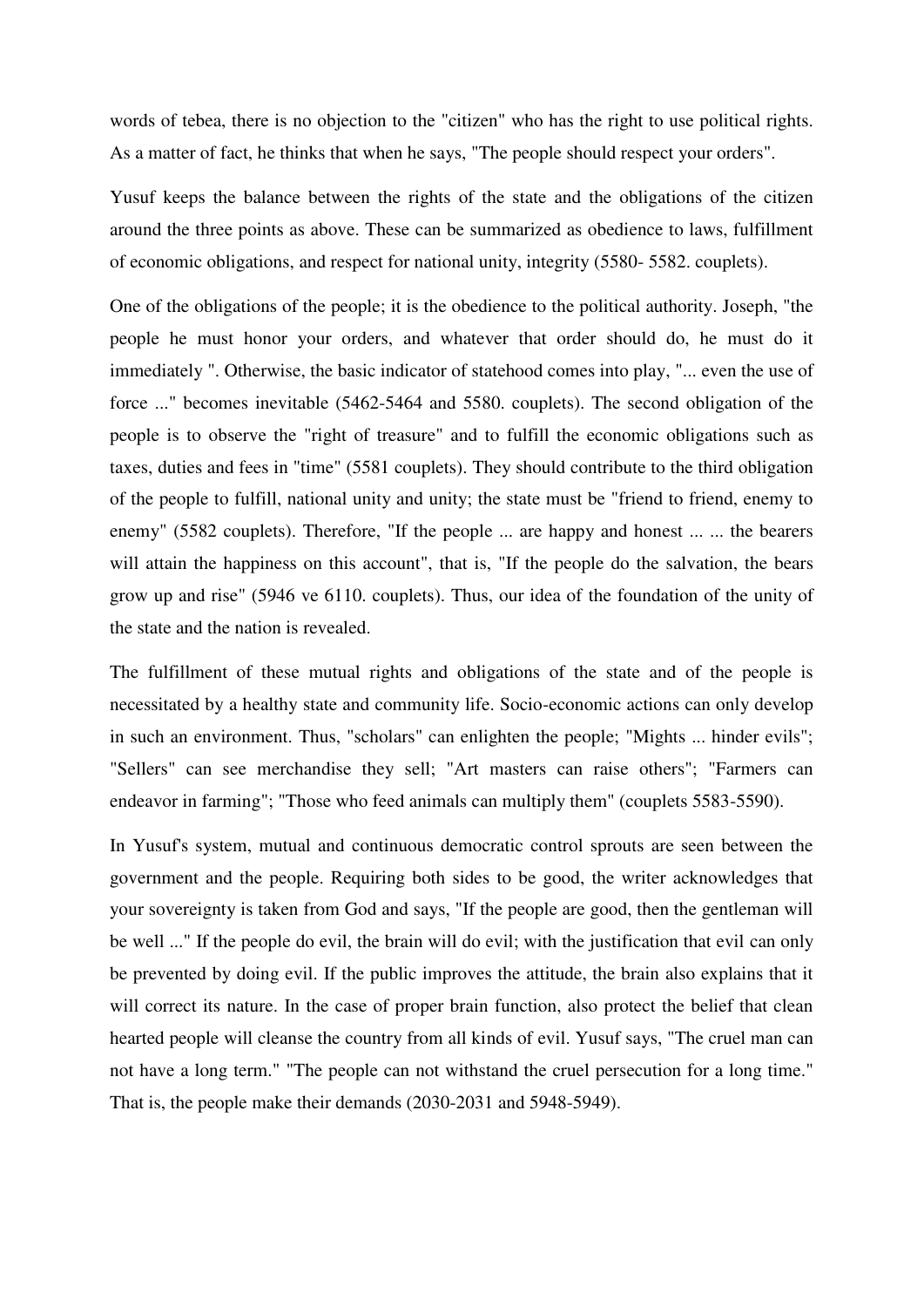words of tebea, there is no objection to the "citizen" who has the right to use political rights. As a matter of fact, he thinks that when he says, "The people should respect your orders".

Yusuf keeps the balance between the rights of the state and the obligations of the citizen around the three points as above. These can be summarized as obedience to laws, fulfillment of economic obligations, and respect for national unity, integrity (5580- 5582. couplets).

One of the obligations of the people; it is the obedience to the political authority. Joseph, "the people he must honor your orders, and whatever that order should do, he must do it immediately ". Otherwise, the basic indicator of statehood comes into play, "... even the use of force ..." becomes inevitable (5462-5464 and 5580. couplets). The second obligation of the people is to observe the "right of treasure" and to fulfill the economic obligations such as taxes, duties and fees in "time" (5581 couplets). They should contribute to the third obligation of the people to fulfill, national unity and unity; the state must be "friend to friend, enemy to enemy" (5582 couplets). Therefore, "If the people ... are happy and honest ... ... the bearers will attain the happiness on this account", that is, "If the people do the salvation, the bears grow up and rise" (5946 ve 6110. couplets). Thus, our idea of the foundation of the unity of the state and the nation is revealed.

The fulfillment of these mutual rights and obligations of the state and of the people is necessitated by a healthy state and community life. Socio-economic actions can only develop in such an environment. Thus, "scholars" can enlighten the people; "Mights ... hinder evils"; "Sellers" can see merchandise they sell; "Art masters can raise others"; "Farmers can endeavor in farming"; "Those who feed animals can multiply them" (couplets 5583-5590).

In Yusuf's system, mutual and continuous democratic control sprouts are seen between the government and the people. Requiring both sides to be good, the writer acknowledges that your sovereignty is taken from God and says, "If the people are good, then the gentleman will be well ..." If the people do evil, the brain will do evil; with the justification that evil can only be prevented by doing evil. If the public improves the attitude, the brain also explains that it will correct its nature. In the case of proper brain function, also protect the belief that clean hearted people will cleanse the country from all kinds of evil. Yusuf says, "The cruel man can not have a long term." "The people can not withstand the cruel persecution for a long time." That is, the people make their demands (2030-2031 and 5948-5949).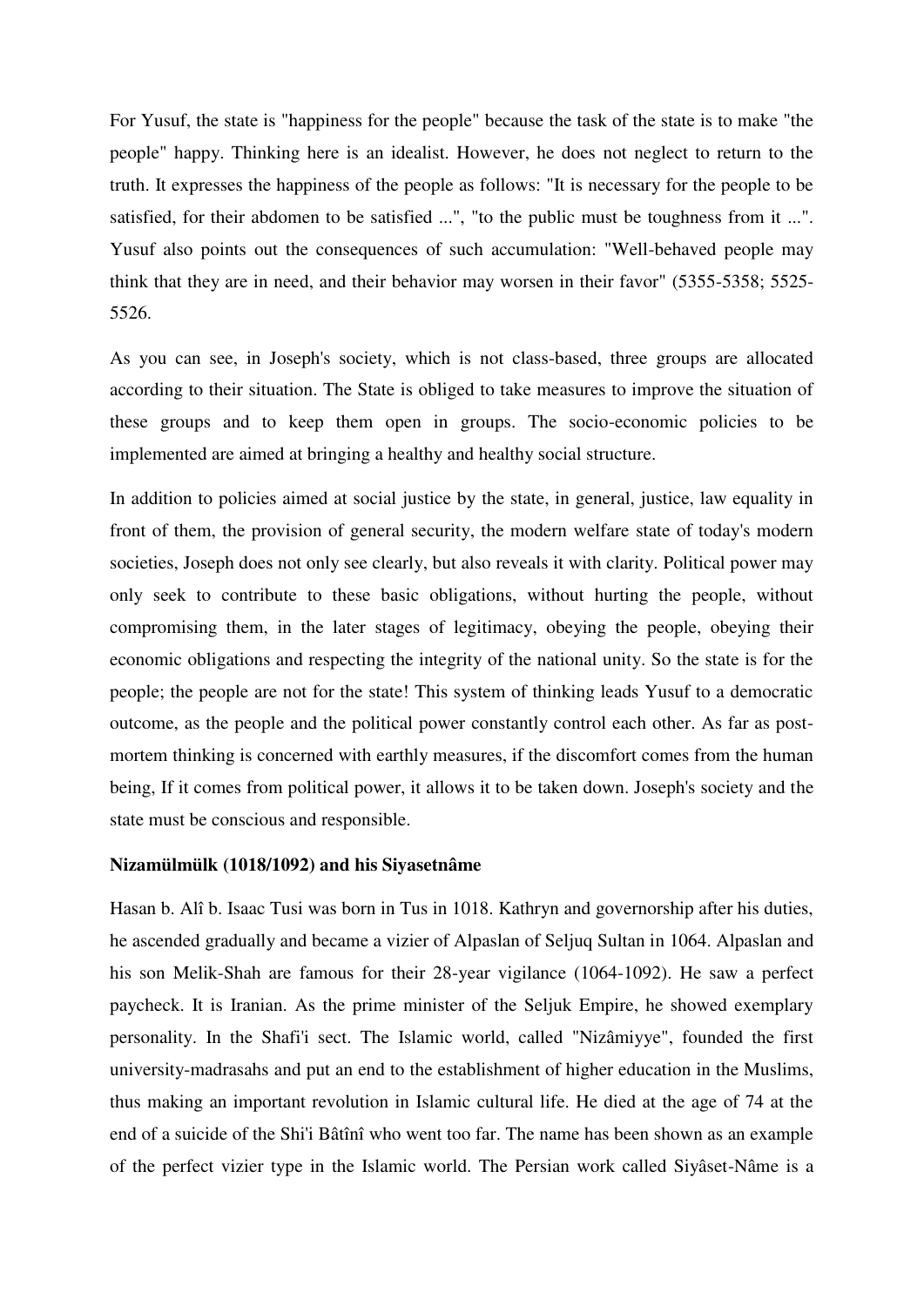For Yusuf, the state is "happiness for the people" because the task of the state is to make "the people" happy. Thinking here is an idealist. However, he does not neglect to return to the truth. It expresses the happiness of the people as follows: "It is necessary for the people to be satisfied, for their abdomen to be satisfied ...", "to the public must be toughness from it ...". Yusuf also points out the consequences of such accumulation: "Well-behaved people may think that they are in need, and their behavior may worsen in their favor" (5355-5358; 5525-5526.

As you can see, in Joseph's society, which is not class-based, three groups are allocated according to their situation. The State is obliged to take measures to improve the situation of these groups and to keep them open in groups. The socio-economic policies to be implemented are aimed at bringing a healthy and healthy social structure.

In addition to policies aimed at social justice by the state, in general, justice, law equality in front of them, the provision of general security, the modern welfare state of today's modern societies, Joseph does not only see clearly, but also reveals it with clarity. Political power may only seek to contribute to these basic obligations, without hurting the people, without compromising them, in the later stages of legitimacy, obeying the people, obeying their economic obligations and respecting the integrity of the national unity. So the state is for the people; the people are not for the state! This system of thinking leads Yusuf to a democratic outcome, as the people and the political power constantly control each other. As far as post-mortem thinking is concerned with earthly measures, if the discomfort comes from the human being, If it comes from political power, it allows it to be taken down. Joseph's society and the state must be conscious and responsible.

**Nizamülmülk (1018/1092) and his Siyasetnâme**

Hasan b. Alî b. Isaac Tusi was born in Tus in 1018. Kathryn and governorship after his duties, he ascended gradually and became a vizier of Alpaslan of Seljuq Sultan in 1064. Alpaslan and his son Melik-Shah are famous for their 28-year vigilance (1064-1092). He saw a perfect paycheck. It is Iranian. As the prime minister of the Seljuk Empire, he showed exemplary personality. In the Shafi'i sect. The Islamic world, called "Nizâmiyye", founded the first university-madrasahs and put an end to the establishment of higher education in the Muslims, thus making an important revolution in Islamic cultural life. He died at the age of 74 at the end of a suicide of the Shi'i Bâtînî who went too far. The name has been shown as an example of the perfect vizier type in the Islamic world. The Persian work called Siyâset-Nâme is a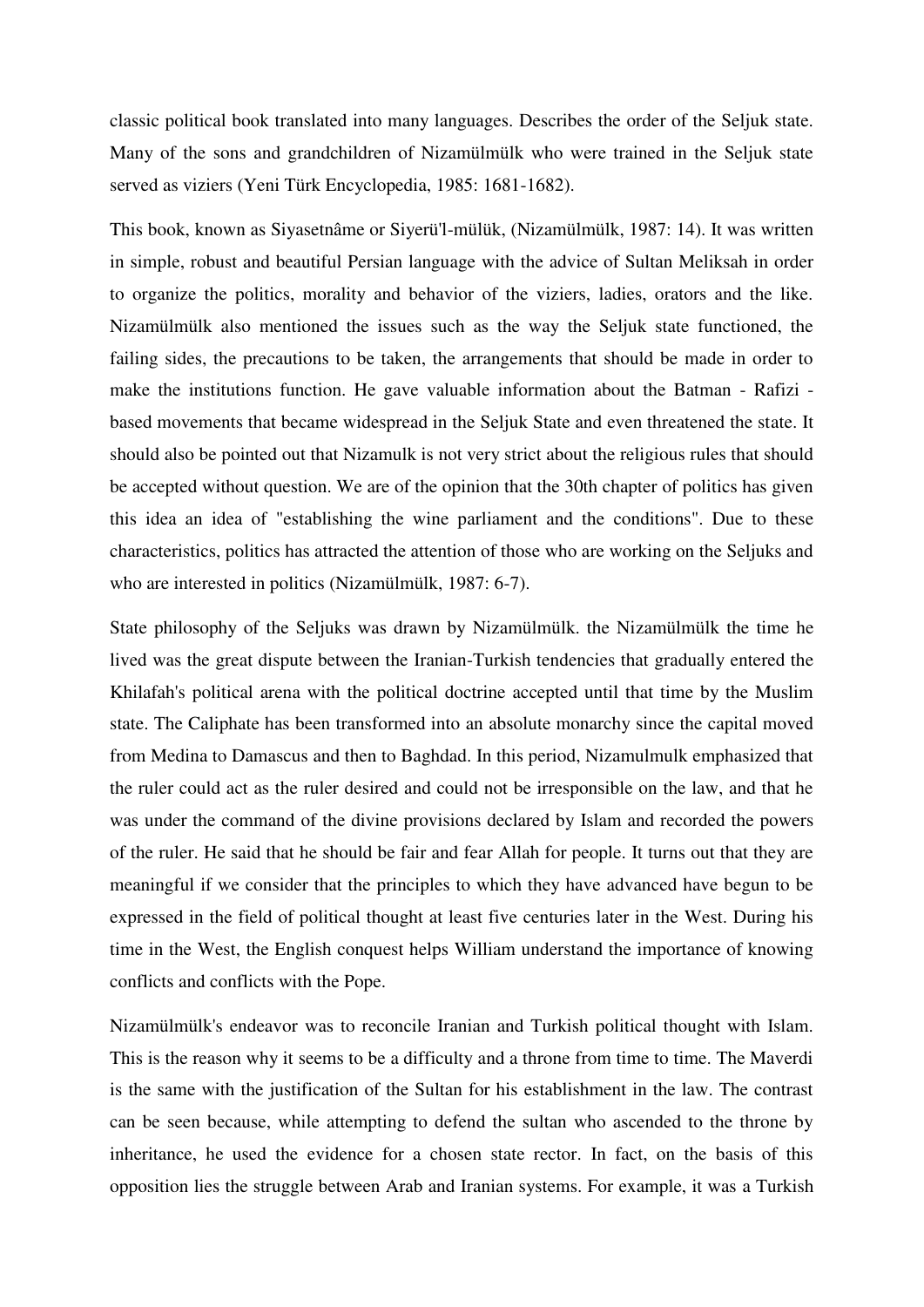classic political book translated into many languages. Describes the order of the Seljuk state. Many of the sons and grandchildren of Nizamülmülk who were trained in the Seljuk state served as viziers (Yeni Türk Encyclopedia, 1985: 1681-1682).

This book, known as Siyasetnâme or Siyerü'l-mülük, (Nizamülmülk, 1987: 14). It was written in simple, robust and beautiful Persian language with the advice of Sultan Meliksah in order to organize the politics, morality and behavior of the viziers, ladies, orators and the like. Nizamülmülk also mentioned the issues such as the way the Seljuk state functioned, the failing sides, the precautions to be taken, the arrangements that should be made in order to make the institutions function. He gave valuable information about the Batman - Rafizi - based movements that became widespread in the Seljuk State and even threatened the state. It should also be pointed out that Nizamulk is not very strict about the religious rules that should be accepted without question. We are of the opinion that the 30th chapter of politics has given this idea an idea of "establishing the wine parliament and the conditions". Due to these characteristics, politics has attracted the attention of those who are working on the Seljuks and who are interested in politics (Nizamülmülk, 1987: 6-7).

State philosophy of the Seljuks was drawn by Nizamülmülk. the Nizamülmülk the time he lived was the great dispute between the Iranian-Turkish tendencies that gradually entered the Khilafah's political arena with the political doctrine accepted until that time by the Muslim state. The Caliphate has been transformed into an absolute monarchy since the capital moved from Medina to Damascus and then to Baghdad. In this period, Nizamulmulk emphasized that the ruler could act as the ruler desired and could not be irresponsible on the law, and that he was under the command of the divine provisions declared by Islam and recorded the powers of the ruler. He said that he should be fair and fear Allah for people. It turns out that they are meaningful if we consider that the principles to which they have advanced have begun to be expressed in the field of political thought at least five centuries later in the West. During his time in the West, the English conquest helps William understand the importance of knowing conflicts and conflicts with the Pope.

Nizamülmülk's endeavor was to reconcile Iranian and Turkish political thought with Islam. This is the reason why it seems to be a difficulty and a throne from time to time. The Maverdi is the same with the justification of the Sultan for his establishment in the law. The contrast can be seen because, while attempting to defend the sultan who ascended to the throne by inheritance, he used the evidence for a chosen state rector. In fact, on the basis of this opposition lies the struggle between Arab and Iranian systems. For example, it was a Turkish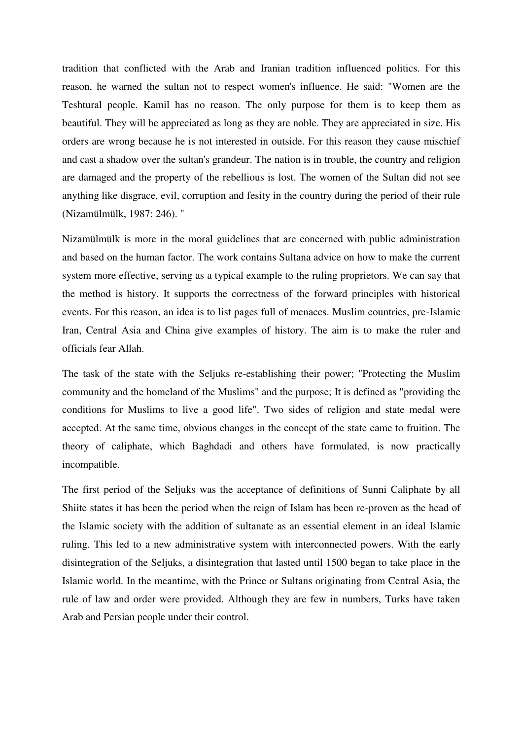tradition that conflicted with the Arab and Iranian tradition influenced politics. For this reason, he warned the sultan not to respect women's influence. He said: "Women are the Teshtural people. Kamil has no reason. The only purpose for them is to keep them as beautiful. They will be appreciated as long as they are noble. They are appreciated in size. His orders are wrong because he is not interested in outside. For this reason they cause mischief and cast a shadow over the sultan's grandeur. The nation is in trouble, the country and religion are damaged and the property of the rebellious is lost. The women of the Sultan did not see anything like disgrace, evil, corruption and fesity in the country during the period of their rule (Nizamülmülk, 1987: 246). "

Nizamülmülk is more in the moral guidelines that are concerned with public administration and based on the human factor. The work contains Sultana advice on how to make the current system more effective, serving as a typical example to the ruling proprietors. We can say that the method is history. It supports the correctness of the forward principles with historical events. For this reason, an idea is to list pages full of menaces. Muslim countries, pre-Islamic Iran, Central Asia and China give examples of history. The aim is to make the ruler and officials fear Allah.

The task of the state with the Seljuks re-establishing their power; "Protecting the Muslim community and the homeland of the Muslims" and the purpose; It is defined as "providing the conditions for Muslims to live a good life". Two sides of religion and state medal were accepted. At the same time, obvious changes in the concept of the state came to fruition. The theory of caliphate, which Baghdadi and others have formulated, is now practically incompatible.

The first period of the Seljuks was the acceptance of definitions of Sunni Caliphate by all Shiite states it has been the period when the reign of Islam has been re-proven as the head of the Islamic society with the addition of sultanate as an essential element in an ideal Islamic ruling. This led to a new administrative system with interconnected powers. With the early disintegration of the Seljuks, a disintegration that lasted until 1500 began to take place in the Islamic world. In the meantime, with the Prince or Sultans originating from Central Asia, the rule of law and order were provided. Although they are few in numbers, Turks have taken Arab and Persian people under their control.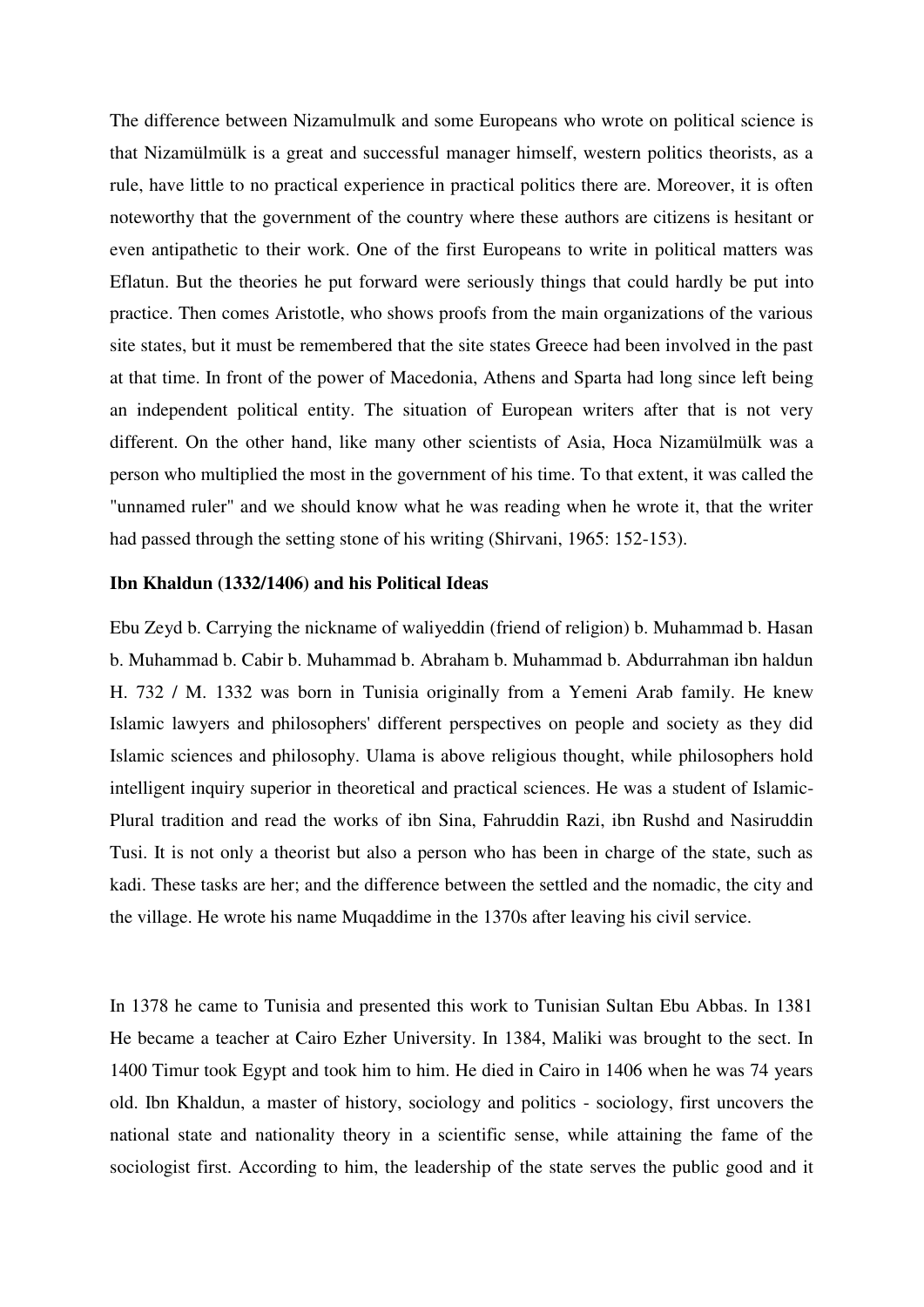The difference between Nizamulmulk and some Europeans who wrote on political science is that Nizamülmülk is a great and successful manager himself, western politics theorists, as a rule, have little to no practical experience in practical politics there are. Moreover, it is often noteworthy that the government of the country where these authors are citizens is hesitant or even antipathetic to their work. One of the first Europeans to write in political matters was Eflatun. But the theories he put forward were seriously things that could hardly be put into practice. Then comes Aristotle, who shows proofs from the main organizations of the various site states, but it must be remembered that the site states Greece had been involved in the past at that time. In front of the power of Macedonia, Athens and Sparta had long since left being an independent political entity. The situation of European writers after that is not very different. On the other hand, like many other scientists of Asia, Hoca Nizamülmülk was a person who multiplied the most in the government of his time. To that extent, it was called the "unnamed ruler" and we should know what he was reading when he wrote it, that the writer had passed through the setting stone of his writing (Shirvani, 1965: 152-153).

**Ibn Khaldun (1332/1406) and his Political Ideas**

Ebu Zeyd b. Carrying the nickname of waliyeddin (friend of religion) b. Muhammad b. Hasan b. Muhammad b. Cabir b. Muhammad b. Abraham b. Muhammad b. Abdurrahman ibn haldun H. 732 / M. 1332 was born in Tunisia originally from a Yemeni Arab family. He knew Islamic lawyers and philosophers' different perspectives on people and society as they did Islamic sciences and philosophy. Ulama is above religious thought, while philosophers hold intelligent inquiry superior in theoretical and practical sciences. He was a student of Islamic-Plural tradition and read the works of ibn Sina, Fahruddin Razi, ibn Rushd and Nasiruddin Tusi. It is not only a theorist but also a person who has been in charge of the state, such as kadi. These tasks are her; and the difference between the settled and the nomadic, the city and the village. He wrote his name Muqaddime in the 1370s after leaving his civil service.

In 1378 he came to Tunisia and presented this work to Tunisian Sultan Ebu Abbas. In 1381 He became a teacher at Cairo Ezher University. In 1384, Maliki was brought to the sect. In 1400 Timur took Egypt and took him to him. He died in Cairo in 1406 when he was 74 years old. Ibn Khaldun, a master of history, sociology and politics - sociology, first uncovers the national state and nationality theory in a scientific sense, while attaining the fame of the sociologist first. According to him, the leadership of the state serves the public good and it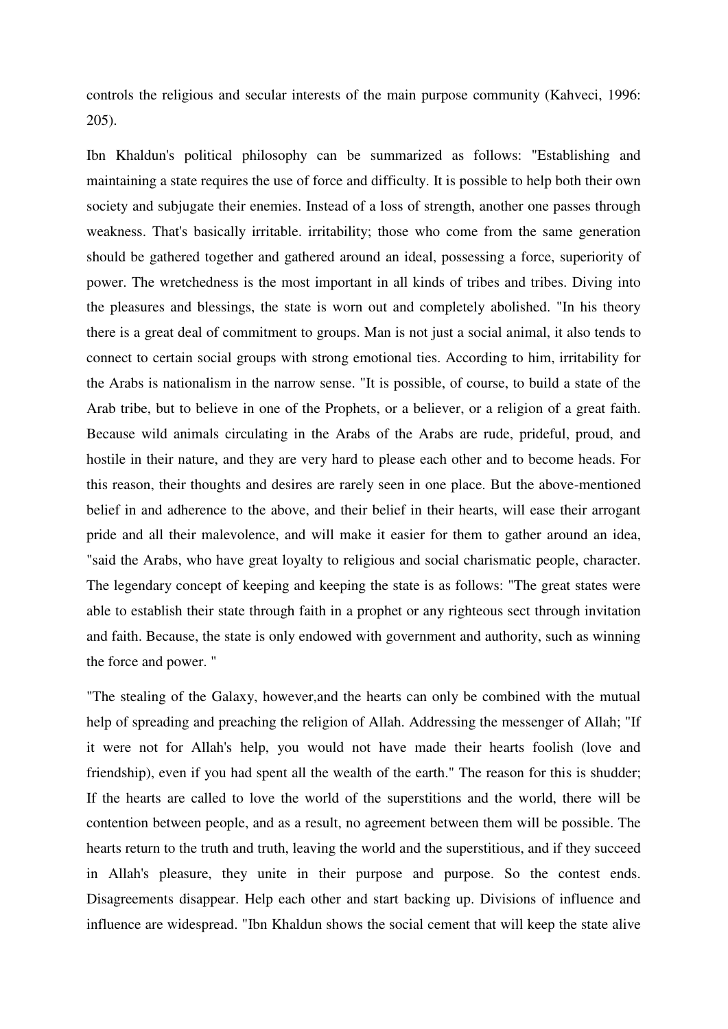controls the religious and secular interests of the main purpose community (Kahveci, 1996: 205).

Ibn Khaldun's political philosophy can be summarized as follows: "Establishing and maintaining a state requires the use of force and difficulty. It is possible to help both their own society and subjugate their enemies. Instead of a loss of strength, another one passes through weakness. That's basically irritable. irritability; those who come from the same generation should be gathered together and gathered around an ideal, possessing a force, superiority of power. The wretchedness is the most important in all kinds of tribes and tribes. Diving into the pleasures and blessings, the state is worn out and completely abolished. "In his theory there is a great deal of commitment to groups. Man is not just a social animal, it also tends to connect to certain social groups with strong emotional ties. According to him, irritability for the Arabs is nationalism in the narrow sense. "It is possible, of course, to build a state of the Arab tribe, but to believe in one of the Prophets, or a believer, or a religion of a great faith. Because wild animals circulating in the Arabs of the Arabs are rude, prideful, proud, and hostile in their nature, and they are very hard to please each other and to become heads. For this reason, their thoughts and desires are rarely seen in one place. But the above-mentioned belief in and adherence to the above, and their belief in their hearts, will ease their arrogant pride and all their malevolence, and will make it easier for them to gather around an idea, "said the Arabs, who have great loyalty to religious and social charismatic people, character. The legendary concept of keeping and keeping the state is as follows: "The great states were able to establish their state through faith in a prophet or any righteous sect through invitation and faith. Because, the state is only endowed with government and authority, such as winning the force and power. "

"The stealing of the Galaxy, however,and the hearts can only be combined with the mutual help of spreading and preaching the religion of Allah. Addressing the messenger of Allah; "If it were not for Allah's help, you would not have made their hearts foolish (love and friendship), even if you had spent all the wealth of the earth." The reason for this is shudder; If the hearts are called to love the world of the superstitions and the world, there will be contention between people, and as a result, no agreement between them will be possible. The hearts return to the truth and truth, leaving the world and the superstitious, and if they succeed in Allah's pleasure, they unite in their purpose and purpose. So the contest ends. Disagreements disappear. Help each other and start backing up. Divisions of influence and influence are widespread. "Ibn Khaldun shows the social cement that will keep the state alive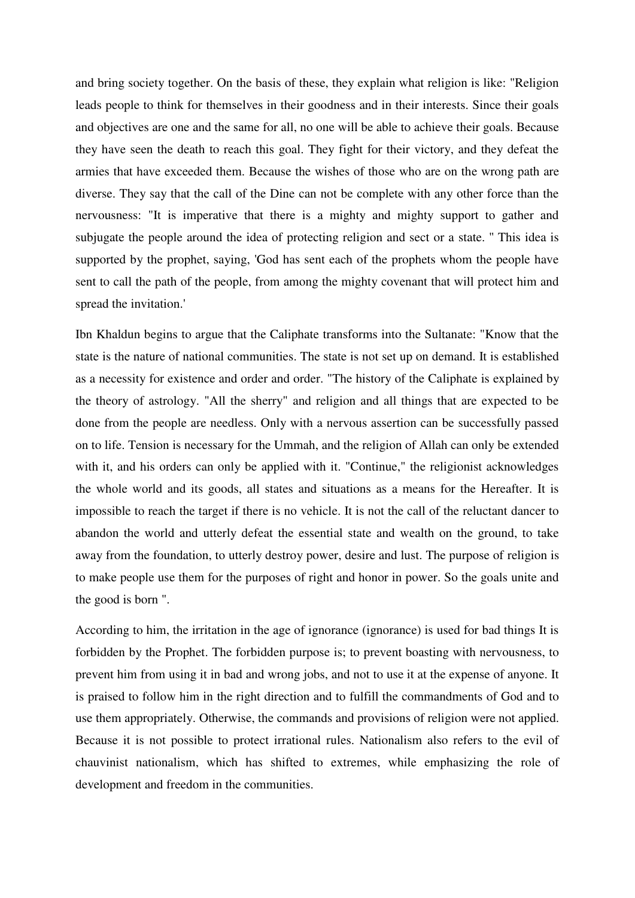and bring society together. On the basis of these, they explain what religion is like: "Religion leads people to think for themselves in their goodness and in their interests. Since their goals and objectives are one and the same for all, no one will be able to achieve their goals. Because they have seen the death to reach this goal. They fight for their victory, and they defeat the armies that have exceeded them. Because the wishes of those who are on the wrong path are diverse. They say that the call of the Dine can not be complete with any other force than the nervousness: "It is imperative that there is a mighty and mighty support to gather and subjugate the people around the idea of protecting religion and sect or a state. " This idea is supported by the prophet, saying, 'God has sent each of the prophets whom the people have sent to call the path of the people, from among the mighty covenant that will protect him and spread the invitation.'

Ibn Khaldun begins to argue that the Caliphate transforms into the Sultanate: "Know that the state is the nature of national communities. The state is not set up on demand. It is established as a necessity for existence and order and order. "The history of the Caliphate is explained by the theory of astrology. "All the sherry" and religion and all things that are expected to be done from the people are needless. Only with a nervous assertion can be successfully passed on to life. Tension is necessary for the Ummah, and the religion of Allah can only be extended with it, and his orders can only be applied with it. "Continue," the religionist acknowledges the whole world and its goods, all states and situations as a means for the Hereafter. It is impossible to reach the target if there is no vehicle. It is not the call of the reluctant dancer to abandon the world and utterly defeat the essential state and wealth on the ground, to take away from the foundation, to utterly destroy power, desire and lust. The purpose of religion is to make people use them for the purposes of right and honor in power. So the goals unite and the good is born ".

According to him, the irritation in the age of ignorance (ignorance) is used for bad things It is forbidden by the Prophet. The forbidden purpose is; to prevent boasting with nervousness, to prevent him from using it in bad and wrong jobs, and not to use it at the expense of anyone. It is praised to follow him in the right direction and to fulfill the commandments of God and to use them appropriately. Otherwise, the commands and provisions of religion were not applied. Because it is not possible to protect irrational rules. Nationalism also refers to the evil of chauvinist nationalism, which has shifted to extremes, while emphasizing the role of development and freedom in the communities.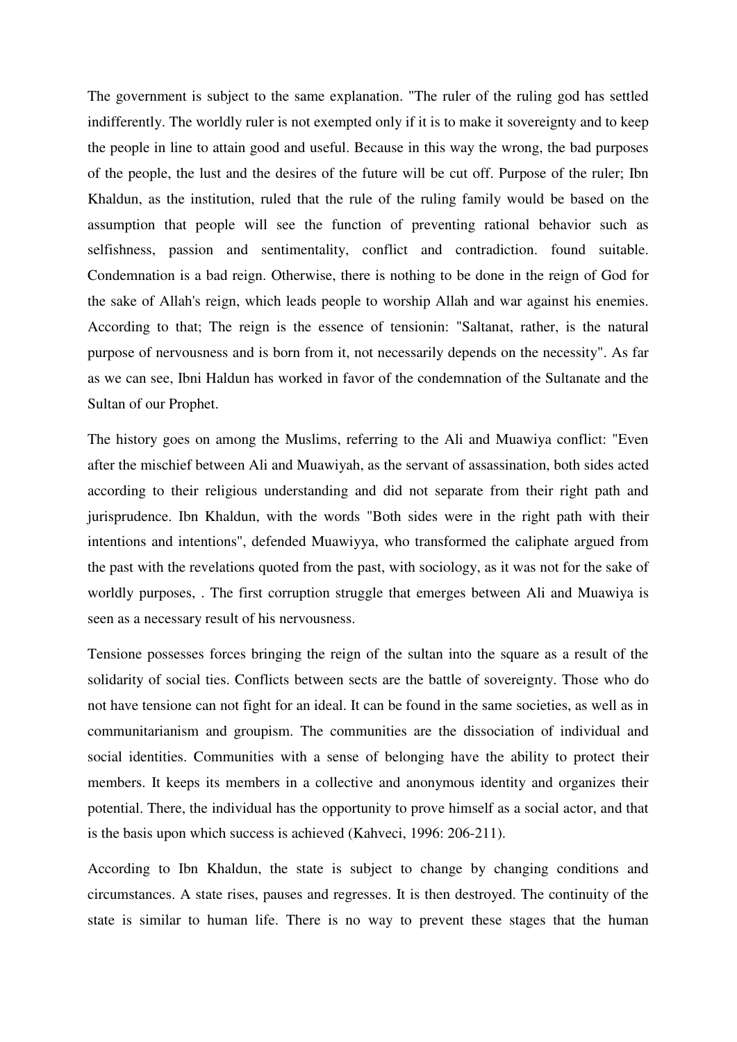The government is subject to the same explanation. "The ruler of the ruling god has settled indifferently. The worldly ruler is not exempted only if it is to make it sovereignty and to keep the people in line to attain good and useful. Because in this way the wrong, the bad purposes of the people, the lust and the desires of the future will be cut off. Purpose of the ruler; Ibn Khaldun, as the institution, ruled that the rule of the ruling family would be based on the assumption that people will see the function of preventing rational behavior such as selfishness, passion and sentimentality, conflict and contradiction. found suitable. Condemnation is a bad reign. Otherwise, there is nothing to be done in the reign of God for the sake of Allah's reign, which leads people to worship Allah and war against his enemies. According to that; The reign is the essence of tensionin: "Saltanat, rather, is the natural purpose of nervousness and is born from it, not necessarily depends on the necessity". As far as we can see, Ibni Haldun has worked in favor of the condemnation of the Sultanate and the Sultan of our Prophet.

The history goes on among the Muslims, referring to the Ali and Muawiya conflict: "Even after the mischief between Ali and Muawiyah, as the servant of assassination, both sides acted according to their religious understanding and did not separate from their right path and jurisprudence. Ibn Khaldun, with the words "Both sides were in the right path with their intentions and intentions", defended Muawiyya, who transformed the caliphate argued from the past with the revelations quoted from the past, with sociology, as it was not for the sake of worldly purposes, . The first corruption struggle that emerges between Ali and Muawiya is seen as a necessary result of his nervousness.

Tensione possesses forces bringing the reign of the sultan into the square as a result of the solidarity of social ties. Conflicts between sects are the battle of sovereignty. Those who do not have tensione can not fight for an ideal. It can be found in the same societies, as well as in communitarianism and groupism. The communities are the dissociation of individual and social identities. Communities with a sense of belonging have the ability to protect their members. It keeps its members in a collective and anonymous identity and organizes their potential. There, the individual has the opportunity to prove himself as a social actor, and that is the basis upon which success is achieved (Kahveci, 1996: 206-211).

According to Ibn Khaldun, the state is subject to change by changing conditions and circumstances. A state rises, pauses and regresses. It is then destroyed. The continuity of the state is similar to human life. There is no way to prevent these stages that the human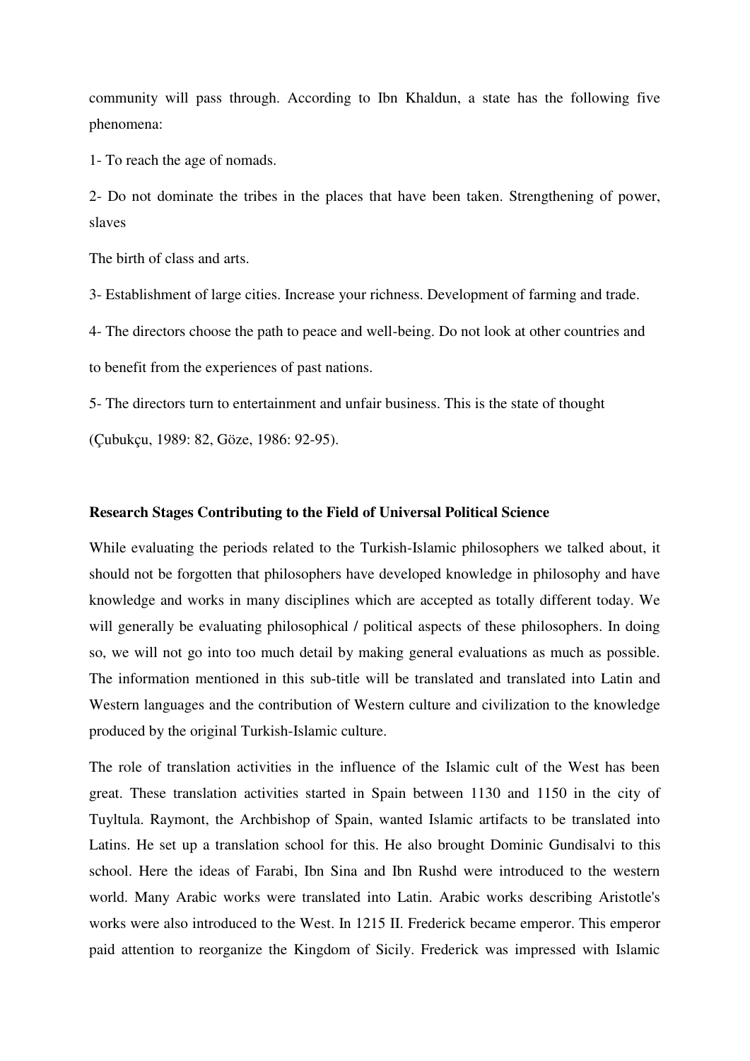community will pass through. According to Ibn Khaldun, a state has the following five phenomena:

1- To reach the age of nomads.

2- Do not dominate the tribes in the places that have been taken. Strengthening of power, slaves

The birth of class and arts.

3- Establishment of large cities. Increase your richness. Development of farming and trade.

4- The directors choose the path to peace and well-being. Do not look at other countries and

to benefit from the experiences of past nations.

5- The directors turn to entertainment and unfair business. This is the state of thought

(Çubukçu, 1989: 82, Göze, 1986: 92-95).

**Research Stages Contributing to the Field of Universal Political Science**

While evaluating the periods related to the Turkish-Islamic philosophers we talked about, it should not be forgotten that philosophers have developed knowledge in philosophy and have knowledge and works in many disciplines which are accepted as totally different today. We will generally be evaluating philosophical / political aspects of these philosophers. In doing so, we will not go into too much detail by making general evaluations as much as possible. The information mentioned in this sub-title will be translated and translated into Latin and Western languages and the contribution of Western culture and civilization to the knowledge produced by the original Turkish-Islamic culture.

The role of translation activities in the influence of the Islamic cult of the West has been great. These translation activities started in Spain between 1130 and 1150 in the city of Tuyltula. Raymont, the Archbishop of Spain, wanted Islamic artifacts to be translated into Latins. He set up a translation school for this. He also brought Dominic Gundisalvi to this school. Here the ideas of Farabi, Ibn Sina and Ibn Rushd were introduced to the western world. Many Arabic works were translated into Latin. Arabic works describing Aristotle's works were also introduced to the West. In 1215 II. Frederick became emperor. This emperor paid attention to reorganize the Kingdom of Sicily. Frederick was impressed with Islamic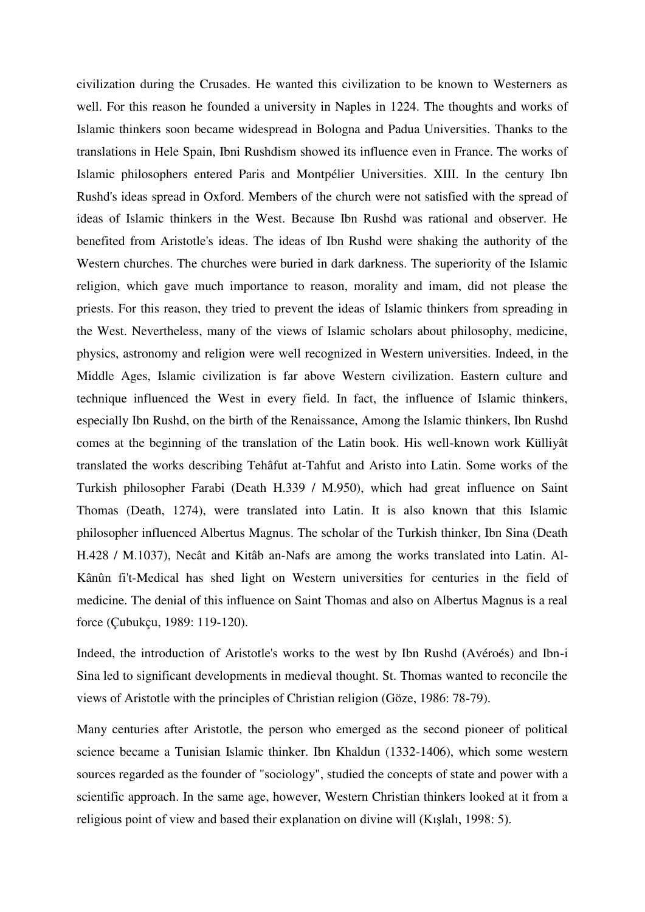civilization during the Crusades. He wanted this civilization to be known to Westerners as well. For this reason he founded a university in Naples in 1224. The thoughts and works of Islamic thinkers soon became widespread in Bologna and Padua Universities. Thanks to the translations in Hele Spain, Ibni Rushdism showed its influence even in France. The works of Islamic philosophers entered Paris and Montpélier Universities. XIII. In the century Ibn Rushd's ideas spread in Oxford. Members of the church were not satisfied with the spread of ideas of Islamic thinkers in the West. Because Ibn Rushd was rational and observer. He benefited from Aristotle's ideas. The ideas of Ibn Rushd were shaking the authority of the Western churches. The churches were buried in dark darkness. The superiority of the Islamic religion, which gave much importance to reason, morality and imam, did not please the priests. For this reason, they tried to prevent the ideas of Islamic thinkers from spreading in the West. Nevertheless, many of the views of Islamic scholars about philosophy, medicine, physics, astronomy and religion were well recognized in Western universities. Indeed, in the Middle Ages, Islamic civilization is far above Western civilization. Eastern culture and technique influenced the West in every field. In fact, the influence of Islamic thinkers, especially Ibn Rushd, on the birth of the Renaissance, Among the Islamic thinkers, Ibn Rushd comes at the beginning of the translation of the Latin book. His well-known work Külliyât translated the works describing Tehâfut at-Tahfut and Aristo into Latin. Some works of the Turkish philosopher Farabi (Death H.339 / M.950), which had great influence on Saint Thomas (Death, 1274), were translated into Latin. It is also known that this Islamic philosopher influenced Albertus Magnus. The scholar of the Turkish thinker, Ibn Sina (Death H.428 / M.1037), Necât and Kitâb an-Nafs are among the works translated into Latin. Al-Kânûn fi't-Medical has shed light on Western universities for centuries in the field of medicine. The denial of this influence on Saint Thomas and also on Albertus Magnus is a real force (Çubukçu, 1989: 119-120).

Indeed, the introduction of Aristotle's works to the west by Ibn Rushd (Avéroés) and Ibn-i Sina led to significant developments in medieval thought. St. Thomas wanted to reconcile the views of Aristotle with the principles of Christian religion (Göze, 1986: 78-79).

Many centuries after Aristotle, the person who emerged as the second pioneer of political science became a Tunisian Islamic thinker. Ibn Khaldun (1332-1406), which some western sources regarded as the founder of "sociology", studied the concepts of state and power with a scientific approach. In the same age, however, Western Christian thinkers looked at it from a religious point of view and based their explanation on divine will (Kışlalı, 1998: 5).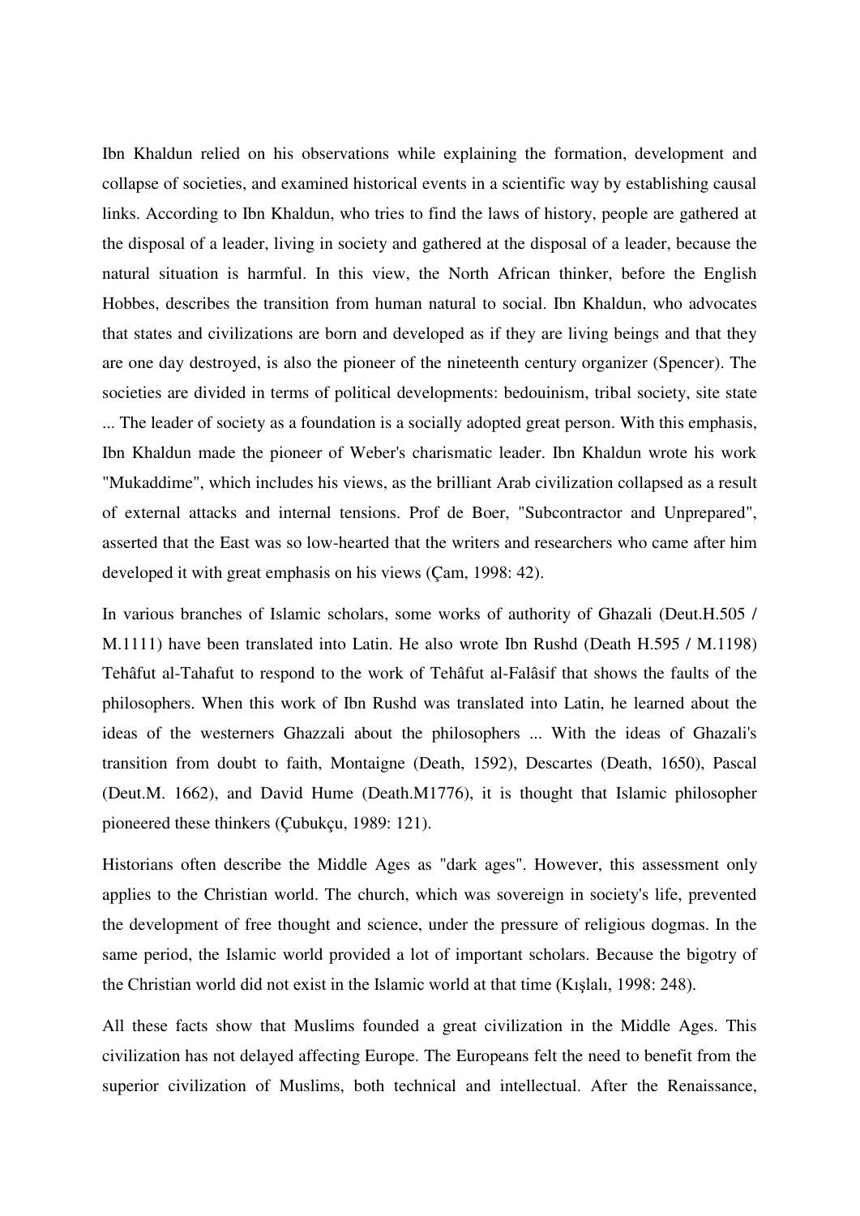Ibn Khaldun relied on his observations while explaining the formation, development and collapse of societies, and examined historical events in a scientific way by establishing causal links. According to Ibn Khaldun, who tries to find the laws of history, people are gathered at the disposal of a leader, living in society and gathered at the disposal of a leader, because the natural situation is harmful. In this view, the North African thinker, before the English Hobbes, describes the transition from human natural to social. Ibn Khaldun, who advocates that states and civilizations are born and developed as if they are living beings and that they are one day destroyed, is also the pioneer of the nineteenth century organizer (Spencer). The societies are divided in terms of political developments: bedouinism, tribal society, site state ... The leader of society as a foundation is a socially adopted great person. With this emphasis, Ibn Khaldun made the pioneer of Weber's charismatic leader. Ibn Khaldun wrote his work "Mukaddime", which includes his views, as the brilliant Arab civilization collapsed as a result of external attacks and internal tensions. Prof de Boer, "Subcontractor and Unprepared", asserted that the East was so low-hearted that the writers and researchers who came after him developed it with great emphasis on his views (Çam, 1998: 42).

In various branches of Islamic scholars, some works of authority of Ghazali (Deut.H.505 / M.1111) have been translated into Latin. He also wrote Ibn Rushd (Death H.595 / M.1198) Tehâfut al-Tahafut to respond to the work of Tehâfut al-Falâsif that shows the faults of the philosophers. When this work of Ibn Rushd was translated into Latin, he learned about the ideas of the westerners Ghazzali about the philosophers ... With the ideas of Ghazali's transition from doubt to faith, Montaigne (Death, 1592), Descartes (Death, 1650), Pascal (Deut.M. 1662), and David Hume (Death.M1776), it is thought that Islamic philosopher pioneered these thinkers (Çubukçu, 1989: 121).

Historians often describe the Middle Ages as "dark ages". However, this assessment only applies to the Christian world. The church, which was sovereign in society's life, prevented the development of free thought and science, under the pressure of religious dogmas. In the same period, the Islamic world provided a lot of important scholars. Because the bigotry of the Christian world did not exist in the Islamic world at that time (Kışlalı, 1998: 248).

All these facts show that Muslims founded a great civilization in the Middle Ages. This civilization has not delayed affecting Europe. The Europeans felt the need to benefit from the superior civilization of Muslims, both technical and intellectual. After the Renaissance,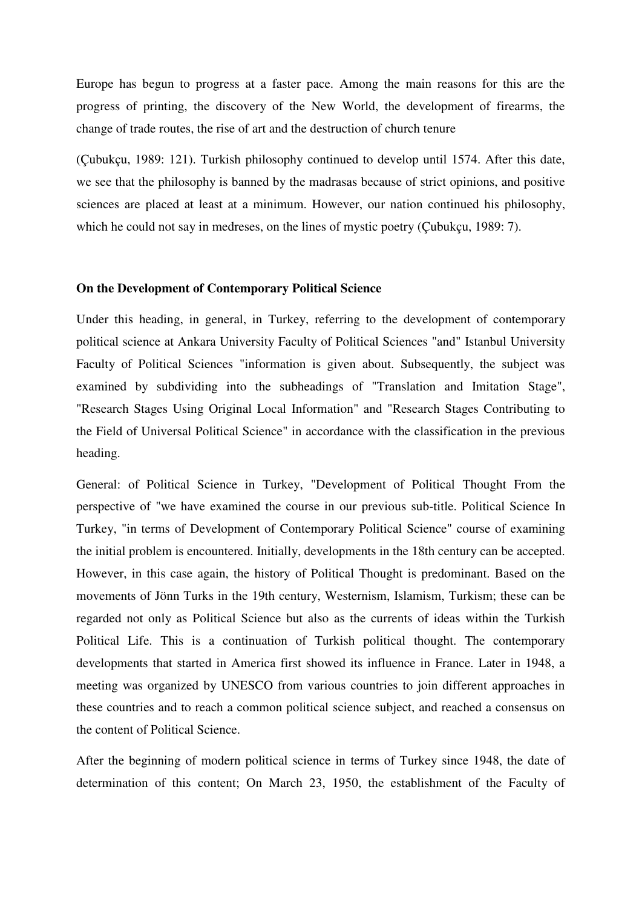Europe has begun to progress at a faster pace. Among the main reasons for this are the progress of printing, the discovery of the New World, the development of firearms, the change of trade routes, the rise of art and the destruction of church tenure

(Çubukçu, 1989: 121). Turkish philosophy continued to develop until 1574. After this date, we see that the philosophy is banned by the madrasas because of strict opinions, and positive sciences are placed at least at a minimum. However, our nation continued his philosophy, which he could not say in medreses, on the lines of mystic poetry (Çubukçu, 1989: 7).

**On the Development of Contemporary Political Science**

Under this heading, in general, in Turkey, referring to the development of contemporary political science at Ankara University Faculty of Political Sciences "and" Istanbul University Faculty of Political Sciences "information is given about. Subsequently, the subject was examined by subdividing into the subheadings of "Translation and Imitation Stage", "Research Stages Using Original Local Information" and "Research Stages Contributing to the Field of Universal Political Science" in accordance with the classification in the previous heading.

General: of Political Science in Turkey, "Development of Political Thought From the perspective of "we have examined the course in our previous sub-title. Political Science In Turkey, "in terms of Development of Contemporary Political Science" course of examining the initial problem is encountered. Initially, developments in the 18th century can be accepted. However, in this case again, the history of Political Thought is predominant. Based on the movements of Jönn Turks in the 19th century, Westernism, Islamism, Turkism; these can be regarded not only as Political Science but also as the currents of ideas within the Turkish Political Life. This is a continuation of Turkish political thought. The contemporary developments that started in America first showed its influence in France. Later in 1948, a meeting was organized by UNESCO from various countries to join different approaches in these countries and to reach a common political science subject, and reached a consensus on the content of Political Science.

After the beginning of modern political science in terms of Turkey since 1948, the date of determination of this content; On March 23, 1950, the establishment of the Faculty of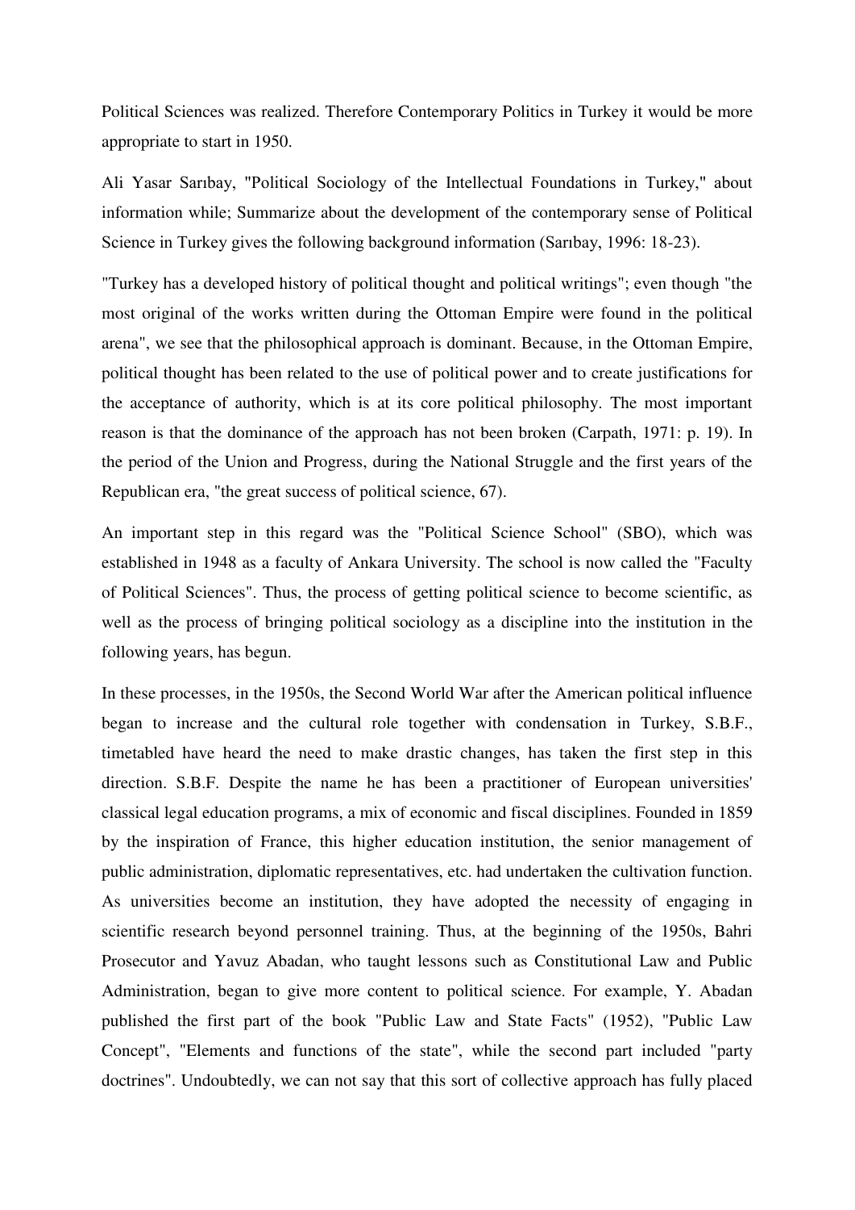Political Sciences was realized. Therefore Contemporary Politics in Turkey it would be more appropriate to start in 1950.

Ali Yasar Sarıbay, "Political Sociology of the Intellectual Foundations in Turkey," about information while; Summarize about the development of the contemporary sense of Political Science in Turkey gives the following background information (Sarıbay, 1996: 18-23).

"Turkey has a developed history of political thought and political writings"; even though "the most original of the works written during the Ottoman Empire were found in the political arena", we see that the philosophical approach is dominant. Because, in the Ottoman Empire, political thought has been related to the use of political power and to create justifications for the acceptance of authority, which is at its core political philosophy. The most important reason is that the dominance of the approach has not been broken (Carpath, 1971: p. 19). In the period of the Union and Progress, during the National Struggle and the first years of the Republican era, "the great success of political science, 67).

An important step in this regard was the "Political Science School" (SBO), which was established in 1948 as a faculty of Ankara University. The school is now called the "Faculty of Political Sciences". Thus, the process of getting political science to become scientific, as well as the process of bringing political sociology as a discipline into the institution in the following years, has begun.

In these processes, in the 1950s, the Second World War after the American political influence began to increase and the cultural role together with condensation in Turkey, S.B.F., timetabled have heard the need to make drastic changes, has taken the first step in this direction. S.B.F. Despite the name he has been a practitioner of European universities' classical legal education programs, a mix of economic and fiscal disciplines. Founded in 1859 by the inspiration of France, this higher education institution, the senior management of public administration, diplomatic representatives, etc. had undertaken the cultivation function. As universities become an institution, they have adopted the necessity of engaging in scientific research beyond personnel training. Thus, at the beginning of the 1950s, Bahri Prosecutor and Yavuz Abadan, who taught lessons such as Constitutional Law and Public Administration, began to give more content to political science. For example, Y. Abadan published the first part of the book "Public Law and State Facts" (1952), "Public Law Concept", "Elements and functions of the state", while the second part included "party doctrines". Undoubtedly, we can not say that this sort of collective approach has fully placed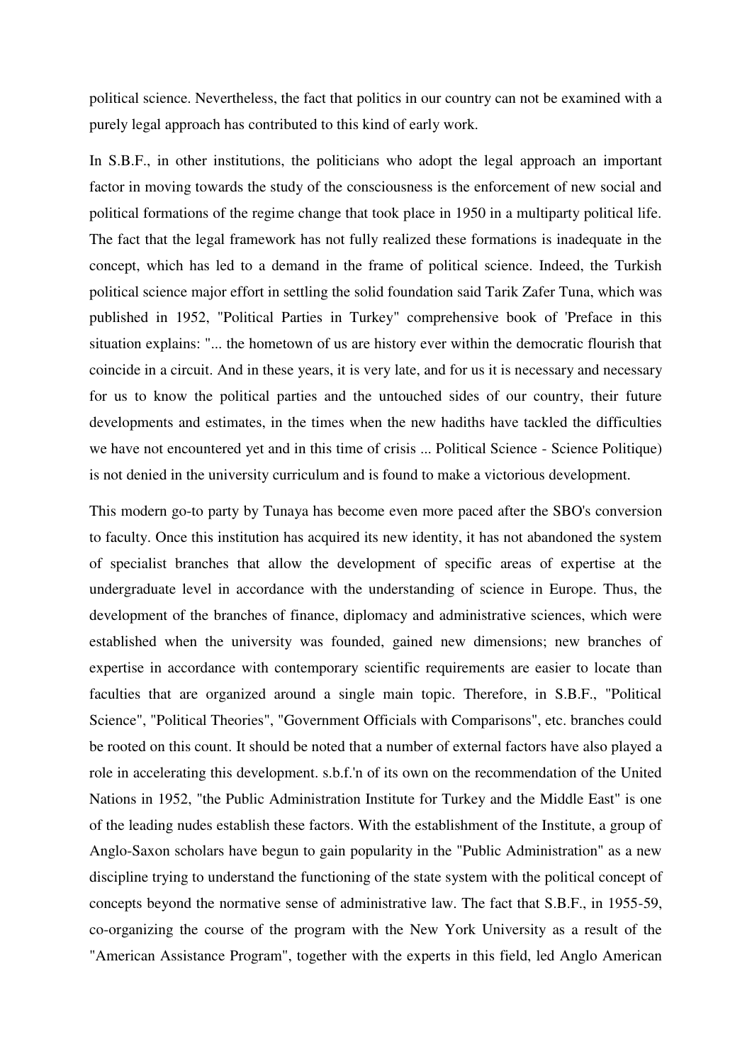political science. Nevertheless, the fact that politics in our country can not be examined with a purely legal approach has contributed to this kind of early work.

In S.B.F., in other institutions, the politicians who adopt the legal approach an important factor in moving towards the study of the consciousness is the enforcement of new social and political formations of the regime change that took place in 1950 in a multiparty political life. The fact that the legal framework has not fully realized these formations is inadequate in the concept, which has led to a demand in the frame of political science. Indeed, the Turkish political science major effort in settling the solid foundation said Tarik Zafer Tuna, which was published in 1952, "Political Parties in Turkey" comprehensive book of 'Preface in this situation explains: "... the hometown of us are history ever within the democratic flourish that coincide in a circuit. And in these years, it is very late, and for us it is necessary and necessary for us to know the political parties and the untouched sides of our country, their future developments and estimates, in the times when the new hadiths have tackled the difficulties we have not encountered yet and in this time of crisis ... Political Science - Science Politique) is not denied in the university curriculum and is found to make a victorious development.

This modern go-to party by Tunaya has become even more paced after the SBO's conversion to faculty. Once this institution has acquired its new identity, it has not abandoned the system of specialist branches that allow the development of specific areas of expertise at the undergraduate level in accordance with the understanding of science in Europe. Thus, the development of the branches of finance, diplomacy and administrative sciences, which were established when the university was founded, gained new dimensions; new branches of expertise in accordance with contemporary scientific requirements are easier to locate than faculties that are organized around a single main topic. Therefore, in S.B.F., "Political Science", "Political Theories", "Government Officials with Comparisons", etc. branches could be rooted on this count. It should be noted that a number of external factors have also played a role in accelerating this development. s.b.f.'n of its own on the recommendation of the United Nations in 1952, "the Public Administration Institute for Turkey and the Middle East" is one of the leading nudes establish these factors. With the establishment of the Institute, a group of Anglo-Saxon scholars have begun to gain popularity in the "Public Administration" as a new discipline trying to understand the functioning of the state system with the political concept of concepts beyond the normative sense of administrative law. The fact that S.B.F., in 1955-59, co-organizing the course of the program with the New York University as a result of the "American Assistance Program", together with the experts in this field, led Anglo American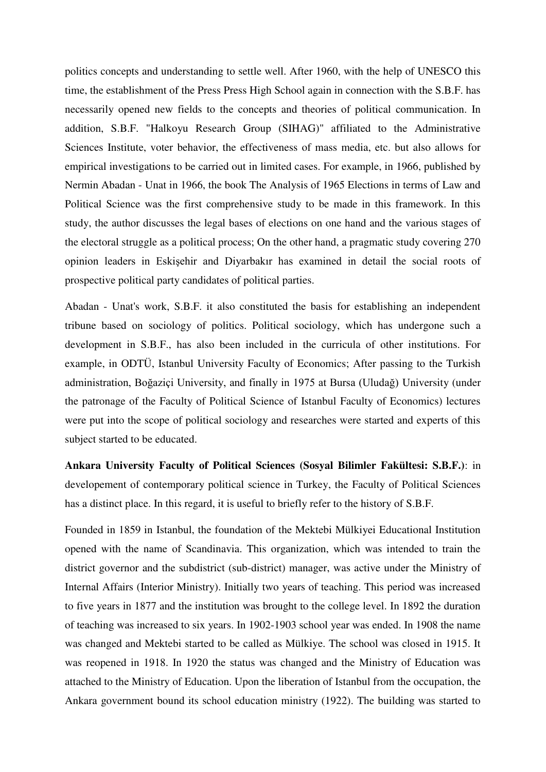politics concepts and understanding to settle well. After 1960, with the help of UNESCO this time, the establishment of the Press Press High School again in connection with the S.B.F. has necessarily opened new fields to the concepts and theories of political communication. In addition, S.B.F. "Halkoyu Research Group (SIHAG)" affiliated to the Administrative Sciences Institute, voter behavior, the effectiveness of mass media, etc. but also allows for empirical investigations to be carried out in limited cases. For example, in 1966, published by Nermin Abadan - Unat in 1966, the book The Analysis of 1965 Elections in terms of Law and Political Science was the first comprehensive study to be made in this framework. In this study, the author discusses the legal bases of elections on one hand and the various stages of the electoral struggle as a political process; On the other hand, a pragmatic study covering 270 opinion leaders in Eskişehir and Diyarbakır has examined in detail the social roots of prospective political party candidates of political parties.

Abadan - Unat's work, S.B.F. it also constituted the basis for establishing an independent tribune based on sociology of politics. Political sociology, which has undergone such a development in S.B.F., has also been included in the curricula of other institutions. For example, in ODTÜ, Istanbul University Faculty of Economics; After passing to the Turkish administration, Boğaziçi University, and finally in 1975 at Bursa (Uludağ) University (under the patronage of the Faculty of Political Science of Istanbul Faculty of Economics) lectures were put into the scope of political sociology and researches were started and experts of this subject started to be educated.

**Ankara University Faculty of Political Sciences (Sosyal Bilimler Fakültesi: S.B.F.)**: in developement of contemporary political science in Turkey, the Faculty of Political Sciences has a distinct place. In this regard, it is useful to briefly refer to the history of S.B.F.

Founded in 1859 in Istanbul, the foundation of the Mektebi Mülkiyei Educational Institution opened with the name of Scandinavia. This organization, which was intended to train the district governor and the subdistrict (sub-district) manager, was active under the Ministry of Internal Affairs (Interior Ministry). Initially two years of teaching. This period was increased to five years in 1877 and the institution was brought to the college level. In 1892 the duration of teaching was increased to six years. In 1902-1903 school year was ended. In 1908 the name was changed and Mektebi started to be called as Mülkiye. The school was closed in 1915. It was reopened in 1918. In 1920 the status was changed and the Ministry of Education was attached to the Ministry of Education. Upon the liberation of Istanbul from the occupation, the Ankara government bound its school education ministry (1922). The building was started to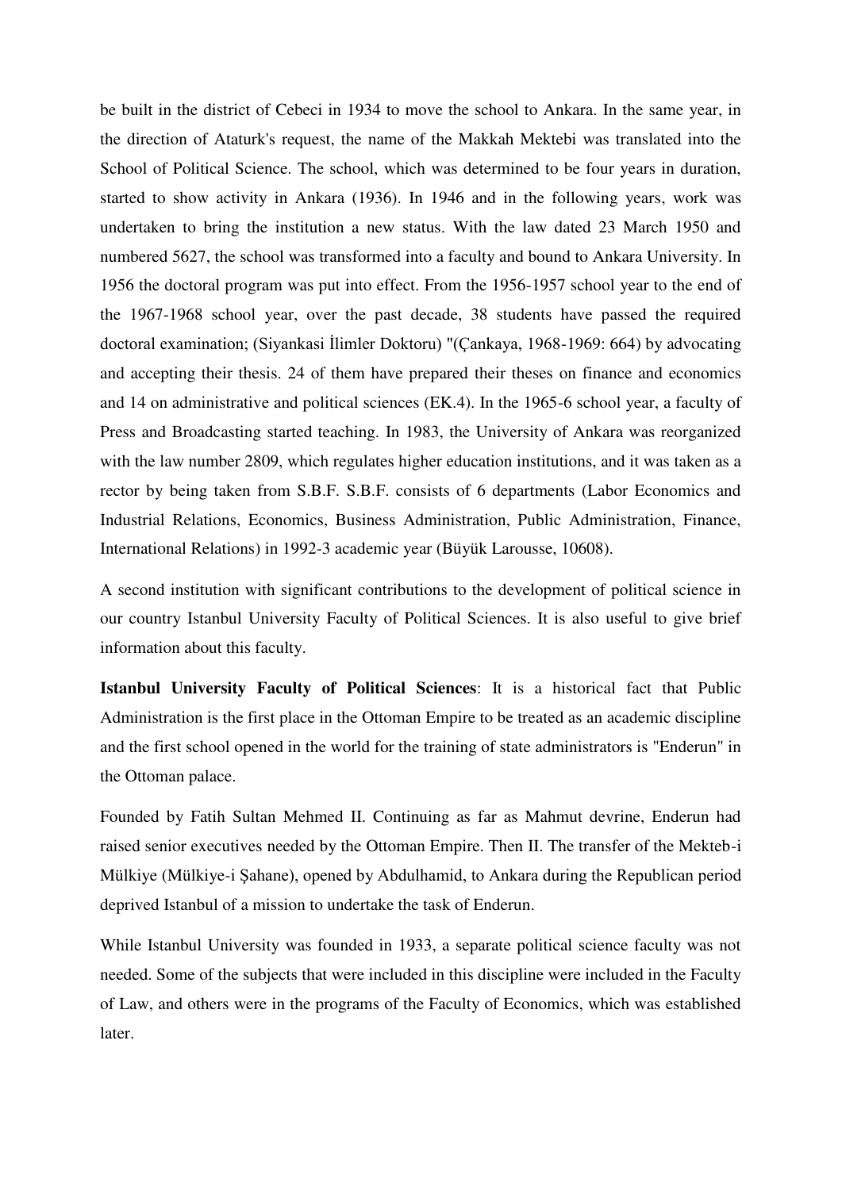be built in the district of Cebeci in 1934 to move the school to Ankara. In the same year, in the direction of Ataturk's request, the name of the Makkah Mektebi was translated into the School of Political Science. The school, which was determined to be four years in duration, started to show activity in Ankara (1936). In 1946 and in the following years, work was undertaken to bring the institution a new status. With the law dated 23 March 1950 and numbered 5627, the school was transformed into a faculty and bound to Ankara University. In 1956 the doctoral program was put into effect. From the 1956-1957 school year to the end of the 1967-1968 school year, over the past decade, 38 students have passed the required doctoral examination; (Siyankasi İlimler Doktoru) "(Çankaya, 1968-1969: 664) by advocating and accepting their thesis. 24 of them have prepared their theses on finance and economics and 14 on administrative and political sciences (EK.4). In the 1965-6 school year, a faculty of Press and Broadcasting started teaching. In 1983, the University of Ankara was reorganized with the law number 2809, which regulates higher education institutions, and it was taken as a rector by being taken from S.B.F. S.B.F. consists of 6 departments (Labor Economics and Industrial Relations, Economics, Business Administration, Public Administration, Finance, International Relations) in 1992-3 academic year (Büyük Larousse, 10608).

A second institution with significant contributions to the development of political science in our country Istanbul University Faculty of Political Sciences. It is also useful to give brief information about this faculty.

**Istanbul University Faculty of Political Sciences**: It is a historical fact that Public Administration is the first place in the Ottoman Empire to be treated as an academic discipline and the first school opened in the world for the training of state administrators is "Enderun" in the Ottoman palace.

Founded by Fatih Sultan Mehmed II. Continuing as far as Mahmut devrine, Enderun had raised senior executives needed by the Ottoman Empire. Then II. The transfer of the Mekteb-i Mülkiye (Mülkiye-i Şahane), opened by Abdulhamid, to Ankara during the Republican period deprived Istanbul of a mission to undertake the task of Enderun.

While Istanbul University was founded in 1933, a separate political science faculty was not needed. Some of the subjects that were included in this discipline were included in the Faculty of Law, and others were in the programs of the Faculty of Economics, which was established later.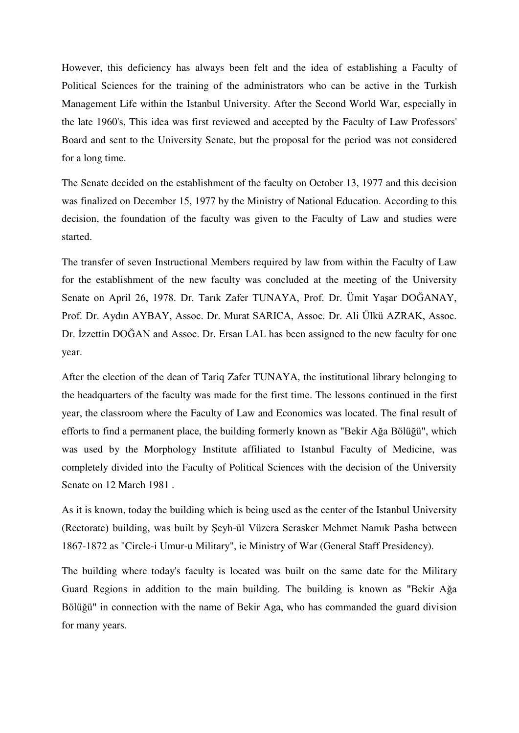However, this deficiency has always been felt and the idea of establishing a Faculty of Political Sciences for the training of the administrators who can be active in the Turkish Management Life within the Istanbul University. After the Second World War, especially in the late 1960's, This idea was first reviewed and accepted by the Faculty of Law Professors' Board and sent to the University Senate, but the proposal for the period was not considered for a long time.

The Senate decided on the establishment of the faculty on October 13, 1977 and this decision was finalized on December 15, 1977 by the Ministry of National Education. According to this decision, the foundation of the faculty was given to the Faculty of Law and studies were started.

The transfer of seven Instructional Members required by law from within the Faculty of Law for the establishment of the new faculty was concluded at the meeting of the University Senate on April 26, 1978. Dr. Tarık Zafer TUNAYA, Prof. Dr. Ümit Yaşar DOĞANAY, Prof. Dr. Aydın AYBAY, Assoc. Dr. Murat SARICA, Assoc. Dr. Ali Ülkü AZRAK, Assoc. Dr. İzzettin DOĞAN and Assoc. Dr. Ersan LAL has been assigned to the new faculty for one year.

After the election of the dean of Tariq Zafer TUNAYA, the institutional library belonging to the headquarters of the faculty was made for the first time. The lessons continued in the first year, the classroom where the Faculty of Law and Economics was located. The final result of efforts to find a permanent place, the building formerly known as "Bekir Ağa Bölüğü", which was used by the Morphology Institute affiliated to Istanbul Faculty of Medicine, was completely divided into the Faculty of Political Sciences with the decision of the University Senate on 12 March 1981 .

As it is known, today the building which is being used as the center of the Istanbul University (Rectorate) building, was built by Şeyh-ül Vüzera Serasker Mehmet Namık Pasha between 1867-1872 as "Circle-i Umur-u Military", ie Ministry of War (General Staff Presidency).

The building where today's faculty is located was built on the same date for the Military Guard Regions in addition to the main building. The building is known as "Bekir Ağa Bölüğü" in connection with the name of Bekir Aga, who has commanded the guard division for many years.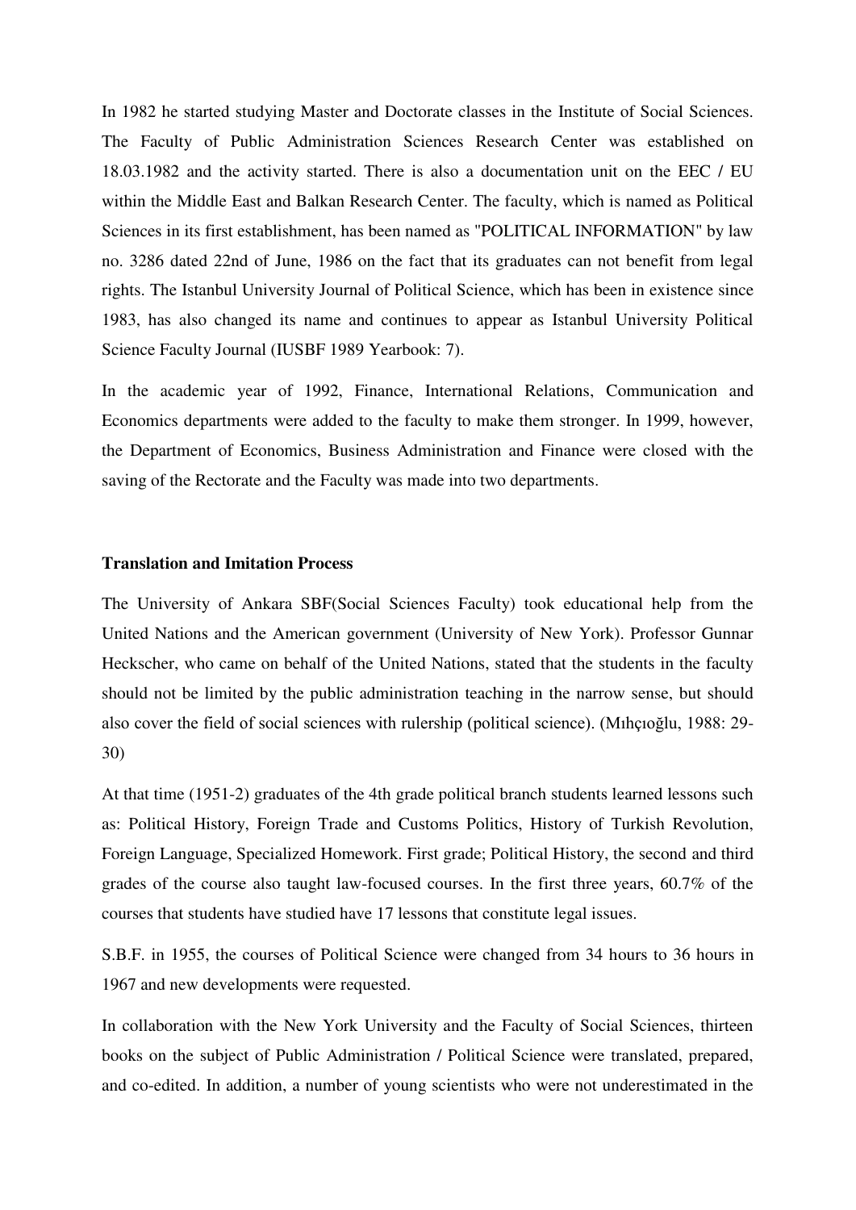In 1982 he started studying Master and Doctorate classes in the Institute of Social Sciences. The Faculty of Public Administration Sciences Research Center was established on 18.03.1982 and the activity started. There is also a documentation unit on the EEC / EU within the Middle East and Balkan Research Center. The faculty, which is named as Political Sciences in its first establishment, has been named as "POLITICAL INFORMATION" by law no. 3286 dated 22nd of June, 1986 on the fact that its graduates can not benefit from legal rights. The Istanbul University Journal of Political Science, which has been in existence since 1983, has also changed its name and continues to appear as Istanbul University Political Science Faculty Journal (IUSBF 1989 Yearbook: 7).

In the academic year of 1992, Finance, International Relations, Communication and Economics departments were added to the faculty to make them stronger. In 1999, however, the Department of Economics, Business Administration and Finance were closed with the saving of the Rectorate and the Faculty was made into two departments.

**Translation and Imitation Process**

The University of Ankara SBF(Social Sciences Faculty) took educational help from the United Nations and the American government (University of New York). Professor Gunnar Heckscher, who came on behalf of the United Nations, stated that the students in the faculty should not be limited by the public administration teaching in the narrow sense, but should also cover the field of social sciences with rulership (political science). (Mıhçıoğlu, 1988: 29-30)

At that time (1951-2) graduates of the 4th grade political branch students learned lessons such as: Political History, Foreign Trade and Customs Politics, History of Turkish Revolution, Foreign Language, Specialized Homework. First grade; Political History, the second and third grades of the course also taught law-focused courses. In the first three years, 60.7% of the courses that students have studied have 17 lessons that constitute legal issues.

S.B.F. in 1955, the courses of Political Science were changed from 34 hours to 36 hours in 1967 and new developments were requested.

In collaboration with the New York University and the Faculty of Social Sciences, thirteen books on the subject of Public Administration / Political Science were translated, prepared, and co-edited. In addition, a number of young scientists who were not underestimated in the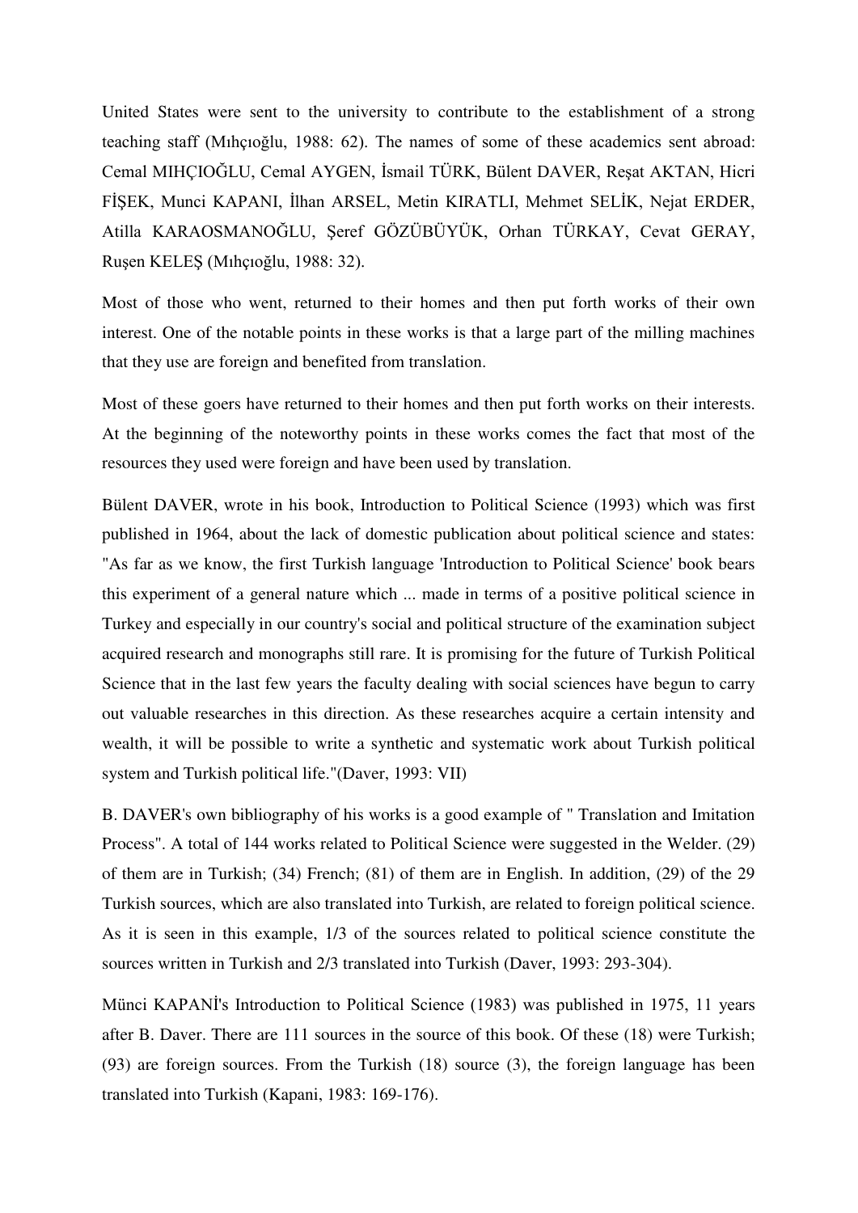United States were sent to the university to contribute to the establishment of a strong teaching staff (Mıhçıoğlu, 1988: 62). The names of some of these academics sent abroad: Cemal MIHÇIOĞLU, Cemal AYGEN, İsmail TÜRK, Bülent DAVER, Reşat AKTAN, Hicri FİŞEK, Munci KAPANI, İlhan ARSEL, Metin KIRATLI, Mehmet SELİK, Nejat ERDER, Atilla KARAOSMANOĞLU, Şeref GÖZÜBÜYÜK, Orhan TÜRKAY, Cevat GERAY, Ruşen KELEŞ (Mıhçıoğlu, 1988: 32).

Most of those who went, returned to their homes and then put forth works of their own interest. One of the notable points in these works is that a large part of the milling machines that they use are foreign and benefited from translation.

Most of these goers have returned to their homes and then put forth works on their interests. At the beginning of the noteworthy points in these works comes the fact that most of the resources they used were foreign and have been used by translation.

Bülent DAVER, wrote in his book, Introduction to Political Science (1993) which was first published in 1964, about the lack of domestic publication about political science and states: "As far as we know, the first Turkish language 'Introduction to Political Science' book bears this experiment of a general nature which ... made in terms of a positive political science in Turkey and especially in our country's social and political structure of the examination subject acquired research and monographs still rare. It is promising for the future of Turkish Political Science that in the last few years the faculty dealing with social sciences have begun to carry out valuable researches in this direction. As these researches acquire a certain intensity and wealth, it will be possible to write a synthetic and systematic work about Turkish political system and Turkish political life."(Daver, 1993: VII)

B. DAVER's own bibliography of his works is a good example of " Translation and Imitation Process". A total of 144 works related to Political Science were suggested in the Welder. (29) of them are in Turkish; (34) French; (81) of them are in English. In addition, (29) of the 29 Turkish sources, which are also translated into Turkish, are related to foreign political science. As it is seen in this example, 1/3 of the sources related to political science constitute the sources written in Turkish and 2/3 translated into Turkish (Daver, 1993: 293-304).

Münci KAPANİ's Introduction to Political Science (1983) was published in 1975, 11 years after B. Daver. There are 111 sources in the source of this book. Of these (18) were Turkish; (93) are foreign sources. From the Turkish (18) source (3), the foreign language has been translated into Turkish (Kapani, 1983: 169-176).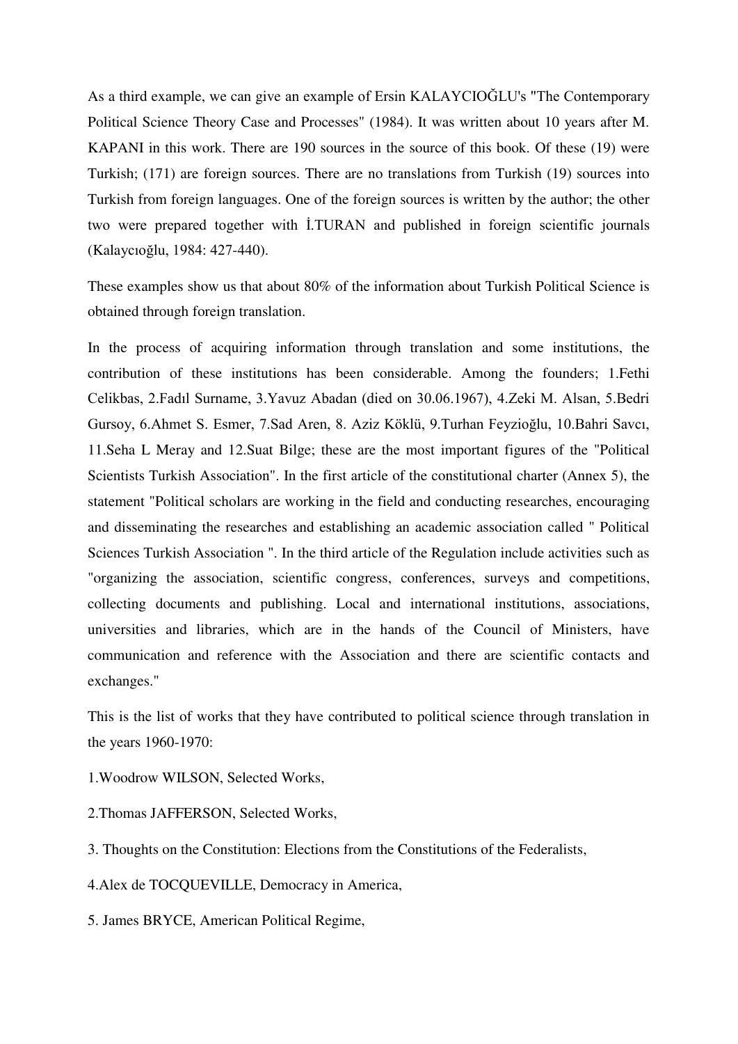As a third example, we can give an example of Ersin KALAYCIOĞLU's "The Contemporary Political Science Theory Case and Processes" (1984). It was written about 10 years after M. KAPANI in this work. There are 190 sources in the source of this book. Of these (19) were Turkish; (171) are foreign sources. There are no translations from Turkish (19) sources into Turkish from foreign languages. One of the foreign sources is written by the author; the other two were prepared together with İ.TURAN and published in foreign scientific journals (Kalaycıoğlu, 1984: 427-440).

These examples show us that about 80% of the information about Turkish Political Science is obtained through foreign translation.

In the process of acquiring information through translation and some institutions, the contribution of these institutions has been considerable. Among the founders; 1.Fethi Celikbas, 2.Fadıl Surname, 3.Yavuz Abadan (died on 30.06.1967), 4.Zeki M. Alsan, 5.Bedri Gursoy, 6.Ahmet S. Esmer, 7.Sad Aren, 8. Aziz Köklü, 9.Turhan Feyzioğlu, 10.Bahri Savcı, 11.Seha L Meray and 12.Suat Bilge; these are the most important figures of the "Political Scientists Turkish Association". In the first article of the constitutional charter (Annex 5), the statement "Political scholars are working in the field and conducting researches, encouraging and disseminating the researches and establishing an academic association called " Political Sciences Turkish Association ". In the third article of the Regulation include activities such as "organizing the association, scientific congress, conferences, surveys and competitions, collecting documents and publishing. Local and international institutions, associations, universities and libraries, which are in the hands of the Council of Ministers, have communication and reference with the Association and there are scientific contacts and exchanges."

This is the list of works that they have contributed to political science through translation in the years 1960-1970:

1.Woodrow WILSON, Selected Works,

2.Thomas JAFFERSON, Selected Works,

3. Thoughts on the Constitution: Elections from the Constitutions of the Federalists,

4.Alex de TOCQUEVILLE, Democracy in America,

5. James BRYCE, American Political Regime,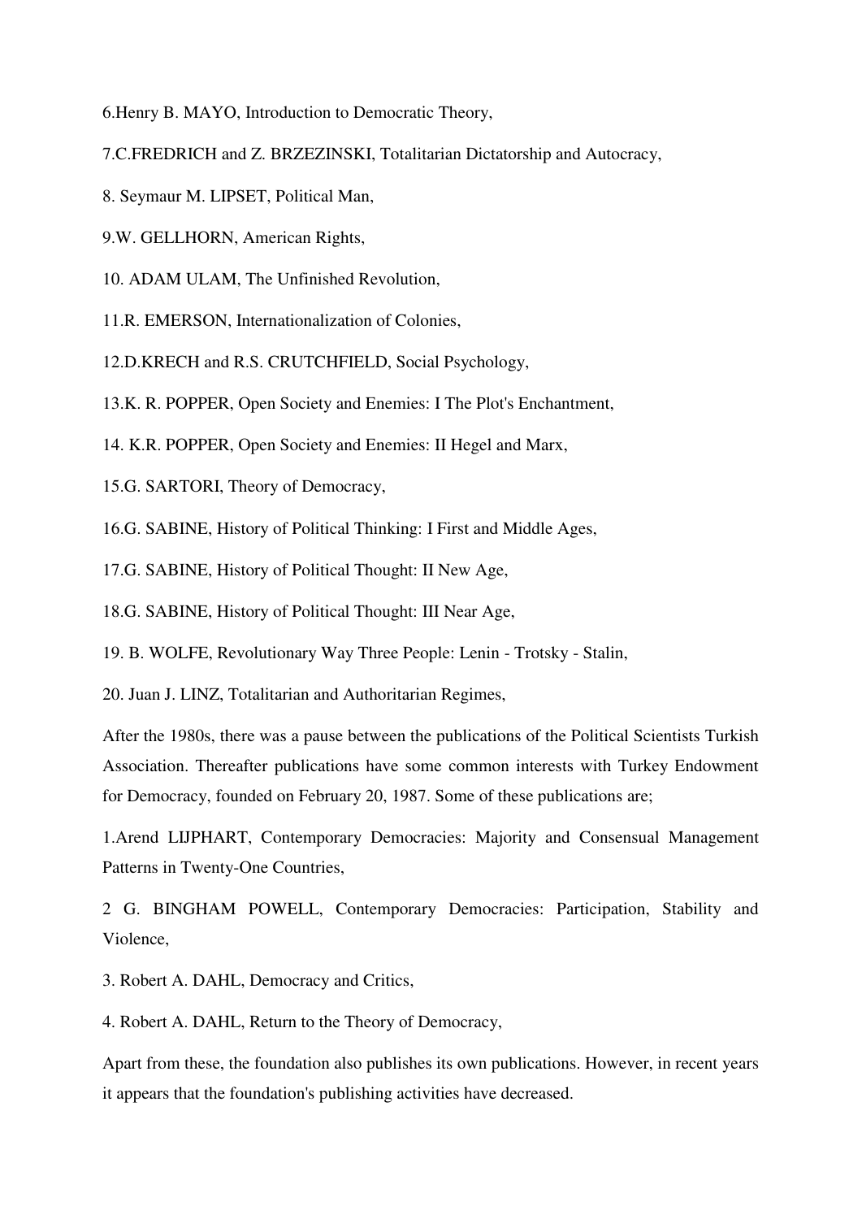6.Henry B. MAYO, Introduction to Democratic Theory,

7.C.FREDRICH and Z. BRZEZINSKI, Totalitarian Dictatorship and Autocracy,

8. Seymaur M. LIPSET, Political Man,

9.W. GELLHORN, American Rights,

10. ADAM ULAM, The Unfinished Revolution,

11.R. EMERSON, Internationalization of Colonies,

12.D.KRECH and R.S. CRUTCHFIELD, Social Psychology,

13.K. R. POPPER, Open Society and Enemies: I The Plot's Enchantment,

14. K.R. POPPER, Open Society and Enemies: II Hegel and Marx,

15.G. SARTORI, Theory of Democracy,

16.G. SABINE, History of Political Thinking: I First and Middle Ages,

17.G. SABINE, History of Political Thought: II New Age,

18.G. SABINE, History of Political Thought: III Near Age,

19. B. WOLFE, Revolutionary Way Three People: Lenin - Trotsky - Stalin,

20. Juan J. LINZ, Totalitarian and Authoritarian Regimes,

After the 1980s, there was a pause between the publications of the Political Scientists Turkish Association. Thereafter publications have some common interests with Turkey Endowment for Democracy, founded on February 20, 1987. Some of these publications are;

1.Arend LIJPHART, Contemporary Democracies: Majority and Consensual Management Patterns in Twenty-One Countries,

2 G. BINGHAM POWELL, Contemporary Democracies: Participation, Stability and Violence,

3. Robert A. DAHL, Democracy and Critics,

4. Robert A. DAHL, Return to the Theory of Democracy,

Apart from these, the foundation also publishes its own publications. However, in recent years it appears that the foundation's publishing activities have decreased.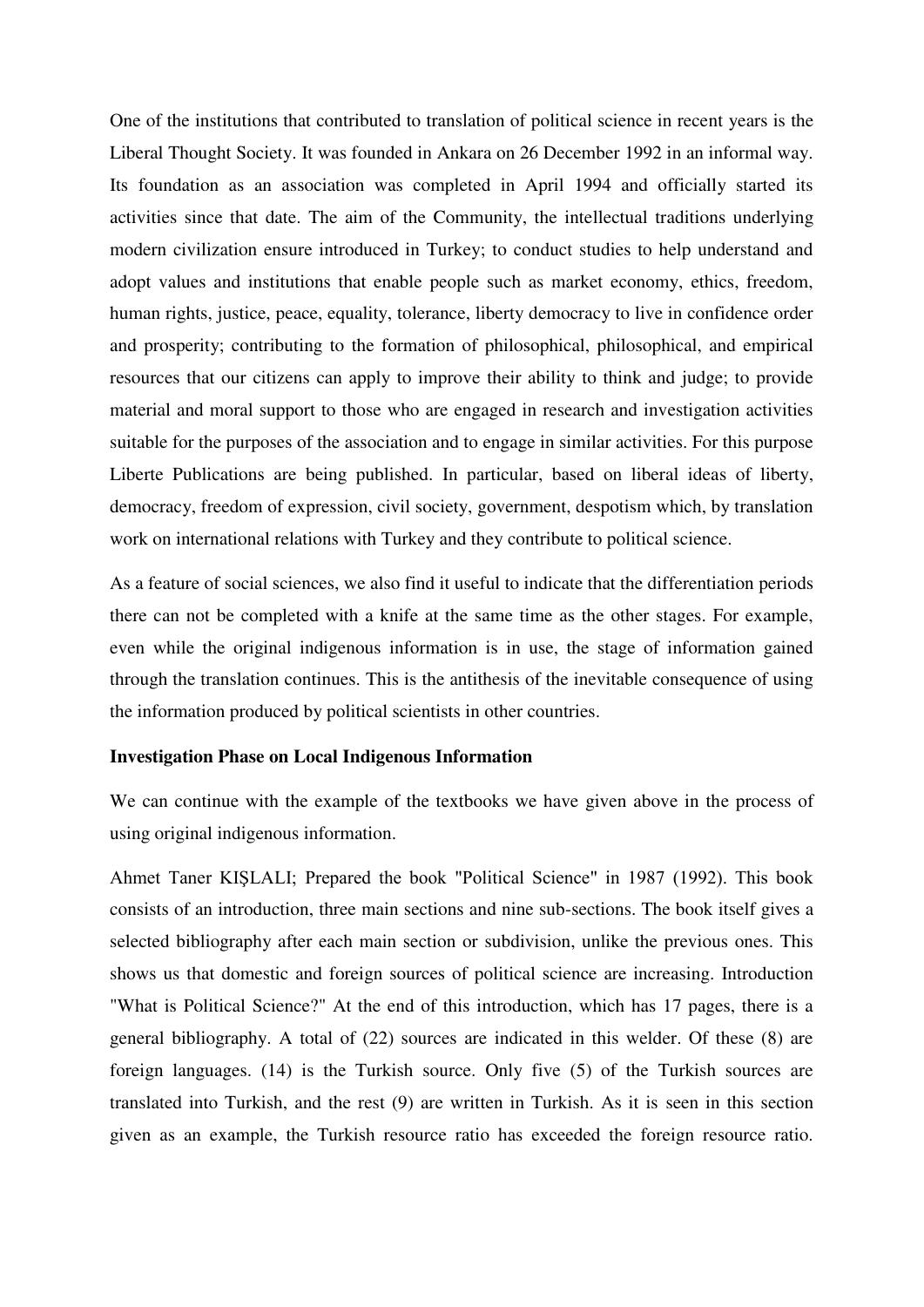One of the institutions that contributed to translation of political science in recent years is the Liberal Thought Society. It was founded in Ankara on 26 December 1992 in an informal way. Its foundation as an association was completed in April 1994 and officially started its activities since that date. The aim of the Community, the intellectual traditions underlying modern civilization ensure introduced in Turkey; to conduct studies to help understand and adopt values and institutions that enable people such as market economy, ethics, freedom, human rights, justice, peace, equality, tolerance, liberty democracy to live in confidence order and prosperity; contributing to the formation of philosophical, philosophical, and empirical resources that our citizens can apply to improve their ability to think and judge; to provide material and moral support to those who are engaged in research and investigation activities suitable for the purposes of the association and to engage in similar activities. For this purpose Liberte Publications are being published. In particular, based on liberal ideas of liberty, democracy, freedom of expression, civil society, government, despotism which, by translation work on international relations with Turkey and they contribute to political science.

As a feature of social sciences, we also find it useful to indicate that the differentiation periods there can not be completed with a knife at the same time as the other stages. For example, even while the original indigenous information is in use, the stage of information gained through the translation continues. This is the antithesis of the inevitable consequence of using the information produced by political scientists in other countries.

**Investigation Phase on Local Indigenous Information**

We can continue with the example of the textbooks we have given above in the process of using original indigenous information.

Ahmet Taner KIŞLALI; Prepared the book "Political Science" in 1987 (1992). This book consists of an introduction, three main sections and nine sub-sections. The book itself gives a selected bibliography after each main section or subdivision, unlike the previous ones. This shows us that domestic and foreign sources of political science are increasing. Introduction "What is Political Science?" At the end of this introduction, which has 17 pages, there is a general bibliography. A total of (22) sources are indicated in this welder. Of these (8) are foreign languages. (14) is the Turkish source. Only five (5) of the Turkish sources are translated into Turkish, and the rest (9) are written in Turkish. As it is seen in this section given as an example, the Turkish resource ratio has exceeded the foreign resource ratio.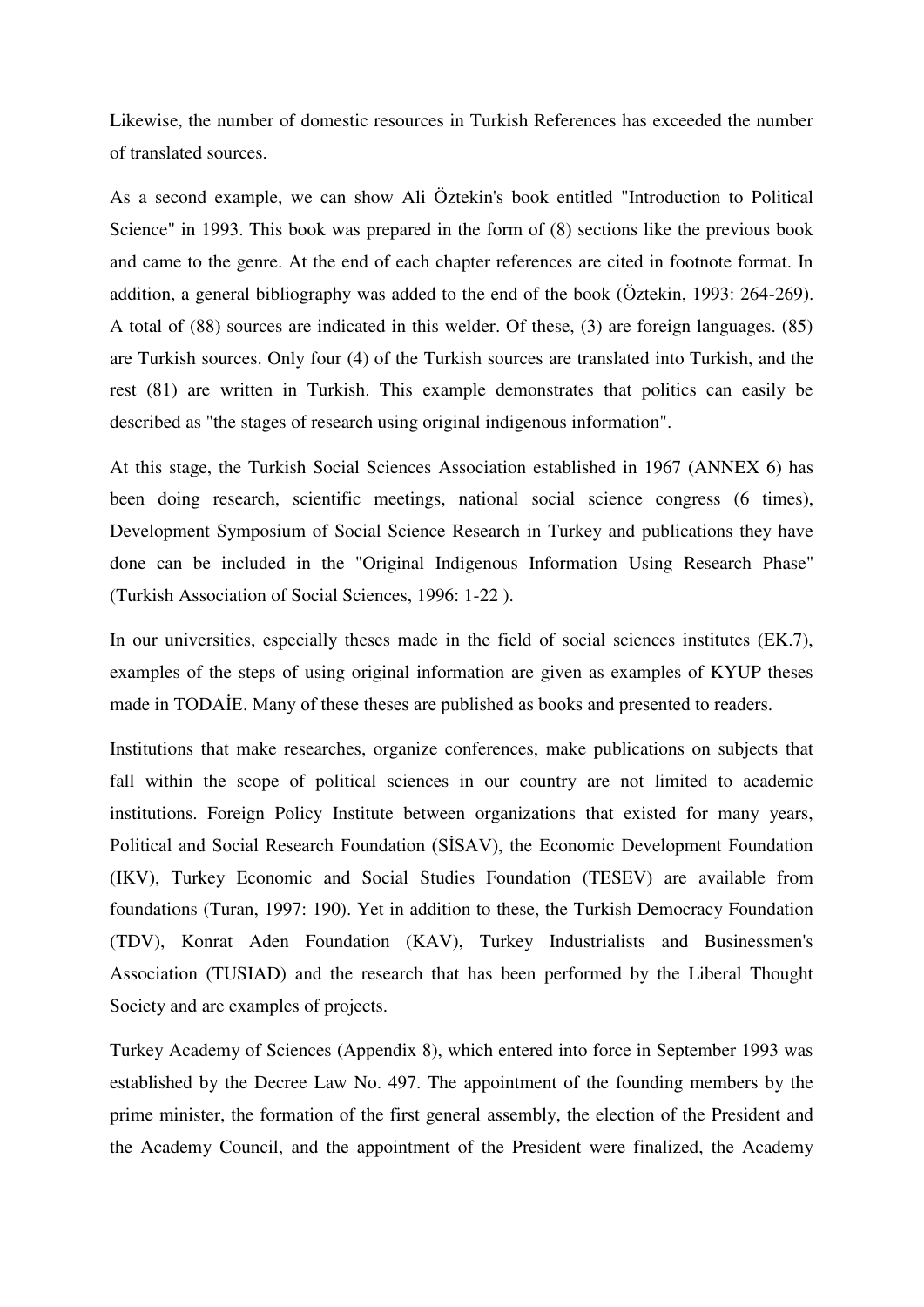Likewise, the number of domestic resources in Turkish References has exceeded the number of translated sources.

As a second example, we can show Ali Öztekin's book entitled "Introduction to Political Science" in 1993. This book was prepared in the form of (8) sections like the previous book and came to the genre. At the end of each chapter references are cited in footnote format. In addition, a general bibliography was added to the end of the book (Öztekin, 1993: 264-269). A total of (88) sources are indicated in this welder. Of these, (3) are foreign languages. (85) are Turkish sources. Only four (4) of the Turkish sources are translated into Turkish, and the rest (81) are written in Turkish. This example demonstrates that politics can easily be described as "the stages of research using original indigenous information".

At this stage, the Turkish Social Sciences Association established in 1967 (ANNEX 6) has been doing research, scientific meetings, national social science congress (6 times), Development Symposium of Social Science Research in Turkey and publications they have done can be included in the "Original Indigenous Information Using Research Phase" (Turkish Association of Social Sciences, 1996: 1-22 ).

In our universities, especially theses made in the field of social sciences institutes (EK.7), examples of the steps of using original information are given as examples of KYUP theses made in TODAİE. Many of these theses are published as books and presented to readers.

Institutions that make researches, organize conferences, make publications on subjects that fall within the scope of political sciences in our country are not limited to academic institutions. Foreign Policy Institute between organizations that existed for many years, Political and Social Research Foundation (SİSAV), the Economic Development Foundation (IKV), Turkey Economic and Social Studies Foundation (TESEV) are available from foundations (Turan, 1997: 190). Yet in addition to these, the Turkish Democracy Foundation (TDV), Konrat Aden Foundation (KAV), Turkey Industrialists and Businessmen's Association (TUSIAD) and the research that has been performed by the Liberal Thought Society and are examples of projects.

Turkey Academy of Sciences (Appendix 8), which entered into force in September 1993 was established by the Decree Law No. 497. The appointment of the founding members by the prime minister, the formation of the first general assembly, the election of the President and the Academy Council, and the appointment of the President were finalized, the Academy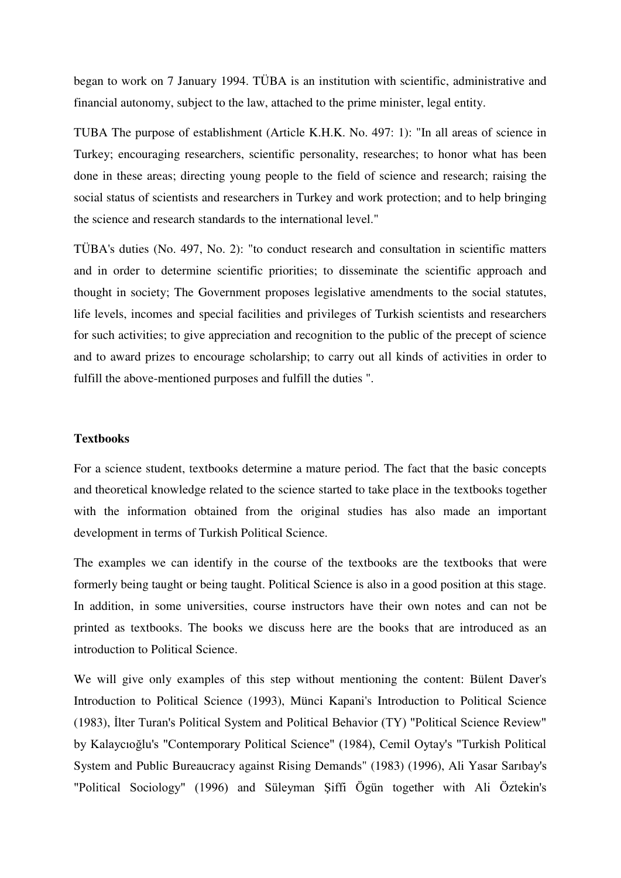began to work on 7 January 1994. TÜBA is an institution with scientific, administrative and financial autonomy, subject to the law, attached to the prime minister, legal entity.

TUBA The purpose of establishment (Article K.H.K. No. 497: 1): "In all areas of science in Turkey; encouraging researchers, scientific personality, researches; to honor what has been done in these areas; directing young people to the field of science and research; raising the social status of scientists and researchers in Turkey and work protection; and to help bringing the science and research standards to the international level."

TÜBA's duties (No. 497, No. 2): "to conduct research and consultation in scientific matters and in order to determine scientific priorities; to disseminate the scientific approach and thought in society; The Government proposes legislative amendments to the social statutes, life levels, incomes and special facilities and privileges of Turkish scientists and researchers for such activities; to give appreciation and recognition to the public of the precept of science and to award prizes to encourage scholarship; to carry out all kinds of activities in order to fulfill the above-mentioned purposes and fulfill the duties ".

**Textbooks**

For a science student, textbooks determine a mature period. The fact that the basic concepts and theoretical knowledge related to the science started to take place in the textbooks together with the information obtained from the original studies has also made an important development in terms of Turkish Political Science.

The examples we can identify in the course of the textbooks are the textbooks that were formerly being taught or being taught. Political Science is also in a good position at this stage. In addition, in some universities, course instructors have their own notes and can not be printed as textbooks. The books we discuss here are the books that are introduced as an introduction to Political Science.

We will give only examples of this step without mentioning the content: Bülent Daver's Introduction to Political Science (1993), Münci Kapani's Introduction to Political Science (1983), İlter Turan's Political System and Political Behavior (TY) "Political Science Review" by Kalaycıoğlu's "Contemporary Political Science" (1984), Cemil Oytay's "Turkish Political System and Public Bureaucracy against Rising Demands" (1983) (1996), Ali Yasar Sarıbay's "Political Sociology" (1996) and Süleyman Şiffi Ögün together with Ali Öztekin's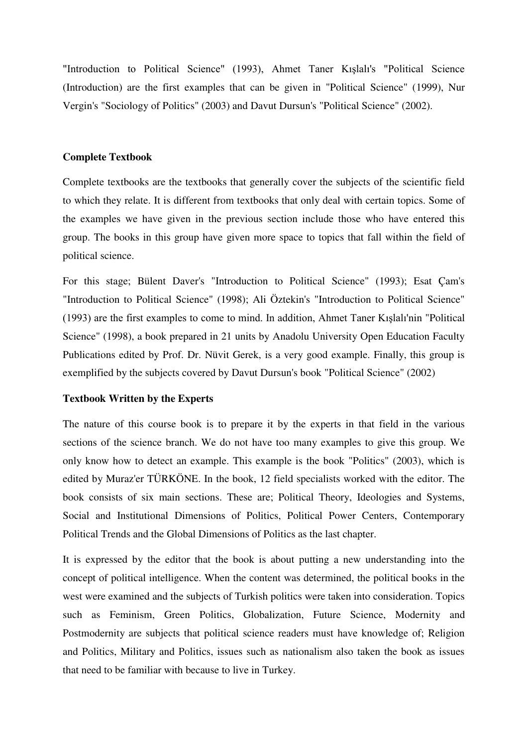"Introduction to Political Science" (1993), Ahmet Taner Kışlalı's "Political Science (Introduction) are the first examples that can be given in "Political Science" (1999), Nur Vergin's "Sociology of Politics" (2003) and Davut Dursun's "Political Science" (2002).

**Complete Textbook**

Complete textbooks are the textbooks that generally cover the subjects of the scientific field to which they relate. It is different from textbooks that only deal with certain topics. Some of the examples we have given in the previous section include those who have entered this group. The books in this group have given more space to topics that fall within the field of political science.

For this stage; Bülent Daver's "Introduction to Political Science" (1993); Esat Çam's "Introduction to Political Science" (1998); Ali Öztekin's "Introduction to Political Science" (1993) are the first examples to come to mind. In addition, Ahmet Taner Kışlalı'nin "Political Science" (1998), a book prepared in 21 units by Anadolu University Open Education Faculty Publications edited by Prof. Dr. Nüvit Gerek, is a very good example. Finally, this group is exemplified by the subjects covered by Davut Dursun's book "Political Science" (2002)

**Textbook Written by the Experts**

The nature of this course book is to prepare it by the experts in that field in the various sections of the science branch. We do not have too many examples to give this group. We only know how to detect an example. This example is the book "Politics" (2003), which is edited by Muraz'er TÜRKÖNE. In the book, 12 field specialists worked with the editor. The book consists of six main sections. These are; Political Theory, Ideologies and Systems, Social and Institutional Dimensions of Politics, Political Power Centers, Contemporary Political Trends and the Global Dimensions of Politics as the last chapter.

It is expressed by the editor that the book is about putting a new understanding into the concept of political intelligence. When the content was determined, the political books in the west were examined and the subjects of Turkish politics were taken into consideration. Topics such as Feminism, Green Politics, Globalization, Future Science, Modernity and Postmodernity are subjects that political science readers must have knowledge of; Religion and Politics, Military and Politics, issues such as nationalism also taken the book as issues that need to be familiar with because to live in Turkey.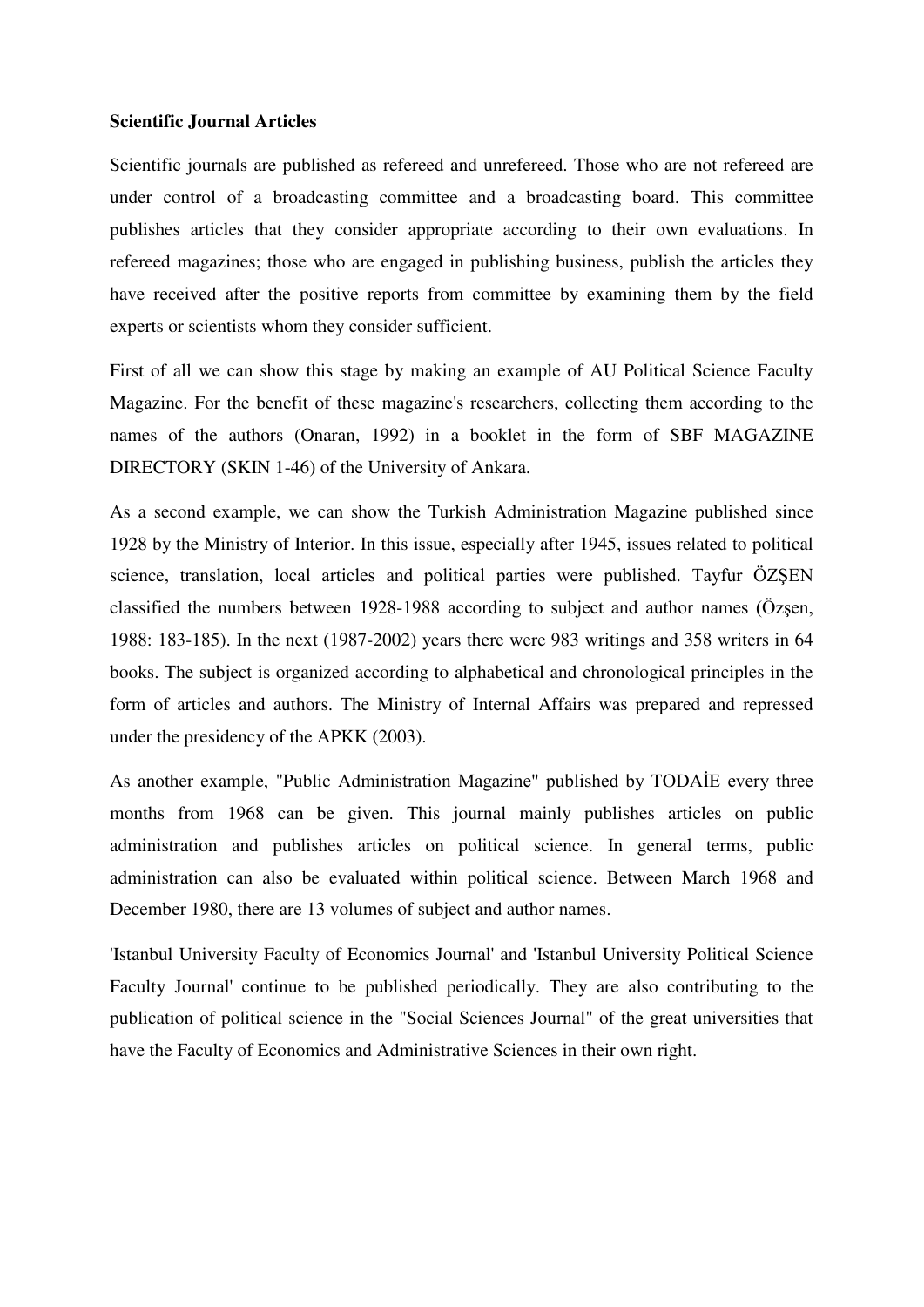**Scientific Journal Articles**

Scientific journals are published as refereed and unrefereed. Those who are not refereed are under control of a broadcasting committee and a broadcasting board. This committee publishes articles that they consider appropriate according to their own evaluations. In refereed magazines; those who are engaged in publishing business, publish the articles they have received after the positive reports from committee by examining them by the field experts or scientists whom they consider sufficient.

First of all we can show this stage by making an example of AU Political Science Faculty Magazine. For the benefit of these magazine's researchers, collecting them according to the names of the authors (Onaran, 1992) in a booklet in the form of SBF MAGAZINE DIRECTORY (SKIN 1-46) of the University of Ankara.

As a second example, we can show the Turkish Administration Magazine published since 1928 by the Ministry of Interior. In this issue, especially after 1945, issues related to political science, translation, local articles and political parties were published. Tayfur ÖZŞEN classified the numbers between 1928-1988 according to subject and author names (Özşen, 1988: 183-185). In the next (1987-2002) years there were 983 writings and 358 writers in 64 books. The subject is organized according to alphabetical and chronological principles in the form of articles and authors. The Ministry of Internal Affairs was prepared and repressed under the presidency of the APKK (2003).

As another example, "Public Administration Magazine" published by TODAİE every three months from 1968 can be given. This journal mainly publishes articles on public administration and publishes articles on political science. In general terms, public administration can also be evaluated within political science. Between March 1968 and December 1980, there are 13 volumes of subject and author names.

'Istanbul University Faculty of Economics Journal' and 'Istanbul University Political Science Faculty Journal' continue to be published periodically. They are also contributing to the publication of political science in the "Social Sciences Journal" of the great universities that have the Faculty of Economics and Administrative Sciences in their own right.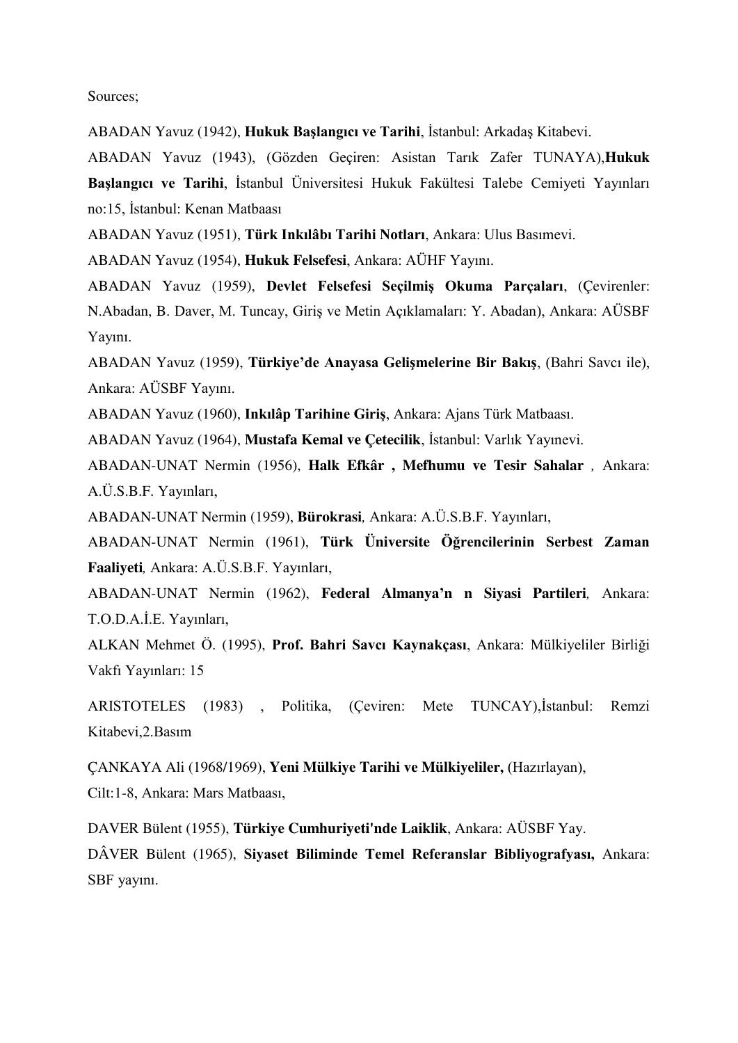Sources;

ABADAN Yavuz (1942), **Hukuk Başlangıcı ve Tarihi**, İstanbul: Arkadaş Kitabevi.

ABADAN Yavuz (1943), (Gözden Geçiren: Asistan Tarık Zafer TUNAYA),**Hukuk Başlangıcı ve Tarihi**, İstanbul Üniversitesi Hukuk Fakültesi Talebe Cemiyeti Yayınları no:15, İstanbul: Kenan Matbaası

ABADAN Yavuz (1951), **Türk Inkılâbı Tarihi Notları**, Ankara: Ulus Basımevi.

ABADAN Yavuz (1954), **Hukuk Felsefesi**, Ankara: AÜHF Yayını.

ABADAN Yavuz (1959), **Devlet Felsefesi Seçilmiş Okuma Parçaları**, (Çevirenler: N.Abadan, B. Daver, M. Tuncay, Giriş ve Metin Açıklamaları: Y. Abadan), Ankara: AÜSBF Yayını.

ABADAN Yavuz (1959), **Türkiye'de Anayasa Gelişmelerine Bir Bakış**, (Bahri Savcı ile), Ankara: AÜSBF Yayını.

ABADAN Yavuz (1960), **Inkılâp Tarihine Giriş**, Ankara: Ajans Türk Matbaası.

ABADAN Yavuz (1964), **Mustafa Kemal ve Çetecilik**, İstanbul: Varlık Yayınevi.

ABADAN-UNAT Nermin (1956), **Halk Efkâr , Mefhumu ve Tesir Sahalar** *,* Ankara: A.Ü.S.B.F. Yayınları,

ABADAN-UNAT Nermin (1959), **Bürokrasi***,* Ankara: A.Ü.S.B.F. Yayınları,

ABADAN-UNAT Nermin (1961), **Türk Üniversite Öğrencilerinin Serbest Zaman Faaliyeti***,* Ankara: A.Ü.S.B.F. Yayınları,

ABADAN-UNAT Nermin (1962), **Federal Almanya'n n Siyasi Partileri***,* Ankara: T.O.D.A.İ.E. Yayınları,

ALKAN Mehmet Ö. (1995), **Prof. Bahri Savcı Kaynakçası**, Ankara: Mülkiyeliler Birliği Vakfı Yayınları: 15

ARISTOTELES (1983) , Politika, (Çeviren: Mete TUNCAY),İstanbul: Remzi Kitabevi,2.Basım

ÇANKAYA Ali (1968/1969), **Yeni Mülkiye Tarihi ve Mülkiyeliler,** (Hazırlayan), Cilt:1-8, Ankara: Mars Matbaası,

DAVER Bülent (1955), **Türkiye Cumhuriyeti'nde Laiklik**, Ankara: AÜSBF Yay.

DÂVER Bülent (1965), **Siyaset Biliminde Temel Referanslar Bibliyografyası,** Ankara: SBF yayını.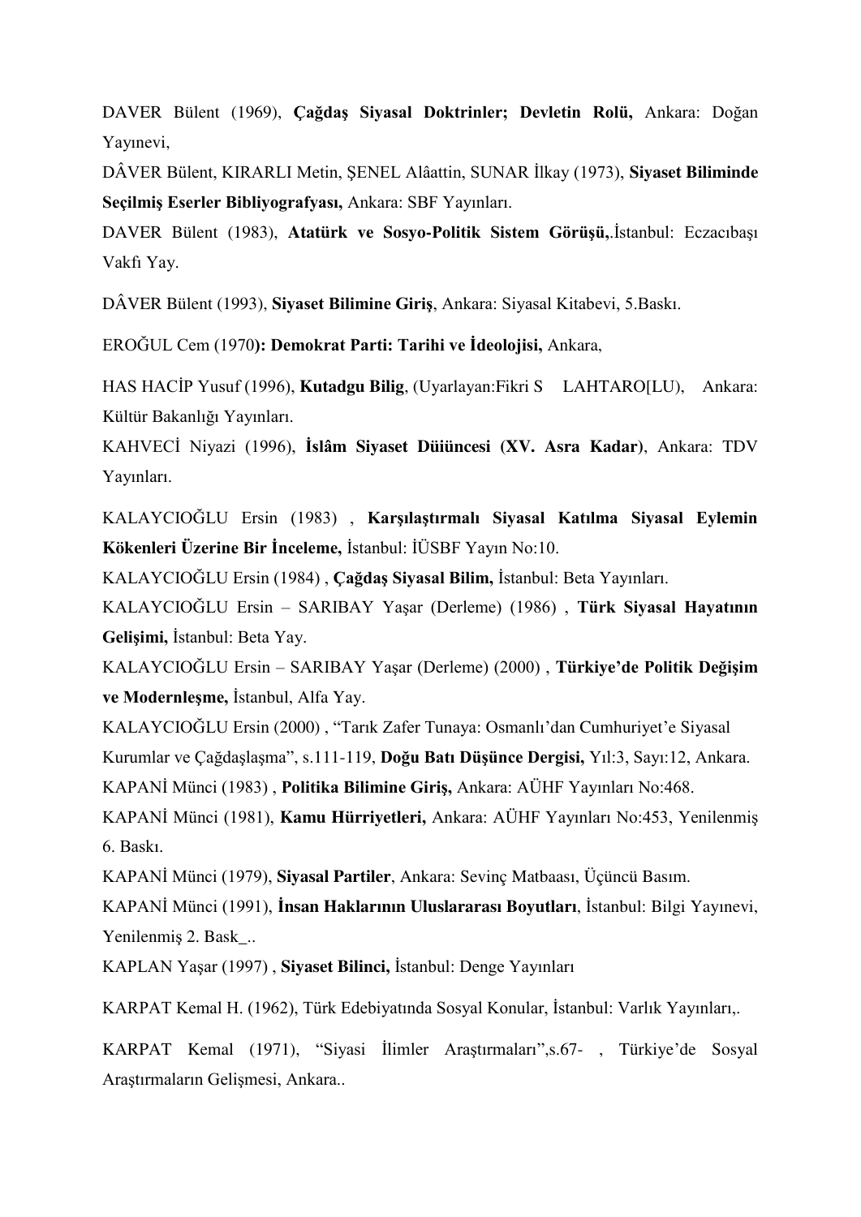DAVER Bülent (1969), **Çağdaş Siyasal Doktrinler; Devletin Rolü,** Ankara: Doğan Yayınevi,

DÂVER Bülent, KIRARLI Metin, ŞENEL Alâattin, SUNAR İlkay (1973), **Siyaset Biliminde Seçilmiş Eserler Bibliyografyası,** Ankara: SBF Yayınları.

DAVER Bülent (1983), **Atatürk ve Sosyo-Politik Sistem Görüşü,**.İstanbul: Eczacıbaşı Vakfı Yay.

DÂVER Bülent (1993), **Siyaset Bilimine Giriş**, Ankara: Siyasal Kitabevi, 5.Baskı.

EROĞUL Cem (1970**): Demokrat Parti: Tarihi ve İdeolojisi,** Ankara,

HAS HACİP Yusuf (1996), **Kutadgu Bilig**, (Uyarlayan:Fikri S LAHTARO[LU), Ankara: Kültür Bakanlığı Yayınları.

KAHVECİ Niyazi (1996), **İslâm Siyaset Düüüncesi (XV. Asra Kadar)**, Ankara: TDV Yayınları.

KALAYCIOĞLU Ersin (1983) , **Karşılaştırmalı Siyasal Katılma Siyasal Eylemin Kökenleri Üzerine Bir İnceleme,** İstanbul: İÜSBF Yayın No:10.

KALAYCIOĞLU Ersin (1984) , **Çağdaş Siyasal Bilim,** İstanbul: Beta Yayınları.

KALAYCIOĞLU Ersin – SARIBAY Yaşar (Derleme) (1986) , **Türk Siyasal Hayatının Gelişimi,** İstanbul: Beta Yay.

KALAYCIOĞLU Ersin – SARIBAY Yaşar (Derleme) (2000) , **Türkiye'de Politik Değişim ve Modernleşme,** İstanbul, Alfa Yay.

KALAYCIOĞLU Ersin (2000) , "Tarık Zafer Tunaya: Osmanlı'dan Cumhuriyet'e Siyasal Kurumlar ve Çağdaşlaşma", s.111-119, **Doğu Batı Düşünce Dergisi,** Yıl:3, Sayı:12, Ankara.

KAPANİ Münci (1983) , **Politika Bilimine Giriş,** Ankara: AÜHF Yayınları No:468.

KAPANİ Münci (1981), **Kamu Hürriyetleri,** Ankara: AÜHF Yayınları No:453, Yenilenmiş 6. Baskı.

KAPANİ Münci (1979), **Siyasal Partiler**, Ankara: Sevinç Matbaası, Üçüncü Basım.

KAPANİ Münci (1991), **İnsan Haklarının Uluslararası Boyutları**, İstanbul: Bilgi Yayınevi, Yenilenmiş 2. Bask_..

KAPLAN Yaşar (1997) , **Siyaset Bilinci,** İstanbul: Denge Yayınları

KARPAT Kemal H. (1962), Türk Edebiyatında Sosyal Konular, İstanbul: Varlık Yayınları,.

KARPAT Kemal (1971), "Siyasi İlimler Araştırmaları",s.67- , Türkiye'de Sosyal Araştırmaların Gelişmesi, Ankara..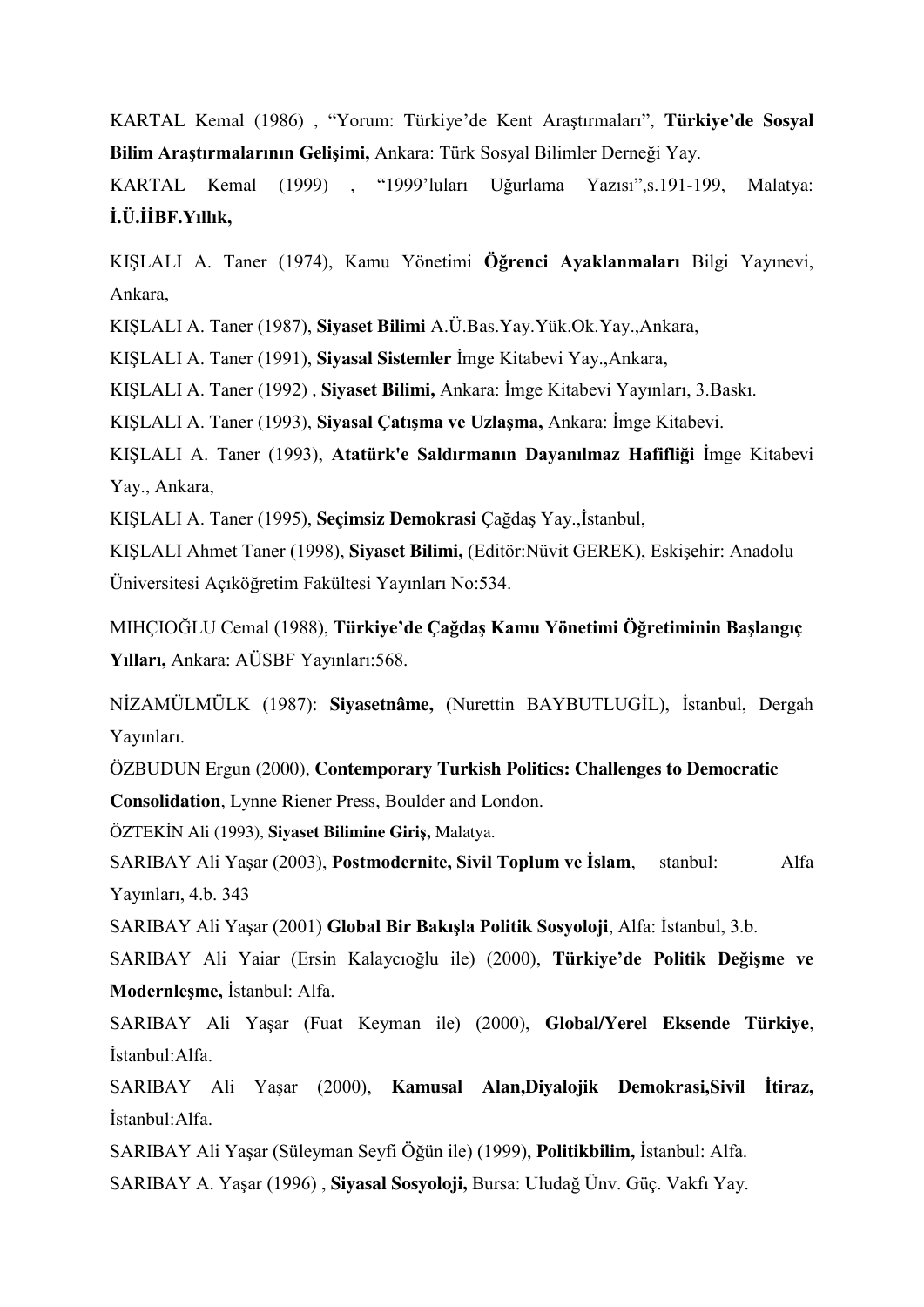KARTAL Kemal (1986) , "Yorum: Türkiye'de Kent Araştırmaları", **Türkiye'de Sosyal Bilim Araştırmalarının Gelişimi,** Ankara: Türk Sosyal Bilimler Derneği Yay.

KARTAL Kemal (1999) , "1999'luları Uğurlama Yazısı",s.191-199, Malatya: **İ.Ü.İİBF.Yıllık,**

KIŞLALI A. Taner (1974), Kamu Yönetimi **Öğrenci Ayaklanmaları** Bilgi Yayınevi, Ankara,

KIŞLALI A. Taner (1987), **Siyaset Bilimi** A.Ü.Bas.Yay.Yük.Ok.Yay.,Ankara,

KIŞLALI A. Taner (1991), **Siyasal Sistemler** İmge Kitabevi Yay.,Ankara,

KIŞLALI A. Taner (1992) , **Siyaset Bilimi,** Ankara: İmge Kitabevi Yayınları, 3.Baskı.

KIŞLALI A. Taner (1993), **Siyasal Çatışma ve Uzlaşma,** Ankara: İmge Kitabevi.

KIŞLALI A. Taner (1993), **Atatürk'e Saldırmanın Dayanılmaz Hafifliği** İmge Kitabevi Yay., Ankara,

KIŞLALI A. Taner (1995), **Seçimsiz Demokrasi** Çağdaş Yay.,İstanbul,

KIŞLALI Ahmet Taner (1998), **Siyaset Bilimi,** (Editör:Nüvit GEREK), Eskişehir: Anadolu Üniversitesi Açıköğretim Fakültesi Yayınları No:534.

MIHÇIOĞLU Cemal (1988), **Türkiye'de Çağdaş Kamu Yönetimi Öğretiminin Başlangıç Yılları,** Ankara: AÜSBF Yayınları:568.

NİZAMÜLMÜLK (1987): **Siyasetnâme,** (Nurettin BAYBUTLUGİL), İstanbul, Dergah Yayınları.

ÖZBUDUN Ergun (2000), **Contemporary Turkish Politics: Challenges to Democratic Consolidation**, Lynne Riener Press, Boulder and London.

ÖZTEKİN Ali (1993), **Siyaset Bilimine Giriş,** Malatya.

SARIBAY Ali Yaşar (2003), **Postmodernite, Sivil Toplum ve İslam**, stanbul: Alfa Yayınları, 4.b. 343

SARIBAY Ali Yaşar (2001) **Global Bir Bakışla Politik Sosyoloji**, Alfa: İstanbul, 3.b.

SARIBAY Ali Yaiar (Ersin Kalaycıoğlu ile) (2000), **Türkiye'de Politik Değişme ve Modernleşme,** İstanbul: Alfa.

SARIBAY Ali Yaşar (Fuat Keyman ile) (2000), **Global/Yerel Eksende Türkiye**, İstanbul:Alfa.

SARIBAY Ali Yaşar (2000), **Kamusal Alan,Diyalojik Demokrasi,Sivil İtiraz,** İstanbul:Alfa.

SARIBAY Ali Yaşar (Süleyman Seyfi Öğün ile) (1999), **Politikbilim,** İstanbul: Alfa.

SARIBAY A. Yaşar (1996) , **Siyasal Sosyoloji,** Bursa: Uludağ Ünv. Güç. Vakfı Yay.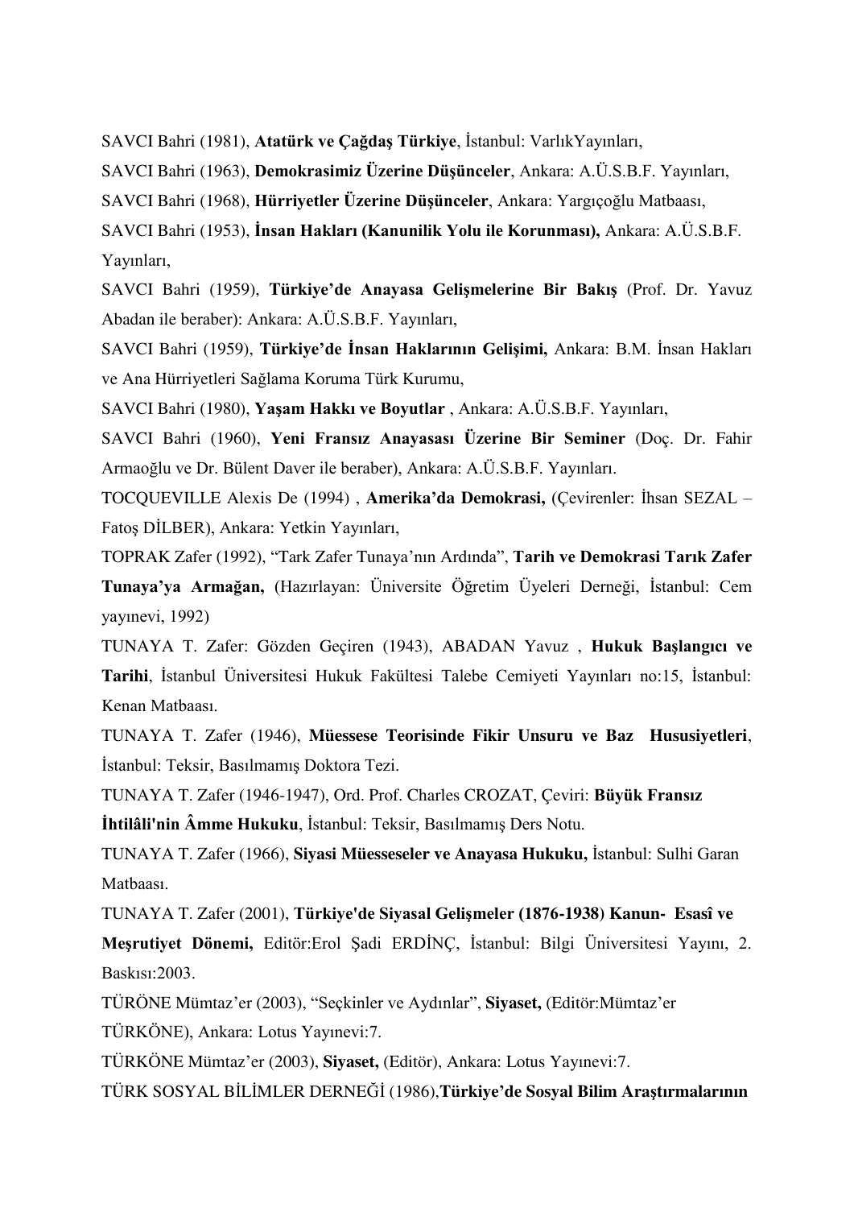SAVCI Bahri (1981), **Atatürk ve Çağdaş Türkiye**, İstanbul: VarlıkYayınları,

SAVCI Bahri (1963), **Demokrasimiz Üzerine Düşünceler**, Ankara: A.Ü.S.B.F. Yayınları,

SAVCI Bahri (1968), **Hürriyetler Üzerine Düşünceler**, Ankara: Yargıçoğlu Matbaası,

SAVCI Bahri (1953), **İnsan Hakları (Kanunilik Yolu ile Korunması),** Ankara: A.Ü.S.B.F. Yayınları,

SAVCI Bahri (1959), **Türkiye'de Anayasa Gelişmelerine Bir Bakış** (Prof. Dr. Yavuz Abadan ile beraber): Ankara: A.Ü.S.B.F. Yayınları,

SAVCI Bahri (1959), **Türkiye'de İnsan Haklarının Gelişimi,** Ankara: B.M. İnsan Hakları ve Ana Hürriyetleri Sağlama Koruma Türk Kurumu,

SAVCI Bahri (1980), **Yaşam Hakkı ve Boyutlar** , Ankara: A.Ü.S.B.F. Yayınları,

SAVCI Bahri (1960), **Yeni Fransız Anayasası Üzerine Bir Seminer** (Doç. Dr. Fahir Armaoğlu ve Dr. Bülent Daver ile beraber), Ankara: A.Ü.S.B.F. Yayınları.

TOCQUEVILLE Alexis De (1994) , **Amerika'da Demokrasi,** (Çevirenler: İhsan SEZAL – Fatoş DİLBER), Ankara: Yetkin Yayınları,

TOPRAK Zafer (1992), "Tark Zafer Tunaya'nın Ardında", **Tarih ve Demokrasi Tarık Zafer Tunaya'ya Armağan,** (Hazırlayan: Üniversite Öğretim Üyeleri Derneği, İstanbul: Cem yayınevi, 1992)

TUNAYA T. Zafer: Gözden Geçiren (1943), ABADAN Yavuz , **Hukuk Başlangıcı ve Tarihi**, İstanbul Üniversitesi Hukuk Fakültesi Talebe Cemiyeti Yayınları no:15, İstanbul: Kenan Matbaası.

TUNAYA T. Zafer (1946), **Müessese Teorisinde Fikir Unsuru ve Baz Hususiyetleri**, İstanbul: Teksir, Basılmamış Doktora Tezi.

TUNAYA T. Zafer (1946-1947), Ord. Prof. Charles CROZAT, Çeviri: **Büyük Fransız İhtilâli'nin Âmme Hukuku**, İstanbul: Teksir, Basılmamış Ders Notu.

TUNAYA T. Zafer (1966), **Siyasi Müesseseler ve Anayasa Hukuku,** İstanbul: Sulhi Garan Matbaası.

TUNAYA T. Zafer (2001), **Türkiye'de Siyasal Gelişmeler (1876-1938) Kanun- Esasî ve Meşrutiyet Dönemi,** Editör:Erol Şadi ERDİNÇ, İstanbul: Bilgi Üniversitesi Yayını, 2. Baskısı:2003.

TÜRÖNE Mümtaz'er (2003), "Seçkinler ve Aydınlar", **Siyaset,** (Editör:Mümtaz'er TÜRKÖNE), Ankara: Lotus Yayınevi:7.

TÜRKÖNE Mümtaz'er (2003), **Siyaset,** (Editör), Ankara: Lotus Yayınevi:7.

TÜRK SOSYAL BİLİMLER DERNEĞİ (1986),**Türkiye'de Sosyal Bilim Araştırmalarının**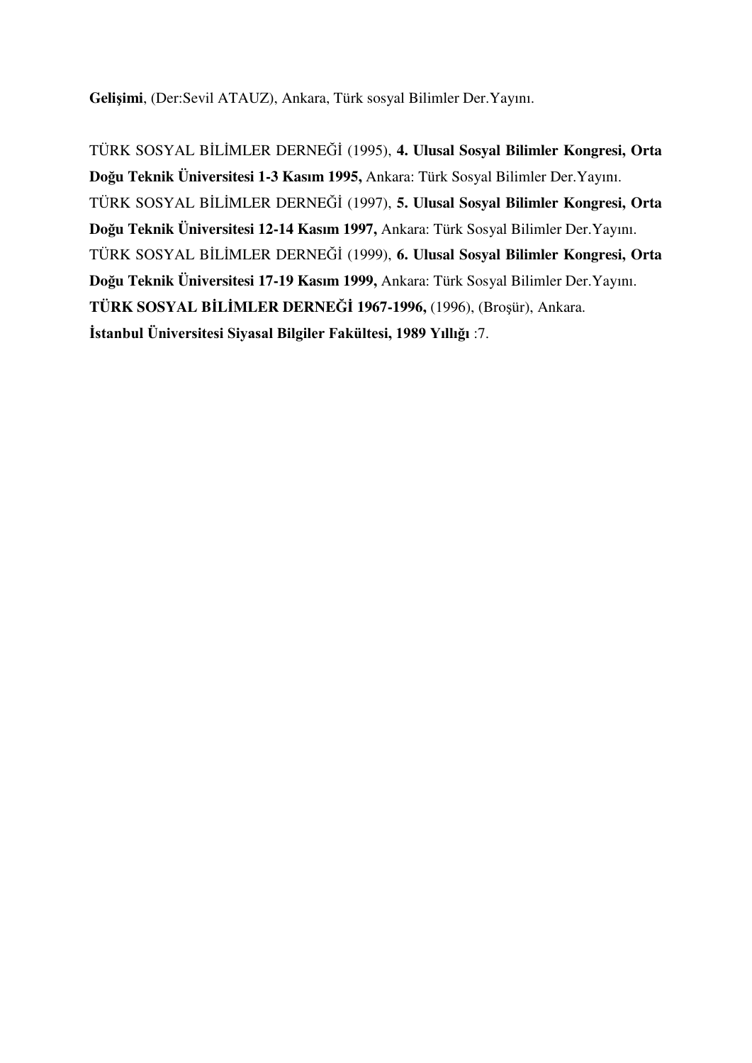**Gelişimi**, (Der:Sevil ATAUZ), Ankara, Türk sosyal Bilimler Der.Yayını.

TÜRK SOSYAL BİLİMLER DERNEĞİ (1995), **4. Ulusal Sosyal Bilimler Kongresi, Orta Doğu Teknik Üniversitesi 1-3 Kasım 1995,** Ankara: Türk Sosyal Bilimler Der.Yayını.
TÜRK SOSYAL BİLİMLER DERNEĞİ (1997), **5. Ulusal Sosyal Bilimler Kongresi, Orta Doğu Teknik Üniversitesi 12-14 Kasım 1997,** Ankara: Türk Sosyal Bilimler Der.Yayını.
TÜRK SOSYAL BİLİMLER DERNEĞİ (1999), **6. Ulusal Sosyal Bilimler Kongresi, Orta Doğu Teknik Üniversitesi 17-19 Kasım 1999,** Ankara: Türk Sosyal Bilimler Der.Yayını.
**TÜRK SOSYAL BİLİMLER DERNEĞİ 1967-1996,** (1996), (Broşür), Ankara.
**İstanbul Üniversitesi Siyasal Bilgiler Fakültesi, 1989 Yıllığı** :7.